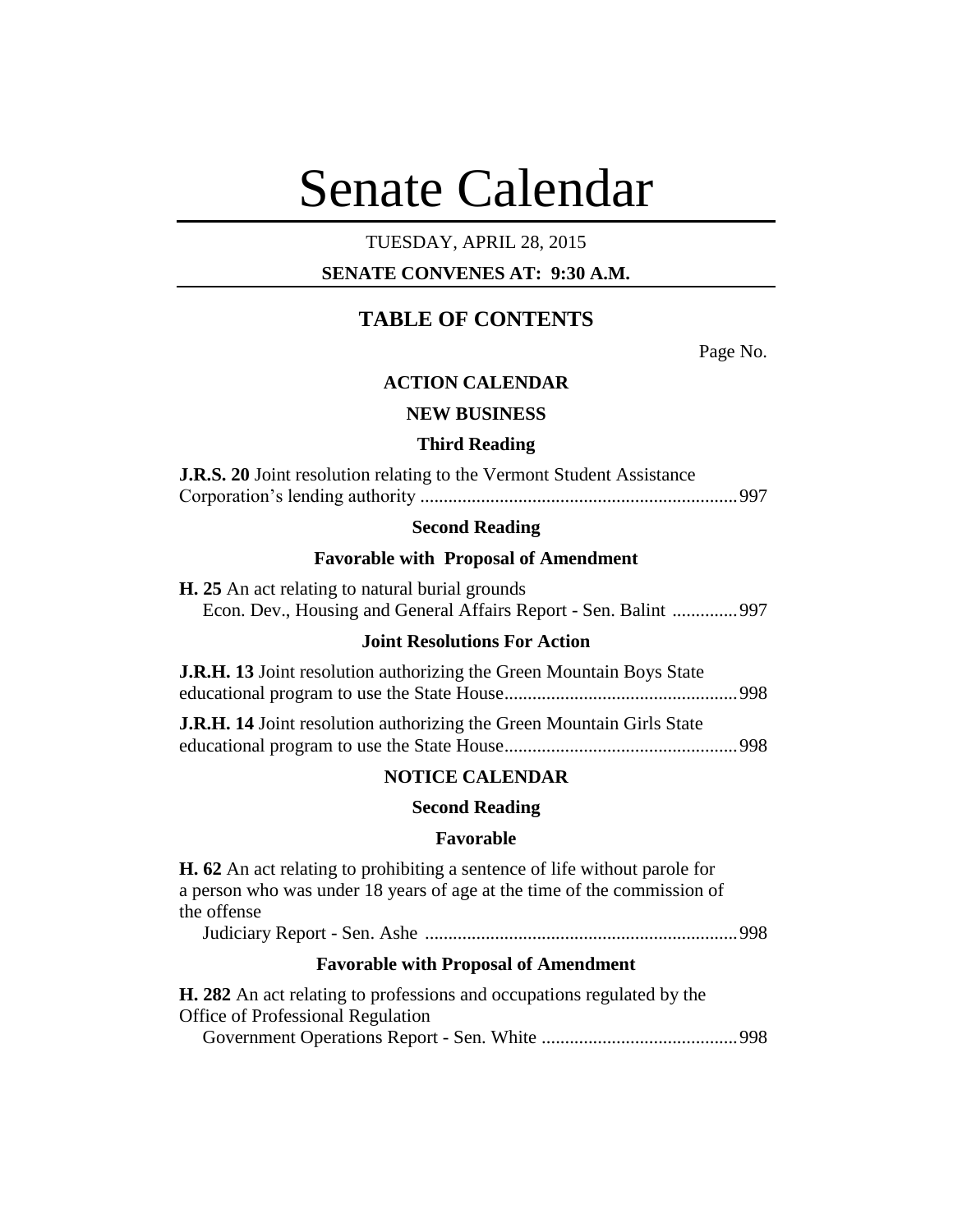# Senate Calendar

TUESDAY, APRIL 28, 2015

**SENATE CONVENES AT: 9:30 A.M.**

## TABLE OF CONTENTS

Page No.

### ACTION CALENDAR

### NEW BUSINESS

#### Third Reading

**J.R.S. 20** Joint resolution relating to the Vermont Student Assistance Corporation's lending authority .................................................................... 997

#### Second Reading

#### Favorable with Proposal of Amendment

**H. 25** An act relating to natural burial grounds
Econ. Dev., Housing and General Affairs Report - Sen. Balint .............. 997

#### Joint Resolutions For Action

**J.R.H. 13** Joint resolution authorizing the Green Mountain Boys State educational program to use the State House.................................................. 998

**J.R.H. 14** Joint resolution authorizing the Green Mountain Girls State educational program to use the State House.................................................. 998

### NOTICE CALENDAR

#### Second Reading

#### Favorable

**H. 62** An act relating to prohibiting a sentence of life without parole for a person who was under 18 years of age at the time of the commission of the offense
Judiciary Report - Sen. Ashe ................................................................... 998

#### Favorable with Proposal of Amendment

**H. 282** An act relating to professions and occupations regulated by the Office of Professional Regulation
Government Operations Report - Sen. White .......................................... 998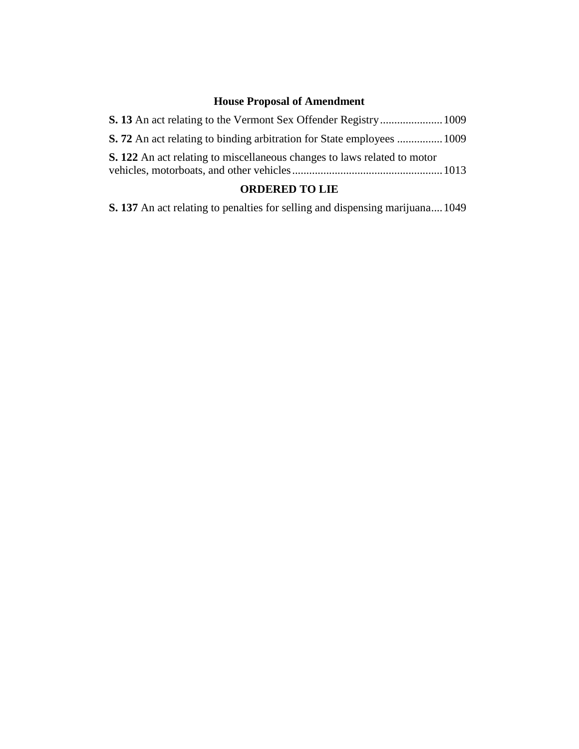## House Proposal of Amendment

**S. 13** An act relating to the Vermont Sex Offender Registry......................1009

**S. 72** An act relating to binding arbitration for State employees ................1009

**S. 122** An act relating to miscellaneous changes to laws related to motor vehicles, motorboats, and other vehicles....................................................1013

## ORDERED TO LIE

**S. 137** An act relating to penalties for selling and dispensing marijuana....1049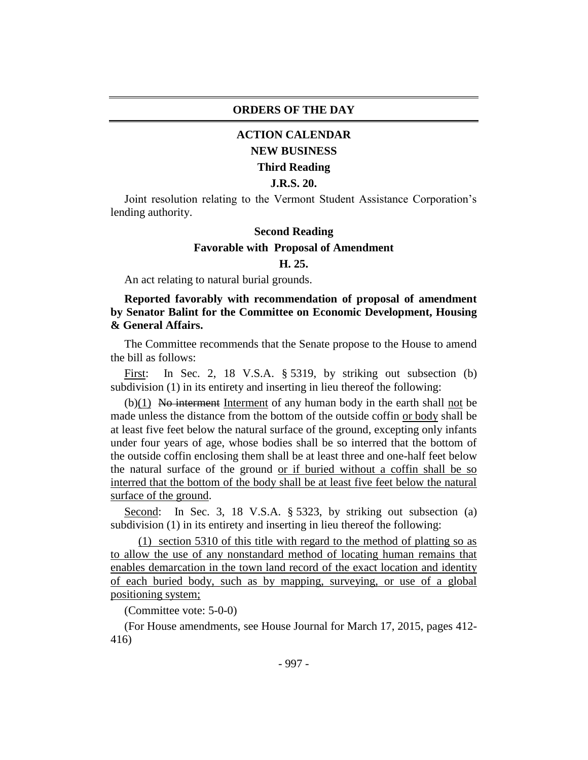# ORDERS OF THE DAY

## ACTION CALENDAR

### NEW BUSINESS

### Third Reading

**J.R.S. 20.**

Joint resolution relating to the Vermont Student Assistance Corporation's lending authority.

### Second Reading

### Favorable with Proposal of Amendment

**H. 25.**

An act relating to natural burial grounds.

**Reported favorably with recommendation of proposal of amendment by Senator Balint for the Committee on Economic Development, Housing & General Affairs.**

The Committee recommends that the Senate propose to the House to amend the bill as follows:

First: In Sec. 2, 18 V.S.A. § 5319, by striking out subsection (b) subdivision (1) in its entirety and inserting in lieu thereof the following:

(b)(1) ~~No interment~~ Interment of any human body in the earth shall not be made unless the distance from the bottom of the outside coffin or body shall be at least five feet below the natural surface of the ground, excepting only infants under four years of age, whose bodies shall be so interred that the bottom of the outside coffin enclosing them shall be at least three and one-half feet below the natural surface of the ground or if buried without a coffin shall be so interred that the bottom of the body shall be at least five feet below the natural surface of the ground.

Second: In Sec. 3, 18 V.S.A. § 5323, by striking out subsection (a) subdivision (1) in its entirety and inserting in lieu thereof the following:

(1) section 5310 of this title with regard to the method of platting so as to allow the use of any nonstandard method of locating human remains that enables demarcation in the town land record of the exact location and identity of each buried body, such as by mapping, surveying, or use of a global positioning system;

(Committee vote: 5-0-0)

(For House amendments, see House Journal for March 17, 2015, pages 412-416)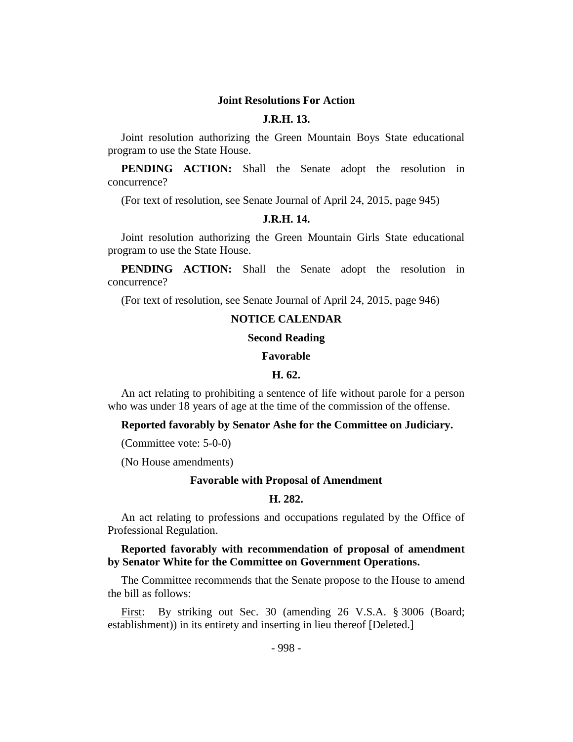## Joint Resolutions For Action

### J.R.H. 13.

Joint resolution authorizing the Green Mountain Boys State educational program to use the State House.

**PENDING ACTION:** Shall the Senate adopt the resolution in concurrence?

(For text of resolution, see Senate Journal of April 24, 2015, page 945)

### J.R.H. 14.

Joint resolution authorizing the Green Mountain Girls State educational program to use the State House.

**PENDING ACTION:** Shall the Senate adopt the resolution in concurrence?

(For text of resolution, see Senate Journal of April 24, 2015, page 946)

## NOTICE CALENDAR

### Second Reading

### Favorable

### H. 62.

An act relating to prohibiting a sentence of life without parole for a person who was under 18 years of age at the time of the commission of the offense.

**Reported favorably by Senator Ashe for the Committee on Judiciary.**

(Committee vote: 5-0-0)

(No House amendments)

### Favorable with Proposal of Amendment

### H. 282.

An act relating to professions and occupations regulated by the Office of Professional Regulation.

**Reported favorably with recommendation of proposal of amendment by Senator White for the Committee on Government Operations.**

The Committee recommends that the Senate propose to the House to amend the bill as follows:

First: By striking out Sec. 30 (amending 26 V.S.A. § 3006 (Board; establishment)) in its entirety and inserting in lieu thereof [Deleted.]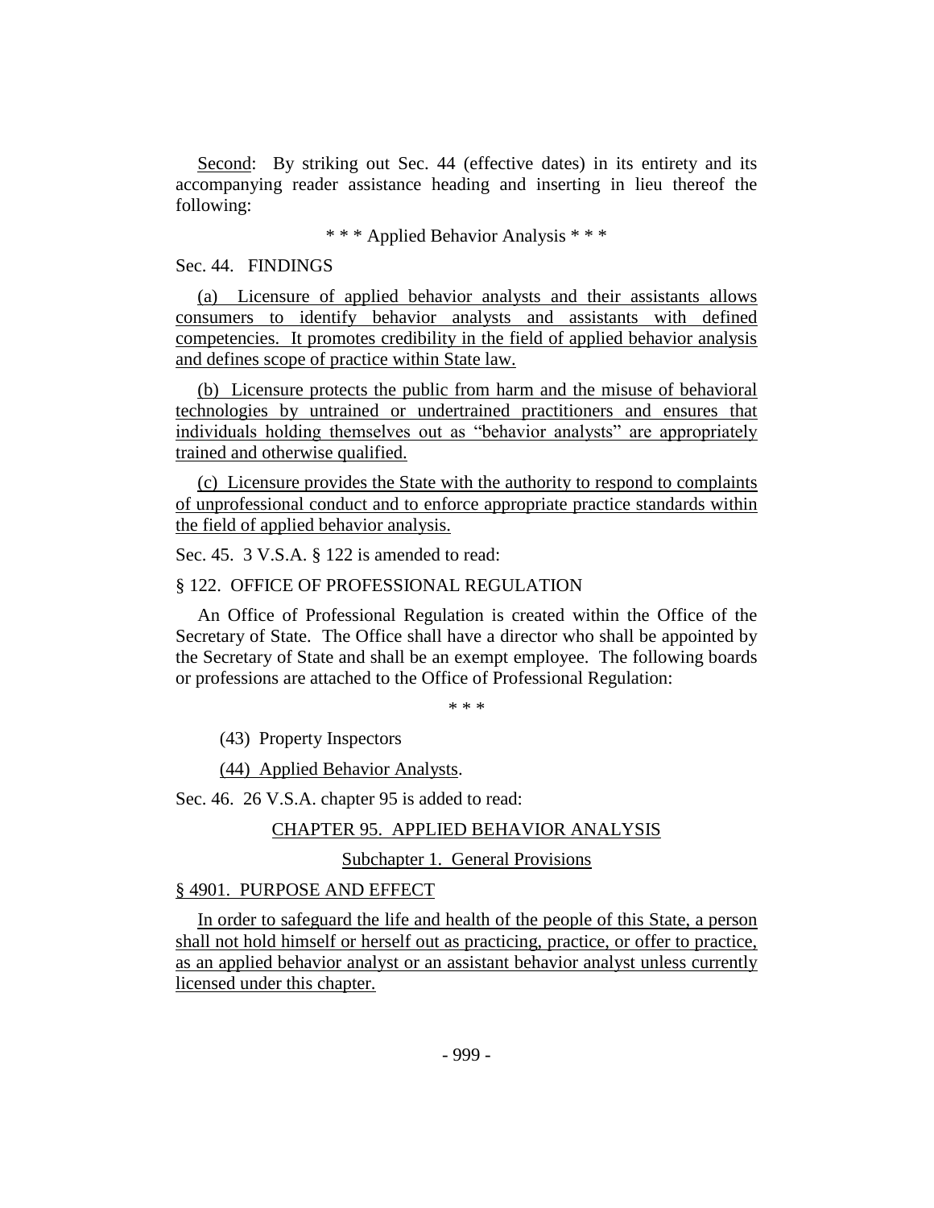Second: By striking out Sec. 44 (effective dates) in its entirety and its accompanying reader assistance heading and inserting in lieu thereof the following:

\* \* \* Applied Behavior Analysis \* \* \*

Sec. 44. FINDINGS

(a) Licensure of applied behavior analysts and their assistants allows consumers to identify behavior analysts and assistants with defined competencies. It promotes credibility in the field of applied behavior analysis and defines scope of practice within State law.

(b) Licensure protects the public from harm and the misuse of behavioral technologies by untrained or undertrained practitioners and ensures that individuals holding themselves out as "behavior analysts" are appropriately trained and otherwise qualified.

(c) Licensure provides the State with the authority to respond to complaints of unprofessional conduct and to enforce appropriate practice standards within the field of applied behavior analysis.

Sec. 45. 3 V.S.A. § 122 is amended to read:

§ 122. OFFICE OF PROFESSIONAL REGULATION

An Office of Professional Regulation is created within the Office of the Secretary of State. The Office shall have a director who shall be appointed by the Secretary of State and shall be an exempt employee. The following boards or professions are attached to the Office of Professional Regulation:

\* \* \*

(43) Property Inspectors

(44) Applied Behavior Analysts.

Sec. 46. 26 V.S.A. chapter 95 is added to read:

CHAPTER 95. APPLIED BEHAVIOR ANALYSIS

Subchapter 1. General Provisions

§ 4901. PURPOSE AND EFFECT

In order to safeguard the life and health of the people of this State, a person shall not hold himself or herself out as practicing, practice, or offer to practice, as an applied behavior analyst or an assistant behavior analyst unless currently licensed under this chapter.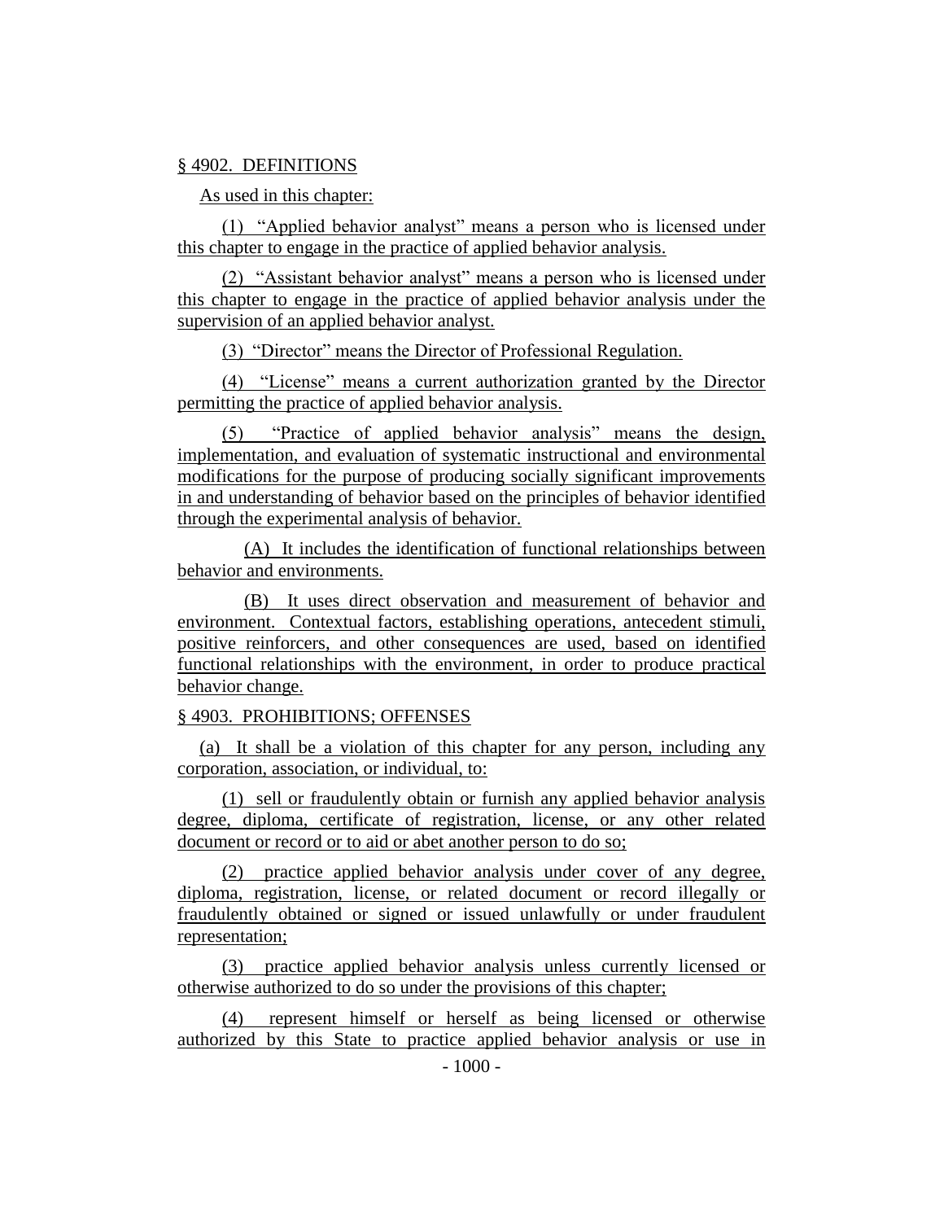§ 4902. DEFINITIONS

As used in this chapter:

(1) "Applied behavior analyst" means a person who is licensed under this chapter to engage in the practice of applied behavior analysis.

(2) "Assistant behavior analyst" means a person who is licensed under this chapter to engage in the practice of applied behavior analysis under the supervision of an applied behavior analyst.

(3) "Director" means the Director of Professional Regulation.

(4) "License" means a current authorization granted by the Director permitting the practice of applied behavior analysis.

(5) "Practice of applied behavior analysis" means the design, implementation, and evaluation of systematic instructional and environmental modifications for the purpose of producing socially significant improvements in and understanding of behavior based on the principles of behavior identified through the experimental analysis of behavior.

(A) It includes the identification of functional relationships between behavior and environments.

(B) It uses direct observation and measurement of behavior and environment. Contextual factors, establishing operations, antecedent stimuli, positive reinforcers, and other consequences are used, based on identified functional relationships with the environment, in order to produce practical behavior change.

§ 4903. PROHIBITIONS; OFFENSES

(a) It shall be a violation of this chapter for any person, including any corporation, association, or individual, to:

(1) sell or fraudulently obtain or furnish any applied behavior analysis degree, diploma, certificate of registration, license, or any other related document or record or to aid or abet another person to do so;

(2) practice applied behavior analysis under cover of any degree, diploma, registration, license, or related document or record illegally or fraudulently obtained or signed or issued unlawfully or under fraudulent representation;

(3) practice applied behavior analysis unless currently licensed or otherwise authorized to do so under the provisions of this chapter;

(4) represent himself or herself as being licensed or otherwise authorized by this State to practice applied behavior analysis or use in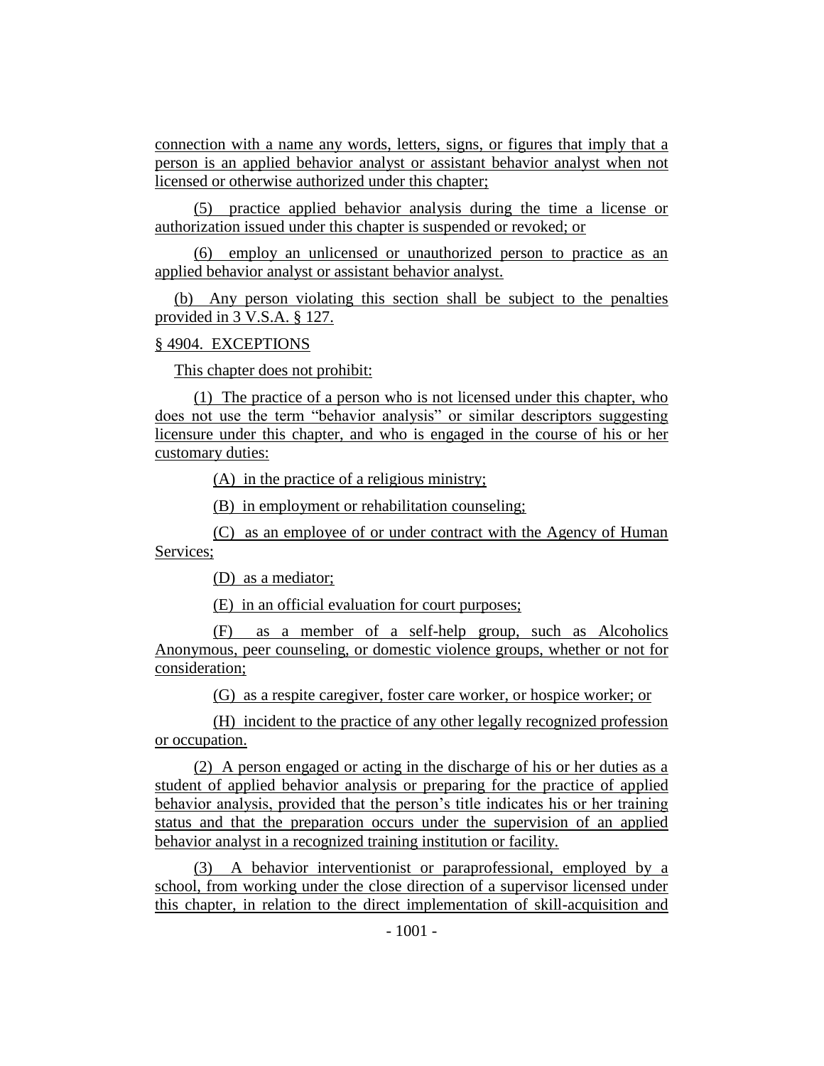connection with a name any words, letters, signs, or figures that imply that a person is an applied behavior analyst or assistant behavior analyst when not licensed or otherwise authorized under this chapter;

(5) practice applied behavior analysis during the time a license or authorization issued under this chapter is suspended or revoked; or

(6) employ an unlicensed or unauthorized person to practice as an applied behavior analyst or assistant behavior analyst.

(b) Any person violating this section shall be subject to the penalties provided in 3 V.S.A. § 127.

§ 4904. EXCEPTIONS

This chapter does not prohibit:

(1) The practice of a person who is not licensed under this chapter, who does not use the term "behavior analysis" or similar descriptors suggesting licensure under this chapter, and who is engaged in the course of his or her customary duties:

(A) in the practice of a religious ministry;

(B) in employment or rehabilitation counseling;

(C) as an employee of or under contract with the Agency of Human Services;

(D) as a mediator;

(E) in an official evaluation for court purposes;

(F) as a member of a self-help group, such as Alcoholics Anonymous, peer counseling, or domestic violence groups, whether or not for consideration;

(G) as a respite caregiver, foster care worker, or hospice worker; or

(H) incident to the practice of any other legally recognized profession or occupation.

(2) A person engaged or acting in the discharge of his or her duties as a student of applied behavior analysis or preparing for the practice of applied behavior analysis, provided that the person's title indicates his or her training status and that the preparation occurs under the supervision of an applied behavior analyst in a recognized training institution or facility.

(3) A behavior interventionist or paraprofessional, employed by a school, from working under the close direction of a supervisor licensed under this chapter, in relation to the direct implementation of skill-acquisition and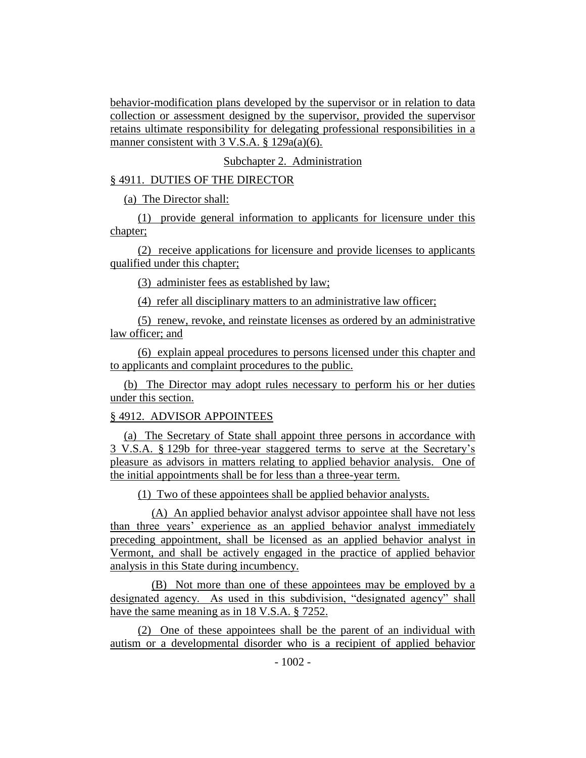behavior-modification plans developed by the supervisor or in relation to data collection or assessment designed by the supervisor, provided the supervisor retains ultimate responsibility for delegating professional responsibilities in a manner consistent with 3 V.S.A. § 129a(a)(6).

Subchapter 2. Administration

§ 4911. DUTIES OF THE DIRECTOR

(a) The Director shall:

(1) provide general information to applicants for licensure under this chapter;

(2) receive applications for licensure and provide licenses to applicants qualified under this chapter;

(3) administer fees as established by law;

(4) refer all disciplinary matters to an administrative law officer;

(5) renew, revoke, and reinstate licenses as ordered by an administrative law officer; and

(6) explain appeal procedures to persons licensed under this chapter and to applicants and complaint procedures to the public.

(b) The Director may adopt rules necessary to perform his or her duties under this section.

§ 4912. ADVISOR APPOINTEES

(a) The Secretary of State shall appoint three persons in accordance with 3 V.S.A. § 129b for three-year staggered terms to serve at the Secretary's pleasure as advisors in matters relating to applied behavior analysis. One of the initial appointments shall be for less than a three-year term.

(1) Two of these appointees shall be applied behavior analysts.

(A) An applied behavior analyst advisor appointee shall have not less than three years' experience as an applied behavior analyst immediately preceding appointment, shall be licensed as an applied behavior analyst in Vermont, and shall be actively engaged in the practice of applied behavior analysis in this State during incumbency.

(B) Not more than one of these appointees may be employed by a designated agency. As used in this subdivision, "designated agency" shall have the same meaning as in 18 V.S.A. § 7252.

(2) One of these appointees shall be the parent of an individual with autism or a developmental disorder who is a recipient of applied behavior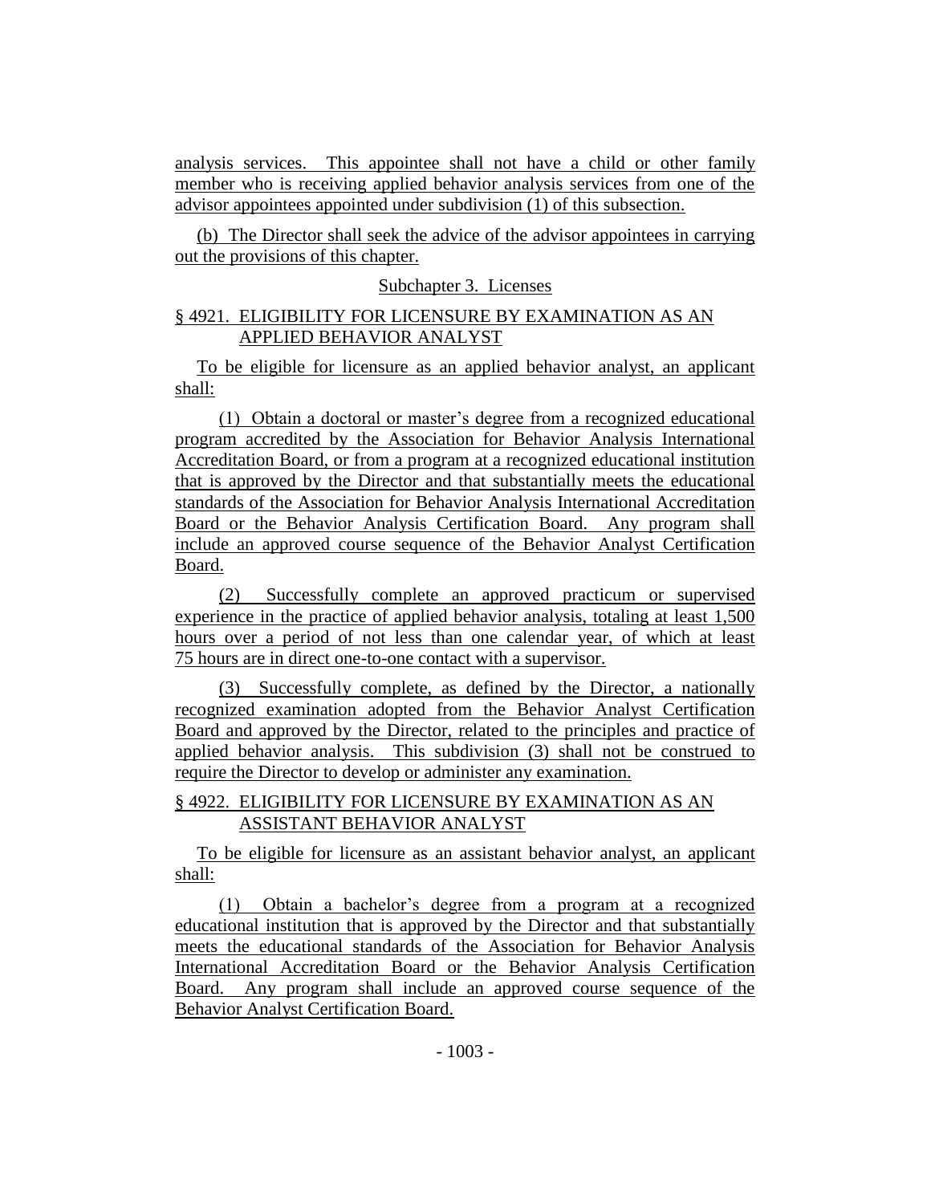analysis services. This appointee shall not have a child or other family member who is receiving applied behavior analysis services from one of the advisor appointees appointed under subdivision (1) of this subsection.

(b) The Director shall seek the advice of the advisor appointees in carrying out the provisions of this chapter.

Subchapter 3. Licenses

§ 4921. ELIGIBILITY FOR LICENSURE BY EXAMINATION AS AN APPLIED BEHAVIOR ANALYST

To be eligible for licensure as an applied behavior analyst, an applicant shall:

(1) Obtain a doctoral or master's degree from a recognized educational program accredited by the Association for Behavior Analysis International Accreditation Board, or from a program at a recognized educational institution that is approved by the Director and that substantially meets the educational standards of the Association for Behavior Analysis International Accreditation Board or the Behavior Analysis Certification Board. Any program shall include an approved course sequence of the Behavior Analyst Certification Board.

(2) Successfully complete an approved practicum or supervised experience in the practice of applied behavior analysis, totaling at least 1,500 hours over a period of not less than one calendar year, of which at least 75 hours are in direct one-to-one contact with a supervisor.

(3) Successfully complete, as defined by the Director, a nationally recognized examination adopted from the Behavior Analyst Certification Board and approved by the Director, related to the principles and practice of applied behavior analysis. This subdivision (3) shall not be construed to require the Director to develop or administer any examination.

§ 4922. ELIGIBILITY FOR LICENSURE BY EXAMINATION AS AN ASSISTANT BEHAVIOR ANALYST

To be eligible for licensure as an assistant behavior analyst, an applicant shall:

(1) Obtain a bachelor's degree from a program at a recognized educational institution that is approved by the Director and that substantially meets the educational standards of the Association for Behavior Analysis International Accreditation Board or the Behavior Analysis Certification Board. Any program shall include an approved course sequence of the Behavior Analyst Certification Board.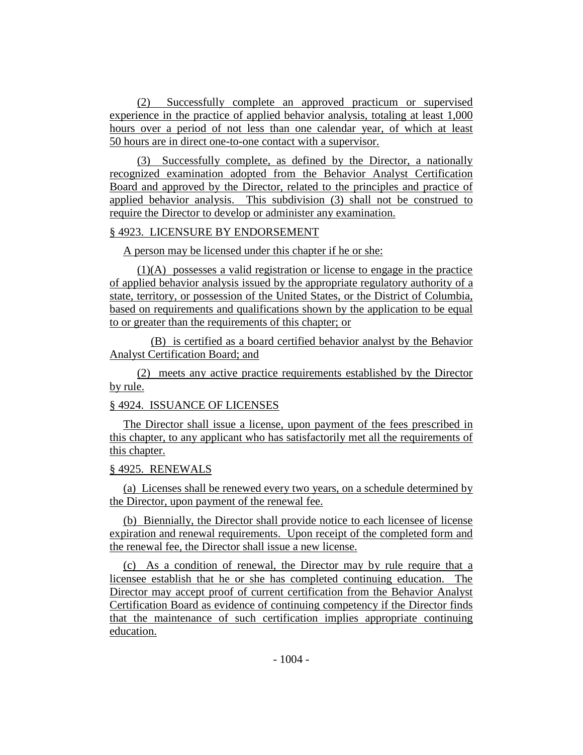(2) Successfully complete an approved practicum or supervised experience in the practice of applied behavior analysis, totaling at least 1,000 hours over a period of not less than one calendar year, of which at least 50 hours are in direct one-to-one contact with a supervisor.

(3) Successfully complete, as defined by the Director, a nationally recognized examination adopted from the Behavior Analyst Certification Board and approved by the Director, related to the principles and practice of applied behavior analysis. This subdivision (3) shall not be construed to require the Director to develop or administer any examination.

§ 4923. LICENSURE BY ENDORSEMENT

A person may be licensed under this chapter if he or she:

(1)(A) possesses a valid registration or license to engage in the practice of applied behavior analysis issued by the appropriate regulatory authority of a state, territory, or possession of the United States, or the District of Columbia, based on requirements and qualifications shown by the application to be equal to or greater than the requirements of this chapter; or

(B) is certified as a board certified behavior analyst by the Behavior Analyst Certification Board; and

(2) meets any active practice requirements established by the Director by rule.

§ 4924. ISSUANCE OF LICENSES

The Director shall issue a license, upon payment of the fees prescribed in this chapter, to any applicant who has satisfactorily met all the requirements of this chapter.

§ 4925. RENEWALS

(a) Licenses shall be renewed every two years, on a schedule determined by the Director, upon payment of the renewal fee.

(b) Biennially, the Director shall provide notice to each licensee of license expiration and renewal requirements. Upon receipt of the completed form and the renewal fee, the Director shall issue a new license.

(c) As a condition of renewal, the Director may by rule require that a licensee establish that he or she has completed continuing education. The Director may accept proof of current certification from the Behavior Analyst Certification Board as evidence of continuing competency if the Director finds that the maintenance of such certification implies appropriate continuing education.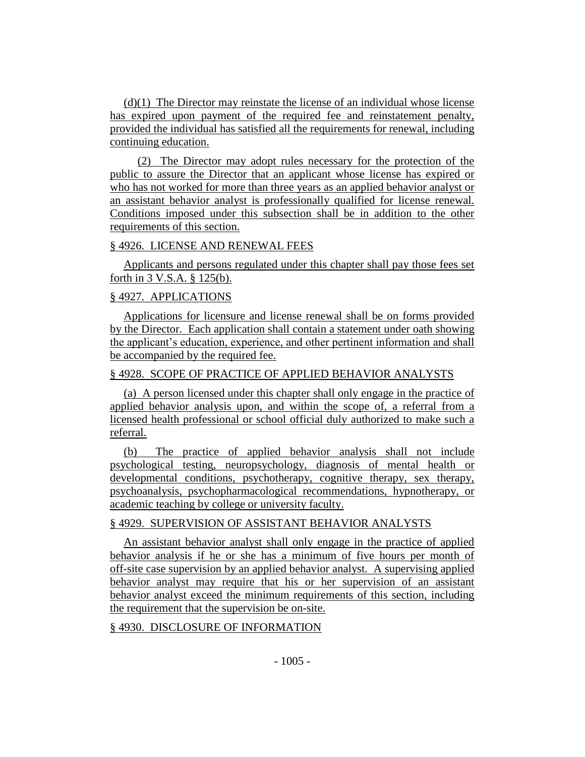(d)(1) The Director may reinstate the license of an individual whose license has expired upon payment of the required fee and reinstatement penalty, provided the individual has satisfied all the requirements for renewal, including continuing education.

(2) The Director may adopt rules necessary for the protection of the public to assure the Director that an applicant whose license has expired or who has not worked for more than three years as an applied behavior analyst or an assistant behavior analyst is professionally qualified for license renewal. Conditions imposed under this subsection shall be in addition to the other requirements of this section.

§ 4926. LICENSE AND RENEWAL FEES

Applicants and persons regulated under this chapter shall pay those fees set forth in 3 V.S.A. § 125(b).

§ 4927. APPLICATIONS

Applications for licensure and license renewal shall be on forms provided by the Director. Each application shall contain a statement under oath showing the applicant's education, experience, and other pertinent information and shall be accompanied by the required fee.

§ 4928. SCOPE OF PRACTICE OF APPLIED BEHAVIOR ANALYSTS

(a) A person licensed under this chapter shall only engage in the practice of applied behavior analysis upon, and within the scope of, a referral from a licensed health professional or school official duly authorized to make such a referral.

(b) The practice of applied behavior analysis shall not include psychological testing, neuropsychology, diagnosis of mental health or developmental conditions, psychotherapy, cognitive therapy, sex therapy, psychoanalysis, psychopharmacological recommendations, hypnotherapy, or academic teaching by college or university faculty.

§ 4929. SUPERVISION OF ASSISTANT BEHAVIOR ANALYSTS

An assistant behavior analyst shall only engage in the practice of applied behavior analysis if he or she has a minimum of five hours per month of off-site case supervision by an applied behavior analyst. A supervising applied behavior analyst may require that his or her supervision of an assistant behavior analyst exceed the minimum requirements of this section, including the requirement that the supervision be on-site.

§ 4930. DISCLOSURE OF INFORMATION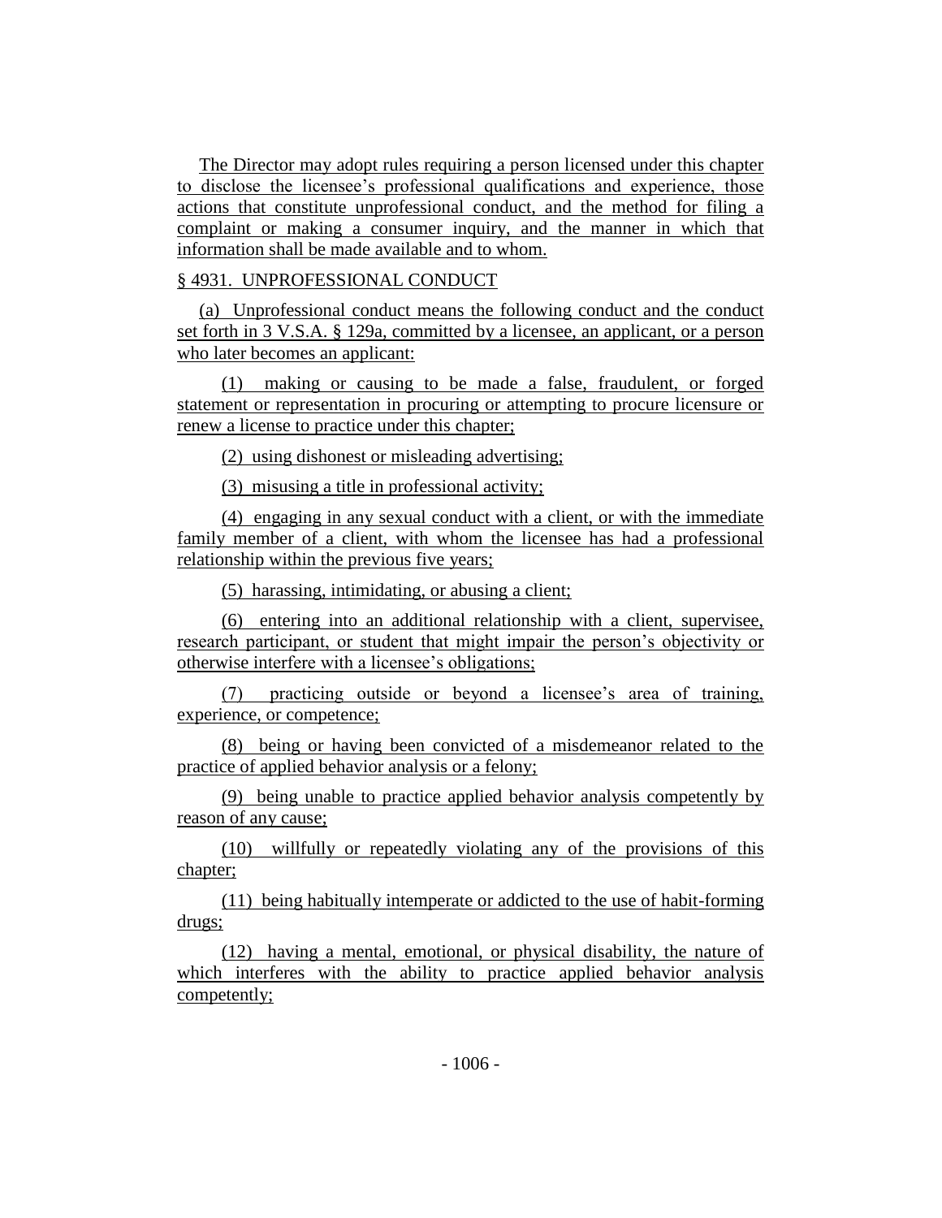The Director may adopt rules requiring a person licensed under this chapter to disclose the licensee's professional qualifications and experience, those actions that constitute unprofessional conduct, and the method for filing a complaint or making a consumer inquiry, and the manner in which that information shall be made available and to whom.

§ 4931. UNPROFESSIONAL CONDUCT

(a) Unprofessional conduct means the following conduct and the conduct set forth in 3 V.S.A. § 129a, committed by a licensee, an applicant, or a person who later becomes an applicant:

(1) making or causing to be made a false, fraudulent, or forged statement or representation in procuring or attempting to procure licensure or renew a license to practice under this chapter;

(2) using dishonest or misleading advertising;

(3) misusing a title in professional activity;

(4) engaging in any sexual conduct with a client, or with the immediate family member of a client, with whom the licensee has had a professional relationship within the previous five years;

(5) harassing, intimidating, or abusing a client;

(6) entering into an additional relationship with a client, supervisee, research participant, or student that might impair the person's objectivity or otherwise interfere with a licensee's obligations;

(7) practicing outside or beyond a licensee's area of training, experience, or competence;

(8) being or having been convicted of a misdemeanor related to the practice of applied behavior analysis or a felony;

(9) being unable to practice applied behavior analysis competently by reason of any cause;

(10) willfully or repeatedly violating any of the provisions of this chapter;

(11) being habitually intemperate or addicted to the use of habit-forming drugs;

(12) having a mental, emotional, or physical disability, the nature of which interferes with the ability to practice applied behavior analysis competently;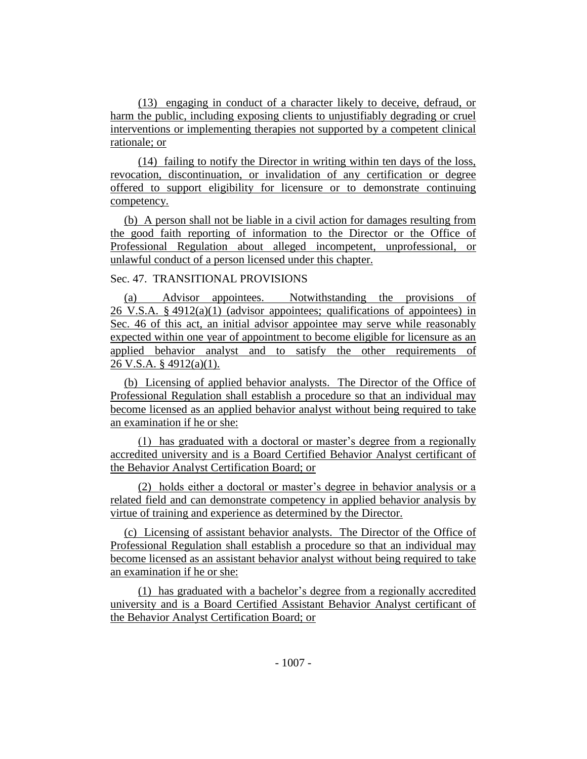(13) engaging in conduct of a character likely to deceive, defraud, or harm the public, including exposing clients to unjustifiably degrading or cruel interventions or implementing therapies not supported by a competent clinical rationale; or

(14) failing to notify the Director in writing within ten days of the loss, revocation, discontinuation, or invalidation of any certification or degree offered to support eligibility for licensure or to demonstrate continuing competency.

(b) A person shall not be liable in a civil action for damages resulting from the good faith reporting of information to the Director or the Office of Professional Regulation about alleged incompetent, unprofessional, or unlawful conduct of a person licensed under this chapter.

Sec. 47. TRANSITIONAL PROVISIONS

(a) Advisor appointees. Notwithstanding the provisions of 26 V.S.A. § 4912(a)(1) (advisor appointees; qualifications of appointees) in Sec. 46 of this act, an initial advisor appointee may serve while reasonably expected within one year of appointment to become eligible for licensure as an applied behavior analyst and to satisfy the other requirements of 26 V.S.A. § 4912(a)(1).

(b) Licensing of applied behavior analysts. The Director of the Office of Professional Regulation shall establish a procedure so that an individual may become licensed as an applied behavior analyst without being required to take an examination if he or she:

(1) has graduated with a doctoral or master's degree from a regionally accredited university and is a Board Certified Behavior Analyst certificant of the Behavior Analyst Certification Board; or

(2) holds either a doctoral or master's degree in behavior analysis or a related field and can demonstrate competency in applied behavior analysis by virtue of training and experience as determined by the Director.

(c) Licensing of assistant behavior analysts. The Director of the Office of Professional Regulation shall establish a procedure so that an individual may become licensed as an assistant behavior analyst without being required to take an examination if he or she:

(1) has graduated with a bachelor's degree from a regionally accredited university and is a Board Certified Assistant Behavior Analyst certificant of the Behavior Analyst Certification Board; or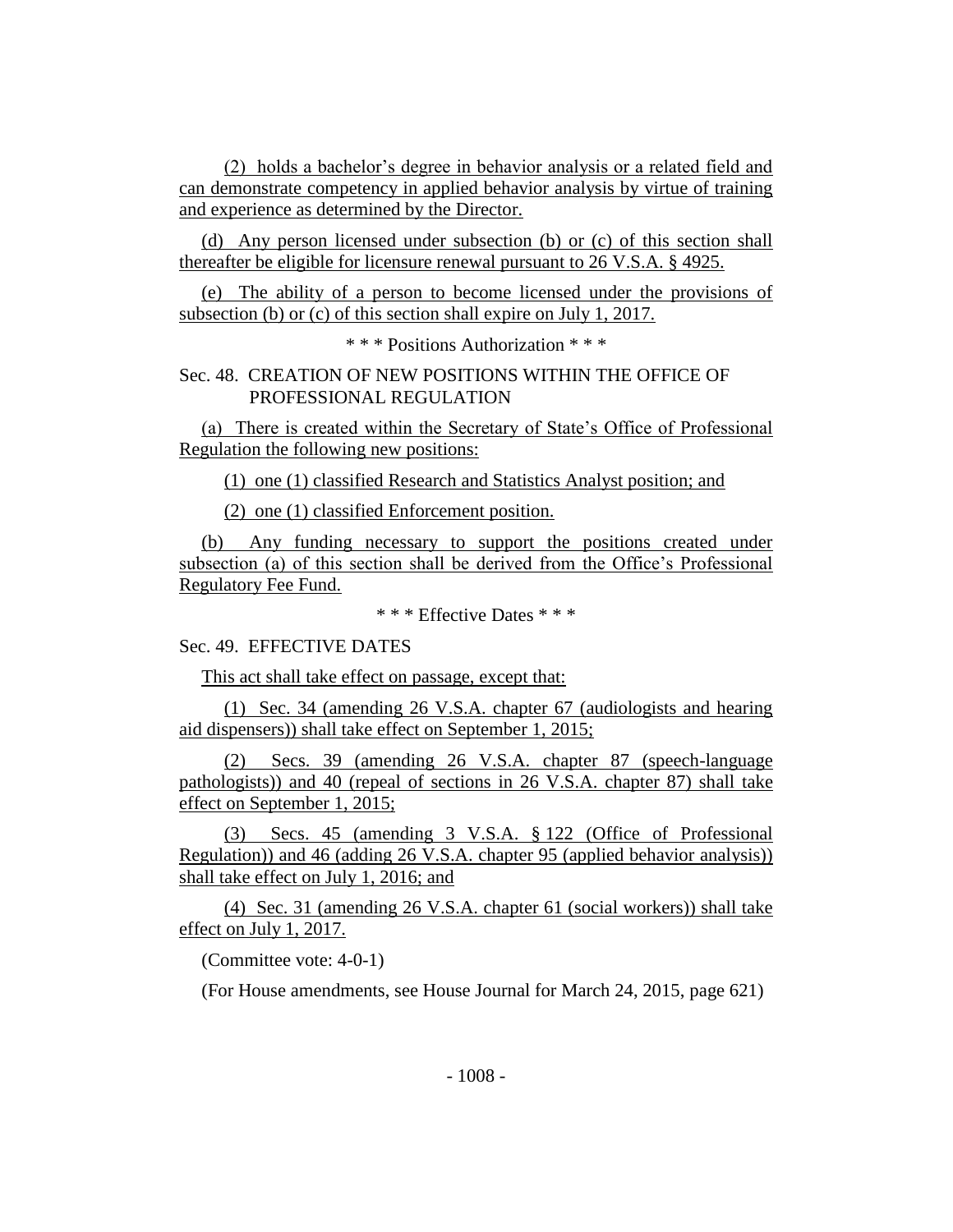(2) holds a bachelor's degree in behavior analysis or a related field and can demonstrate competency in applied behavior analysis by virtue of training and experience as determined by the Director.

(d) Any person licensed under subsection (b) or (c) of this section shall thereafter be eligible for licensure renewal pursuant to 26 V.S.A. § 4925.

(e) The ability of a person to become licensed under the provisions of subsection (b) or (c) of this section shall expire on July 1, 2017.

\* \* \* Positions Authorization \* \* \*

Sec. 48. CREATION OF NEW POSITIONS WITHIN THE OFFICE OF PROFESSIONAL REGULATION

(a) There is created within the Secretary of State's Office of Professional Regulation the following new positions:

(1) one (1) classified Research and Statistics Analyst position; and

(2) one (1) classified Enforcement position.

(b) Any funding necessary to support the positions created under subsection (a) of this section shall be derived from the Office's Professional Regulatory Fee Fund.

\* \* \* Effective Dates \* \* \*

Sec. 49. EFFECTIVE DATES

This act shall take effect on passage, except that:

(1) Sec. 34 (amending 26 V.S.A. chapter 67 (audiologists and hearing aid dispensers)) shall take effect on September 1, 2015;

(2) Secs. 39 (amending 26 V.S.A. chapter 87 (speech-language pathologists)) and 40 (repeal of sections in 26 V.S.A. chapter 87) shall take effect on September 1, 2015;

(3) Secs. 45 (amending 3 V.S.A. § 122 (Office of Professional Regulation)) and 46 (adding 26 V.S.A. chapter 95 (applied behavior analysis)) shall take effect on July 1, 2016; and

(4) Sec. 31 (amending 26 V.S.A. chapter 61 (social workers)) shall take effect on July 1, 2017.

(Committee vote: 4-0-1)

(For House amendments, see House Journal for March 24, 2015, page 621)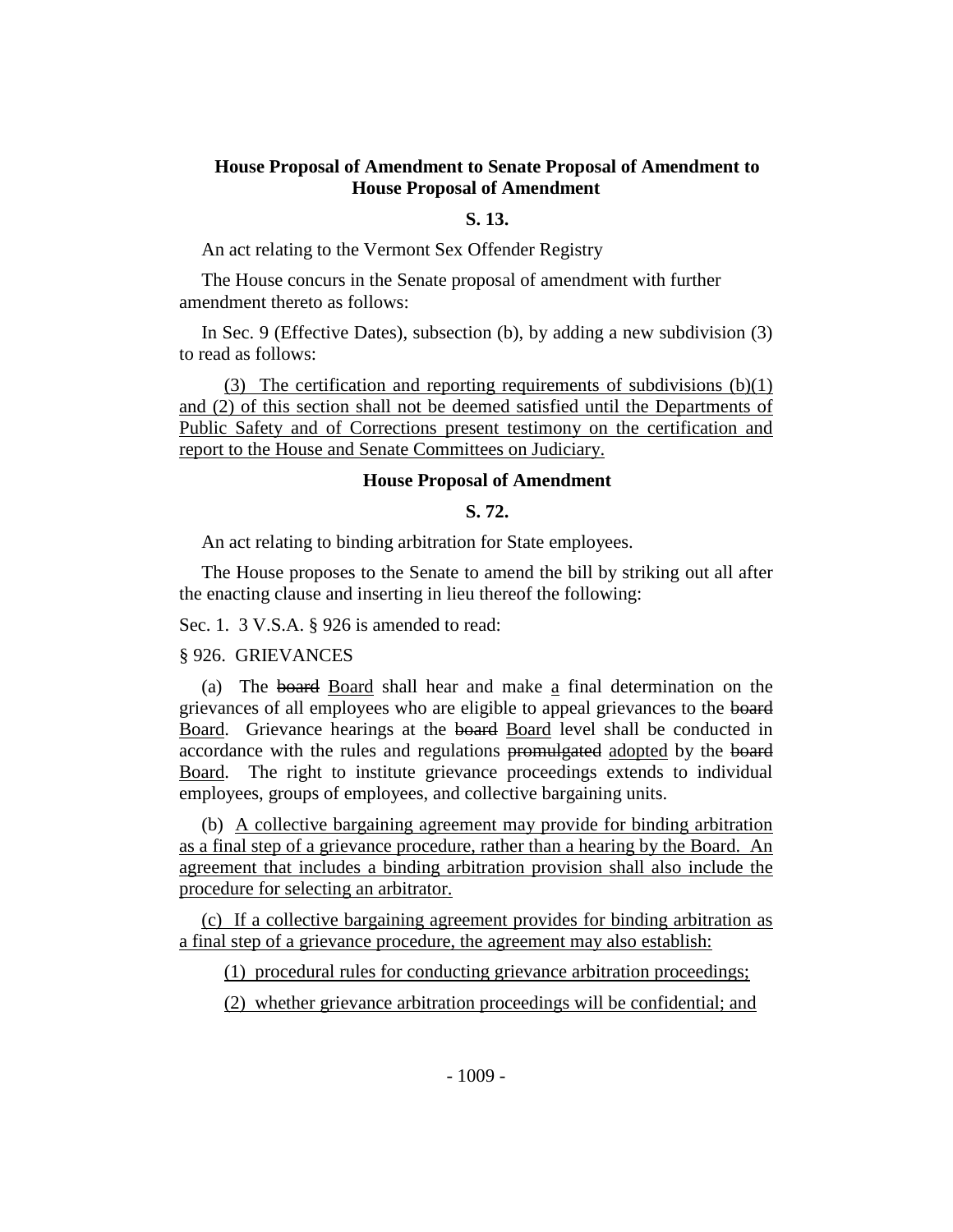**House Proposal of Amendment to Senate Proposal of Amendment to House Proposal of Amendment**

**S. 13.**

An act relating to the Vermont Sex Offender Registry

The House concurs in the Senate proposal of amendment with further amendment thereto as follows:

In Sec. 9 (Effective Dates), subsection (b), by adding a new subdivision (3) to read as follows:

<u>(3) The certification and reporting requirements of subdivisions (b)(1) and (2) of this section shall not be deemed satisfied until the Departments of Public Safety and of Corrections present testimony on the certification and report to the House and Senate Committees on Judiciary.</u>

**House Proposal of Amendment**

**S. 72.**

An act relating to binding arbitration for State employees.

The House proposes to the Senate to amend the bill by striking out all after the enacting clause and inserting in lieu thereof the following:

Sec. 1. 3 V.S.A. § 926 is amended to read:

§ 926. GRIEVANCES

(a) The ~~board~~ <u>Board</u> shall hear and make <u>a</u> final determination on the grievances of all employees who are eligible to appeal grievances to the ~~board~~ <u>Board</u>. Grievance hearings at the ~~board~~ <u>Board</u> level shall be conducted in accordance with the rules and regulations ~~promulgated~~ <u>adopted</u> by the ~~board~~ <u>Board</u>. The right to institute grievance proceedings extends to individual employees, groups of employees, and collective bargaining units.

(b) <u>A collective bargaining agreement may provide for binding arbitration as a final step of a grievance procedure, rather than a hearing by the Board. An agreement that includes a binding arbitration provision shall also include the procedure for selecting an arbitrator.</u>

<u>(c) If a collective bargaining agreement provides for binding arbitration as a final step of a grievance procedure, the agreement may also establish:</u>

<u>(1) procedural rules for conducting grievance arbitration proceedings;</u>

<u>(2) whether grievance arbitration proceedings will be confidential; and</u>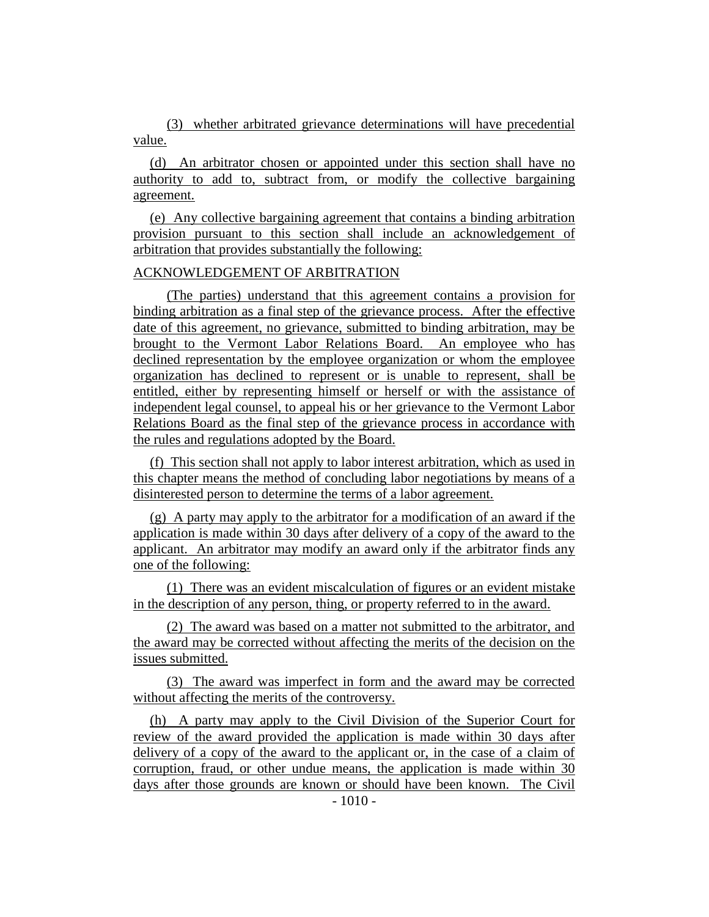(3) whether arbitrated grievance determinations will have precedential value.

(d) An arbitrator chosen or appointed under this section shall have no authority to add to, subtract from, or modify the collective bargaining agreement.

(e) Any collective bargaining agreement that contains a binding arbitration provision pursuant to this section shall include an acknowledgement of arbitration that provides substantially the following:

ACKNOWLEDGEMENT OF ARBITRATION

(The parties) understand that this agreement contains a provision for binding arbitration as a final step of the grievance process. After the effective date of this agreement, no grievance, submitted to binding arbitration, may be brought to the Vermont Labor Relations Board. An employee who has declined representation by the employee organization or whom the employee organization has declined to represent or is unable to represent, shall be entitled, either by representing himself or herself or with the assistance of independent legal counsel, to appeal his or her grievance to the Vermont Labor Relations Board as the final step of the grievance process in accordance with the rules and regulations adopted by the Board.

(f) This section shall not apply to labor interest arbitration, which as used in this chapter means the method of concluding labor negotiations by means of a disinterested person to determine the terms of a labor agreement.

(g) A party may apply to the arbitrator for a modification of an award if the application is made within 30 days after delivery of a copy of the award to the applicant. An arbitrator may modify an award only if the arbitrator finds any one of the following:

(1) There was an evident miscalculation of figures or an evident mistake in the description of any person, thing, or property referred to in the award.

(2) The award was based on a matter not submitted to the arbitrator, and the award may be corrected without affecting the merits of the decision on the issues submitted.

(3) The award was imperfect in form and the award may be corrected without affecting the merits of the controversy.

(h) A party may apply to the Civil Division of the Superior Court for review of the award provided the application is made within 30 days after delivery of a copy of the award to the applicant or, in the case of a claim of corruption, fraud, or other undue means, the application is made within 30 days after those grounds are known or should have been known. The Civil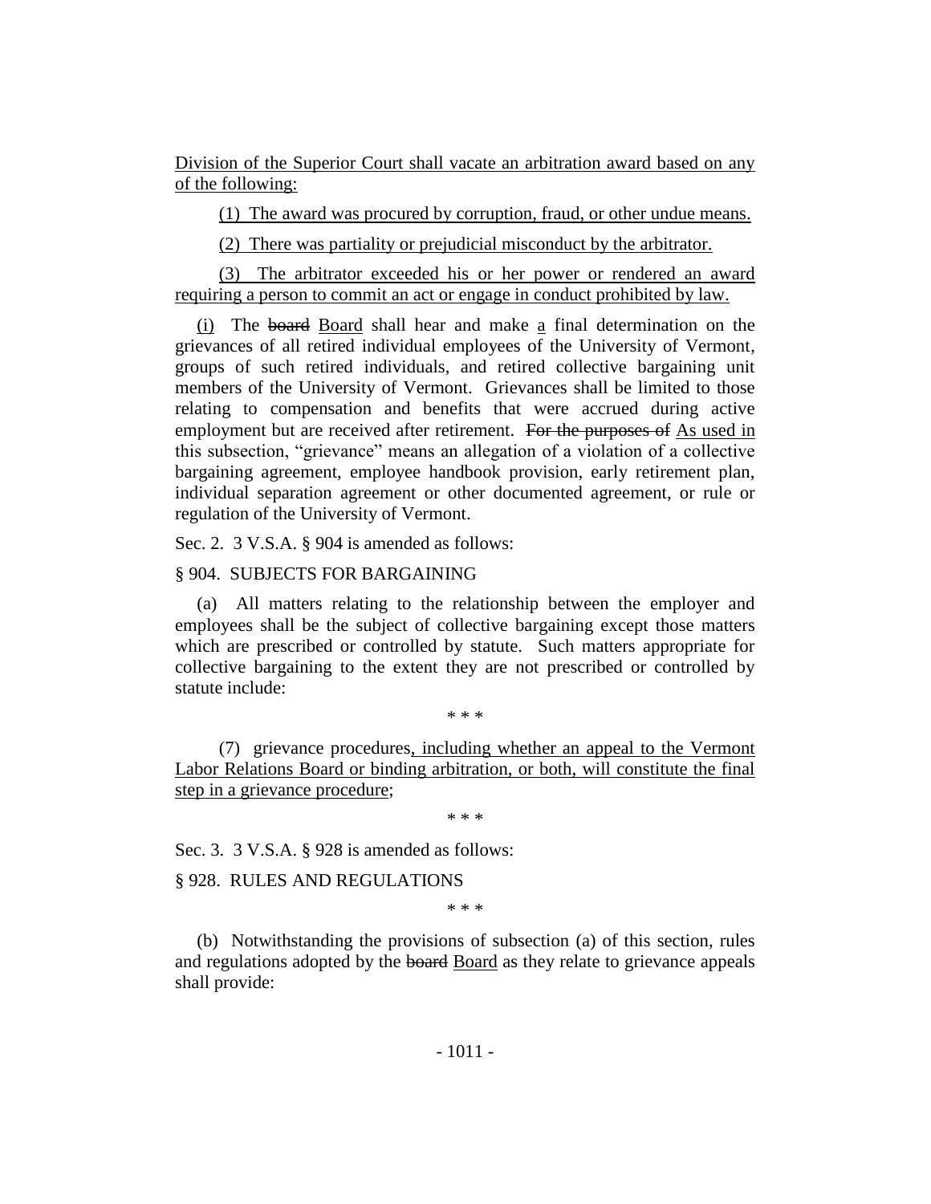Division of the Superior Court shall vacate an arbitration award based on any of the following:

(1) The award was procured by corruption, fraud, or other undue means.

(2) There was partiality or prejudicial misconduct by the arbitrator.

(3) The arbitrator exceeded his or her power or rendered an award requiring a person to commit an act or engage in conduct prohibited by law.

(i) The ~~board~~ Board shall hear and make a final determination on the grievances of all retired individual employees of the University of Vermont, groups of such retired individuals, and retired collective bargaining unit members of the University of Vermont. Grievances shall be limited to those relating to compensation and benefits that were accrued during active employment but are received after retirement. ~~For the purposes of~~ As used in this subsection, "grievance" means an allegation of a violation of a collective bargaining agreement, employee handbook provision, early retirement plan, individual separation agreement or other documented agreement, or rule or regulation of the University of Vermont.

Sec. 2. 3 V.S.A. § 904 is amended as follows:

§ 904. SUBJECTS FOR BARGAINING

(a) All matters relating to the relationship between the employer and employees shall be the subject of collective bargaining except those matters which are prescribed or controlled by statute. Such matters appropriate for collective bargaining to the extent they are not prescribed or controlled by statute include:

\* \* \*

(7) grievance procedures, including whether an appeal to the Vermont Labor Relations Board or binding arbitration, or both, will constitute the final step in a grievance procedure;

\* \* \*

Sec. 3. 3 V.S.A. § 928 is amended as follows:

§ 928. RULES AND REGULATIONS

\* \* \*

(b) Notwithstanding the provisions of subsection (a) of this section, rules and regulations adopted by the ~~board~~ Board as they relate to grievance appeals shall provide: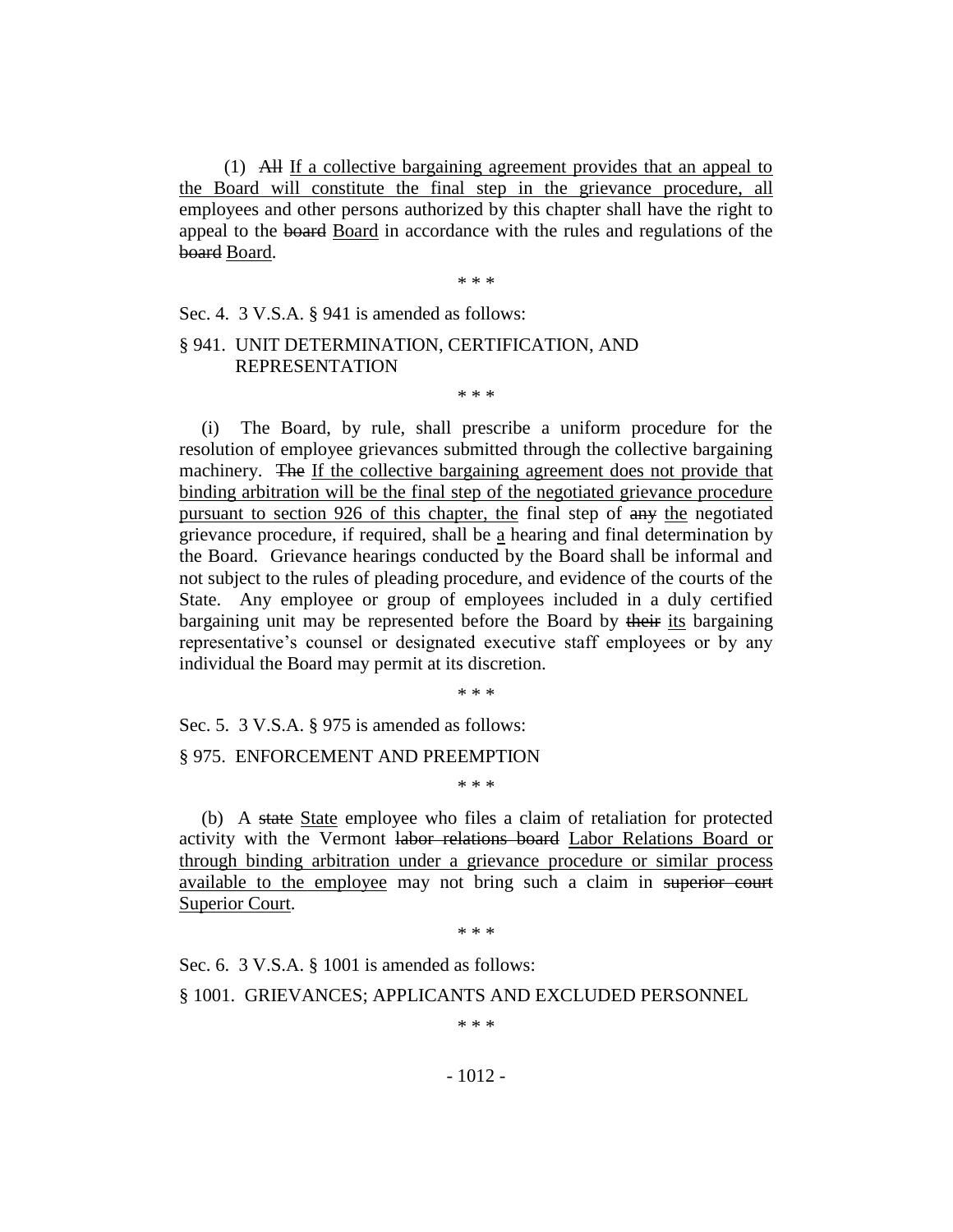(1) ~~All~~ <u>If a collective bargaining agreement provides that an appeal to the Board will constitute the final step in the grievance procedure, all</u> employees and other persons authorized by this chapter shall have the right to appeal to the ~~board~~ <u>Board</u> in accordance with the rules and regulations of the ~~board~~ <u>Board</u>.

\* \* \*

Sec. 4. 3 V.S.A. § 941 is amended as follows:

§ 941. UNIT DETERMINATION, CERTIFICATION, AND REPRESENTATION

\* \* \*

(i) The Board, by rule, shall prescribe a uniform procedure for the resolution of employee grievances submitted through the collective bargaining machinery. ~~The~~ <u>If the collective bargaining agreement does not provide that binding arbitration will be the final step of the negotiated grievance procedure pursuant to section 926 of this chapter, the</u> final step of ~~any~~ <u>the</u> negotiated grievance procedure, if required, shall be <u>a</u> hearing and final determination by the Board. Grievance hearings conducted by the Board shall be informal and not subject to the rules of pleading procedure, and evidence of the courts of the State. Any employee or group of employees included in a duly certified bargaining unit may be represented before the Board by ~~their~~ <u>its</u> bargaining representative's counsel or designated executive staff employees or by any individual the Board may permit at its discretion.

\* \* \*

Sec. 5. 3 V.S.A. § 975 is amended as follows:

§ 975. ENFORCEMENT AND PREEMPTION

\* \* \*

(b) A ~~state~~ <u>State</u> employee who files a claim of retaliation for protected activity with the Vermont ~~labor relations board~~ <u>Labor Relations Board or through binding arbitration under a grievance procedure or similar process available to the employee</u> may not bring such a claim in ~~superior court~~ <u>Superior Court</u>.

\* \* \*

Sec. 6. 3 V.S.A. § 1001 is amended as follows:

§ 1001. GRIEVANCES; APPLICANTS AND EXCLUDED PERSONNEL

\* \* \*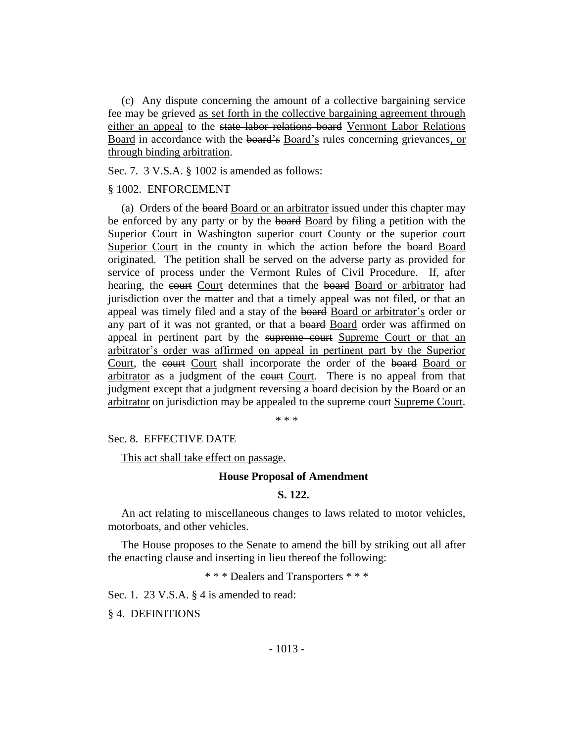(c) Any dispute concerning the amount of a collective bargaining service fee may be grieved as set forth in the collective bargaining agreement through either an appeal to the ~~state labor relations board~~ Vermont Labor Relations Board in accordance with the ~~board's~~ Board's rules concerning grievances, or through binding arbitration.

Sec. 7. 3 V.S.A. § 1002 is amended as follows:

§ 1002. ENFORCEMENT

(a) Orders of the ~~board~~ Board or an arbitrator issued under this chapter may be enforced by any party or by the ~~board~~ Board by filing a petition with the Superior Court in Washington ~~superior court~~ County or the ~~superior court~~ Superior Court in the county in which the action before the ~~board~~ Board originated. The petition shall be served on the adverse party as provided for service of process under the Vermont Rules of Civil Procedure. If, after hearing, the ~~court~~ Court determines that the ~~board~~ Board or arbitrator had jurisdiction over the matter and that a timely appeal was not filed, or that an appeal was timely filed and a stay of the ~~board~~ Board or arbitrator's order or any part of it was not granted, or that a ~~board~~ Board order was affirmed on appeal in pertinent part by the ~~supreme court~~ Supreme Court or that an arbitrator's order was affirmed on appeal in pertinent part by the Superior Court, the ~~court~~ Court shall incorporate the order of the ~~board~~ Board or arbitrator as a judgment of the ~~court~~ Court. There is no appeal from that judgment except that a judgment reversing a ~~board~~ decision by the Board or an arbitrator on jurisdiction may be appealed to the ~~supreme court~~ Supreme Court.

\* \* \*

Sec. 8. EFFECTIVE DATE

This act shall take effect on passage.

**House Proposal of Amendment**

**S. 122.**

An act relating to miscellaneous changes to laws related to motor vehicles, motorboats, and other vehicles.

The House proposes to the Senate to amend the bill by striking out all after the enacting clause and inserting in lieu thereof the following:

\* \* \* Dealers and Transporters \* \* \*

Sec. 1. 23 V.S.A. § 4 is amended to read:

§ 4. DEFINITIONS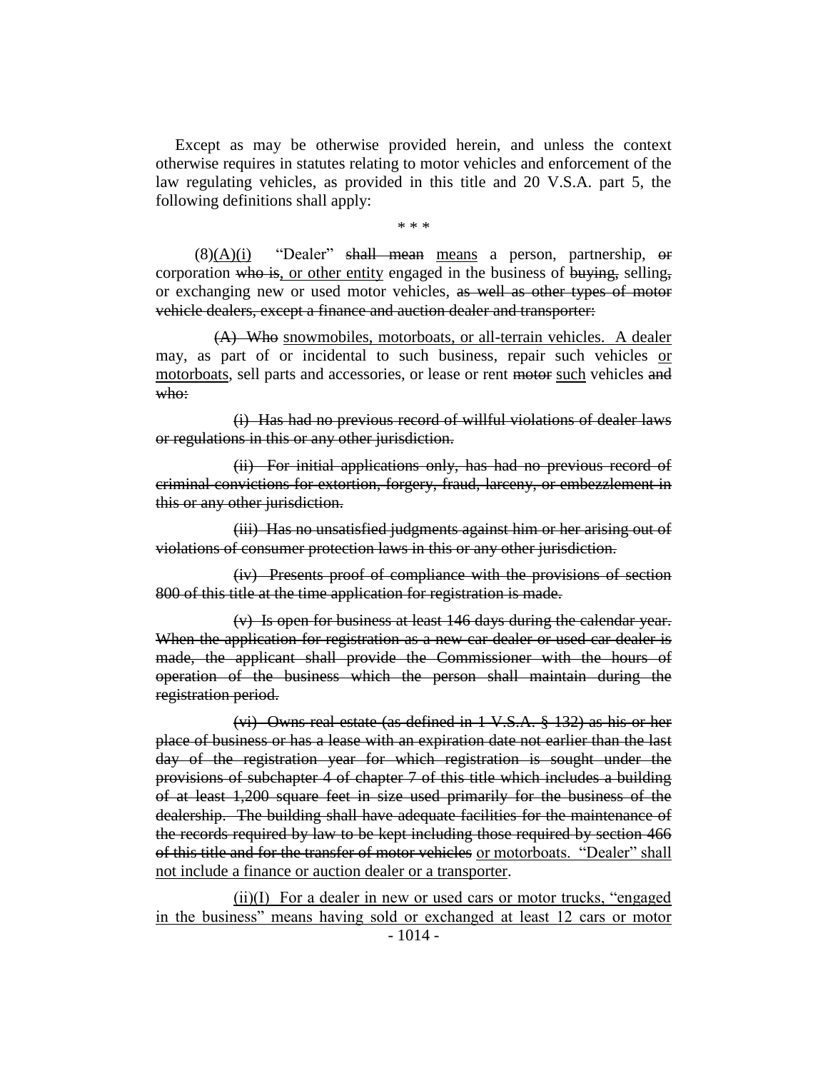Except as may be otherwise provided herein, and unless the context otherwise requires in statutes relating to motor vehicles and enforcement of the law regulating vehicles, as provided in this title and 20 V.S.A. part 5, the following definitions shall apply:

\* \* \*

(8)(A)(i) "Dealer" ~~shall mean~~ means a person, partnership, ~~or~~ corporation ~~who is~~, or other entity engaged in the business of ~~buying,~~ selling~~,~~ or exchanging new or used motor vehicles, ~~as well as other types of motor vehicle dealers, except a finance and auction dealer and transporter:~~

~~(A) Who~~ snowmobiles, motorboats, or all-terrain vehicles. A dealer may, as part of or incidental to such business, repair such vehicles or motorboats, sell parts and accessories, or lease or rent ~~motor~~ such vehicles ~~and who:~~

~~(i) Has had no previous record of willful violations of dealer laws or regulations in this or any other jurisdiction.~~

~~(ii) For initial applications only, has had no previous record of criminal convictions for extortion, forgery, fraud, larceny, or embezzlement in this or any other jurisdiction.~~

~~(iii) Has no unsatisfied judgments against him or her arising out of violations of consumer protection laws in this or any other jurisdiction.~~

~~(iv) Presents proof of compliance with the provisions of section 800 of this title at the time application for registration is made.~~

~~(v) Is open for business at least 146 days during the calendar year. When the application for registration as a new car dealer or used car dealer is made, the applicant shall provide the Commissioner with the hours of operation of the business which the person shall maintain during the registration period.~~

~~(vi) Owns real estate (as defined in 1 V.S.A. § 132) as his or her place of business or has a lease with an expiration date not earlier than the last day of the registration year for which registration is sought under the provisions of subchapter 4 of chapter 7 of this title which includes a building of at least 1,200 square feet in size used primarily for the business of the dealership. The building shall have adequate facilities for the maintenance of the records required by law to be kept including those required by section 466 of this title and for the transfer of motor vehicles~~ or motorboats. "Dealer" shall not include a finance or auction dealer or a transporter.

(ii)(I) For a dealer in new or used cars or motor trucks, "engaged in the business" means having sold or exchanged at least 12 cars or motor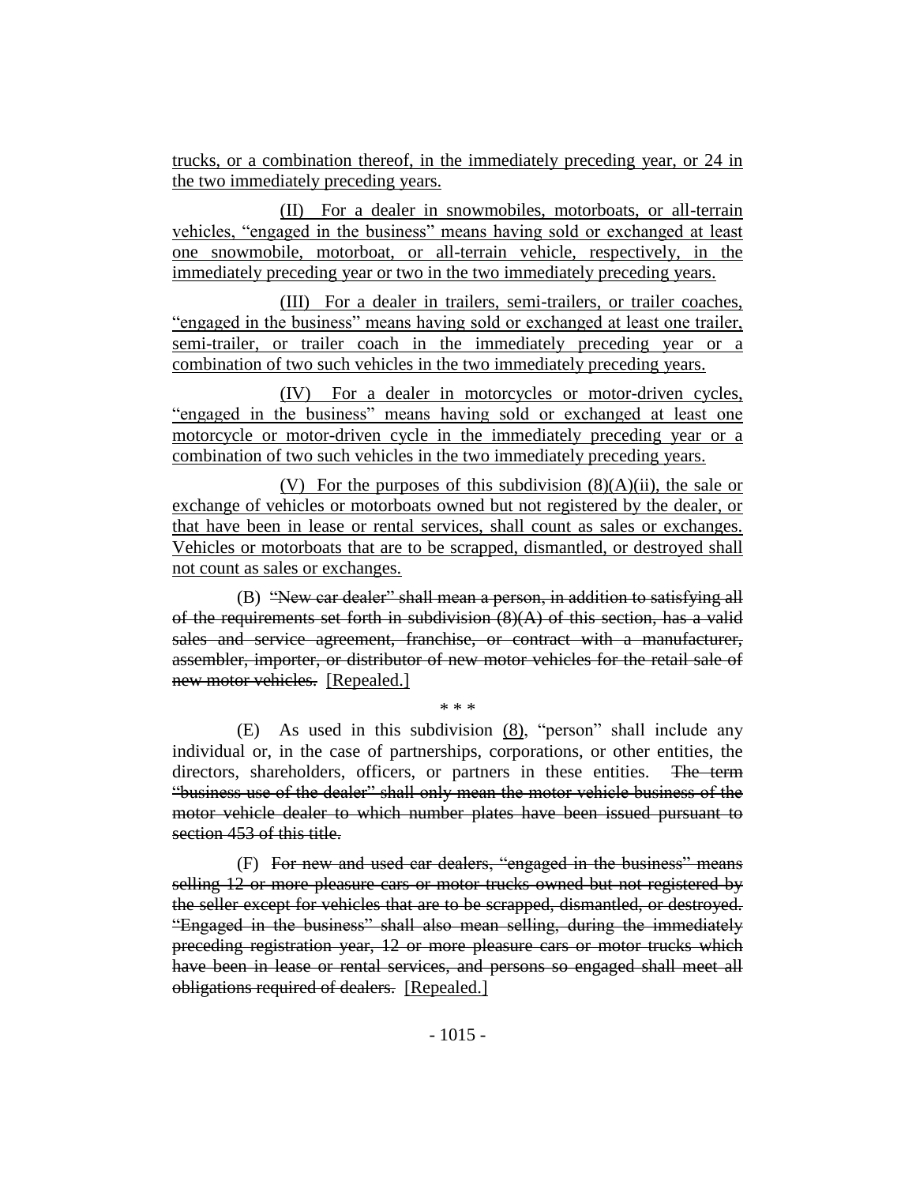trucks, or a combination thereof, in the immediately preceding year, or 24 in the two immediately preceding years.

(II) For a dealer in snowmobiles, motorboats, or all-terrain vehicles, "engaged in the business" means having sold or exchanged at least one snowmobile, motorboat, or all-terrain vehicle, respectively, in the immediately preceding year or two in the two immediately preceding years.

(III) For a dealer in trailers, semi-trailers, or trailer coaches, "engaged in the business" means having sold or exchanged at least one trailer, semi-trailer, or trailer coach in the immediately preceding year or a combination of two such vehicles in the two immediately preceding years.

(IV) For a dealer in motorcycles or motor-driven cycles, "engaged in the business" means having sold or exchanged at least one motorcycle or motor-driven cycle in the immediately preceding year or a combination of two such vehicles in the two immediately preceding years.

(V) For the purposes of this subdivision (8)(A)(ii), the sale or exchange of vehicles or motorboats owned but not registered by the dealer, or that have been in lease or rental services, shall count as sales or exchanges. Vehicles or motorboats that are to be scrapped, dismantled, or destroyed shall not count as sales or exchanges.

(B) ~~"New car dealer" shall mean a person, in addition to satisfying all of the requirements set forth in subdivision (8)(A) of this section, has a valid sales and service agreement, franchise, or contract with a manufacturer, assembler, importer, or distributor of new motor vehicles for the retail sale of new motor vehicles.~~ [Repealed.]

\* \* \*

(E) As used in this subdivision (8), "person" shall include any individual or, in the case of partnerships, corporations, or other entities, the directors, shareholders, officers, or partners in these entities. ~~The term "business use of the dealer" shall only mean the motor vehicle business of the motor vehicle dealer to which number plates have been issued pursuant to section 453 of this title.~~

(F) ~~For new and used car dealers, "engaged in the business" means selling 12 or more pleasure cars or motor trucks owned but not registered by the seller except for vehicles that are to be scrapped, dismantled, or destroyed. "Engaged in the business" shall also mean selling, during the immediately preceding registration year, 12 or more pleasure cars or motor trucks which have been in lease or rental services, and persons so engaged shall meet all obligations required of dealers.~~ [Repealed.]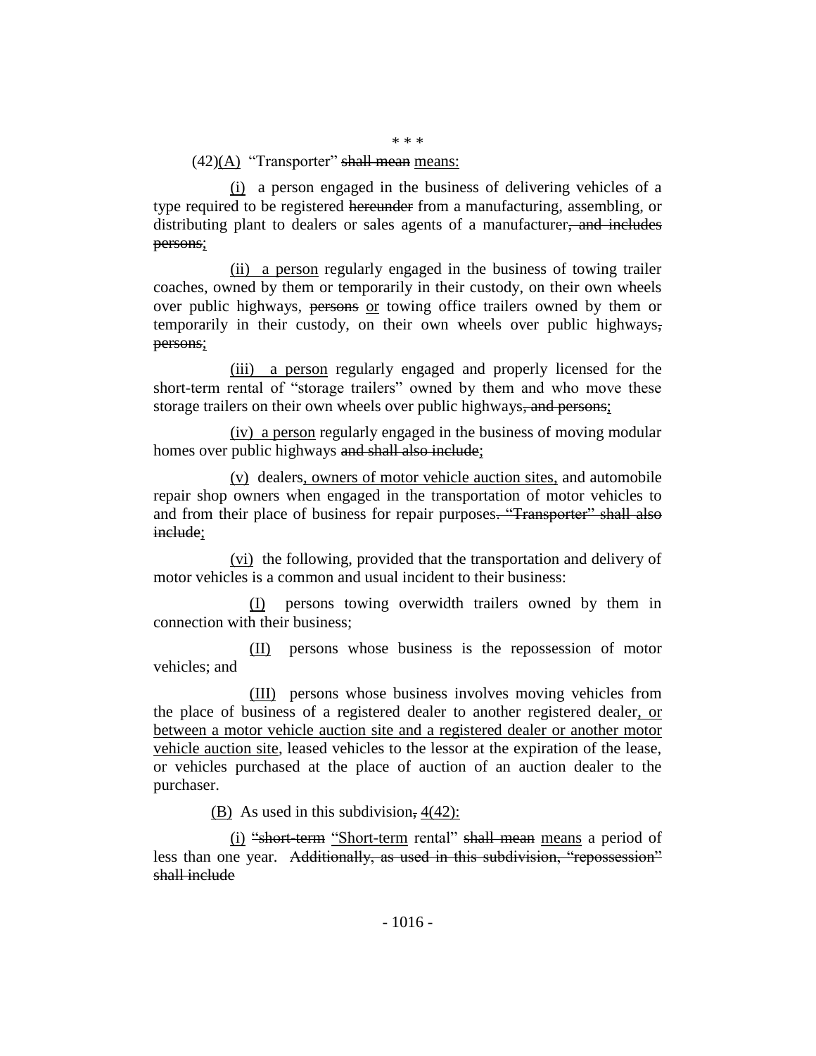\* \* \*

(42)<u>(A)</u> "Transporter" ~~shall mean~~ <u>means:</u>

<u>(i)</u> a person engaged in the business of delivering vehicles of a type required to be registered ~~hereunder~~ from a manufacturing, assembling, or distributing plant to dealers or sales agents of a manufacturer~~, and includes persons~~<u>;</u>

<u>(ii) a person</u> regularly engaged in the business of towing trailer coaches, owned by them or temporarily in their custody, on their own wheels over public highways, ~~persons~~ <u>or</u> towing office trailers owned by them or temporarily in their custody, on their own wheels over public highways~~, persons~~<u>;</u>

<u>(iii) a person</u> regularly engaged and properly licensed for the short-term rental of "storage trailers" owned by them and who move these storage trailers on their own wheels over public highways~~, and persons~~<u>;</u>

<u>(iv) a person</u> regularly engaged in the business of moving modular homes over public highways ~~and shall also include~~<u>;</u>

<u>(v)</u> dealers<u>, owners of motor vehicle auction sites,</u> and automobile repair shop owners when engaged in the transportation of motor vehicles to and from their place of business for repair purposes~~. "Transporter" shall also include~~<u>;</u>

<u>(vi)</u> the following, provided that the transportation and delivery of motor vehicles is a common and usual incident to their business:

<u>(I)</u> persons towing overwidth trailers owned by them in connection with their business;

<u>(II)</u> persons whose business is the repossession of motor vehicles; and

<u>(III)</u> persons whose business involves moving vehicles from the place of business of a registered dealer to another registered dealer<u>, or between a motor vehicle auction site and a registered dealer or another motor vehicle auction site</u>, leased vehicles to the lessor at the expiration of the lease, or vehicles purchased at the place of auction of an auction dealer to the purchaser.

<u>(B)</u> As used in this subdivision~~,~~ <u>4(42):</u>

<u>(i)</u> ~~"short-term~~ <u>"Short-term</u> rental" ~~shall mean~~ <u>means</u> a period of less than one year. ~~Additionally, as used in this subdivision, "repossession" shall include~~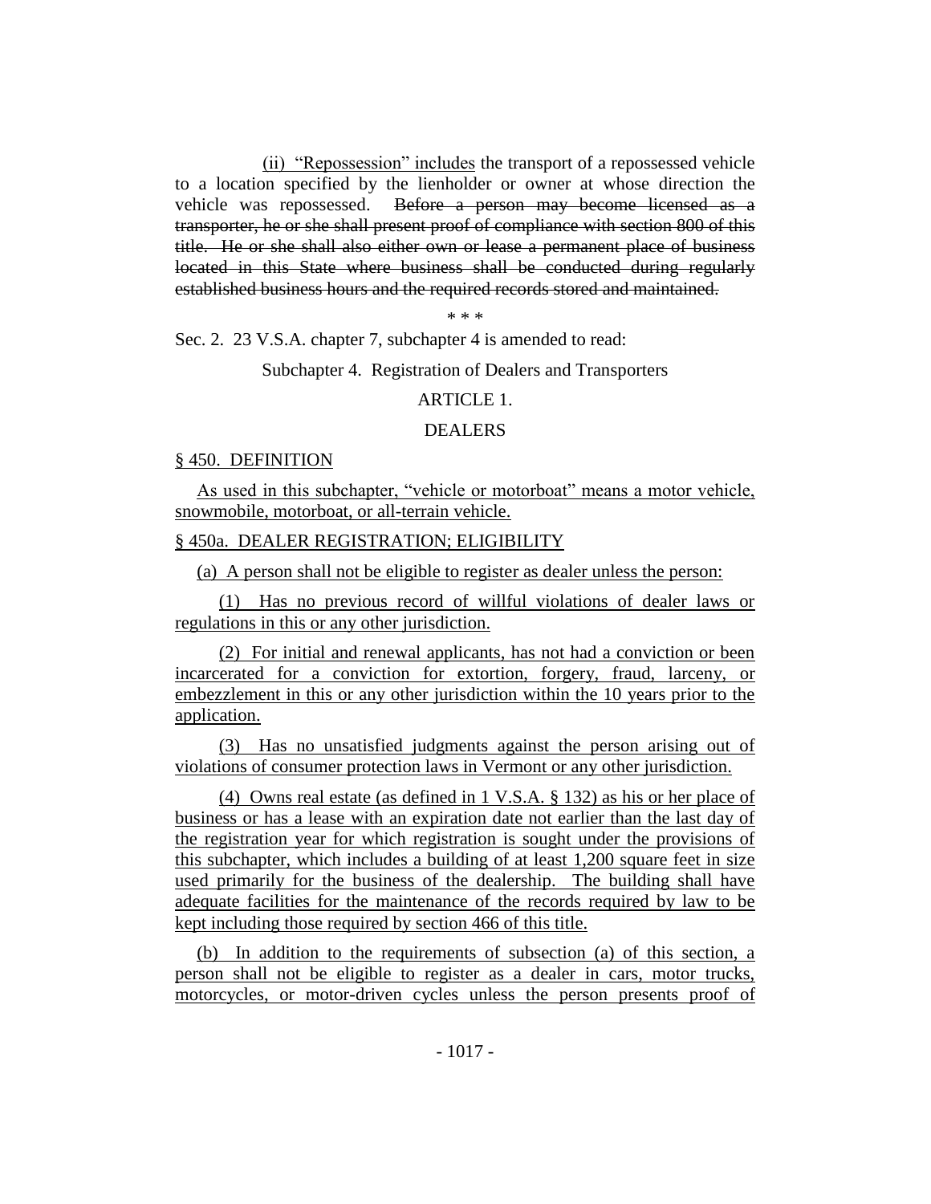(ii) "Repossession" includes the transport of a repossessed vehicle to a location specified by the lienholder or owner at whose direction the vehicle was repossessed. ~~Before a person may become licensed as a transporter, he or she shall present proof of compliance with section 800 of this title. He or she shall also either own or lease a permanent place of business located in this State where business shall be conducted during regularly established business hours and the required records stored and maintained.~~

\* \* \*

Sec. 2. 23 V.S.A. chapter 7, subchapter 4 is amended to read:

Subchapter 4. Registration of Dealers and Transporters

ARTICLE 1.

DEALERS

§ 450. DEFINITION

As used in this subchapter, "vehicle or motorboat" means a motor vehicle, snowmobile, motorboat, or all-terrain vehicle.

§ 450a. DEALER REGISTRATION; ELIGIBILITY

(a) A person shall not be eligible to register as dealer unless the person:

(1) Has no previous record of willful violations of dealer laws or regulations in this or any other jurisdiction.

(2) For initial and renewal applicants, has not had a conviction or been incarcerated for a conviction for extortion, forgery, fraud, larceny, or embezzlement in this or any other jurisdiction within the 10 years prior to the application.

(3) Has no unsatisfied judgments against the person arising out of violations of consumer protection laws in Vermont or any other jurisdiction.

(4) Owns real estate (as defined in 1 V.S.A. § 132) as his or her place of business or has a lease with an expiration date not earlier than the last day of the registration year for which registration is sought under the provisions of this subchapter, which includes a building of at least 1,200 square feet in size used primarily for the business of the dealership. The building shall have adequate facilities for the maintenance of the records required by law to be kept including those required by section 466 of this title.

(b) In addition to the requirements of subsection (a) of this section, a person shall not be eligible to register as a dealer in cars, motor trucks, motorcycles, or motor-driven cycles unless the person presents proof of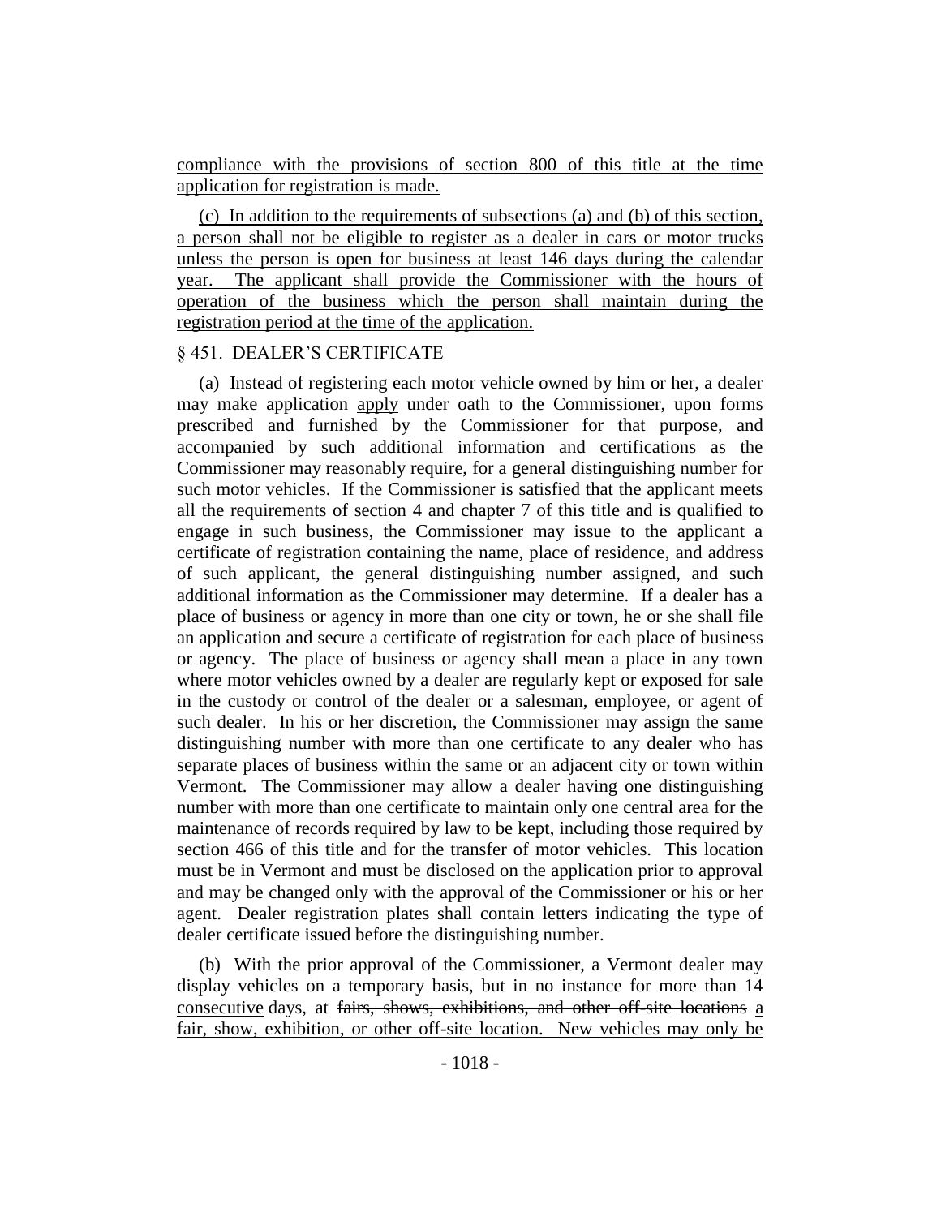compliance with the provisions of section 800 of this title at the time application for registration is made.

(c) In addition to the requirements of subsections (a) and (b) of this section, a person shall not be eligible to register as a dealer in cars or motor trucks unless the person is open for business at least 146 days during the calendar year. The applicant shall provide the Commissioner with the hours of operation of the business which the person shall maintain during the registration period at the time of the application.

§ 451. DEALER'S CERTIFICATE

(a) Instead of registering each motor vehicle owned by him or her, a dealer may ~~make application~~ apply under oath to the Commissioner, upon forms prescribed and furnished by the Commissioner for that purpose, and accompanied by such additional information and certifications as the Commissioner may reasonably require, for a general distinguishing number for such motor vehicles. If the Commissioner is satisfied that the applicant meets all the requirements of section 4 and chapter 7 of this title and is qualified to engage in such business, the Commissioner may issue to the applicant a certificate of registration containing the name, place of residence, and address of such applicant, the general distinguishing number assigned, and such additional information as the Commissioner may determine. If a dealer has a place of business or agency in more than one city or town, he or she shall file an application and secure a certificate of registration for each place of business or agency. The place of business or agency shall mean a place in any town where motor vehicles owned by a dealer are regularly kept or exposed for sale in the custody or control of the dealer or a salesman, employee, or agent of such dealer. In his or her discretion, the Commissioner may assign the same distinguishing number with more than one certificate to any dealer who has separate places of business within the same or an adjacent city or town within Vermont. The Commissioner may allow a dealer having one distinguishing number with more than one certificate to maintain only one central area for the maintenance of records required by law to be kept, including those required by section 466 of this title and for the transfer of motor vehicles. This location must be in Vermont and must be disclosed on the application prior to approval and may be changed only with the approval of the Commissioner or his or her agent. Dealer registration plates shall contain letters indicating the type of dealer certificate issued before the distinguishing number.

(b) With the prior approval of the Commissioner, a Vermont dealer may display vehicles on a temporary basis, but in no instance for more than 14 consecutive days, at ~~fairs, shows, exhibitions, and other off-site locations~~ a fair, show, exhibition, or other off-site location. New vehicles may only be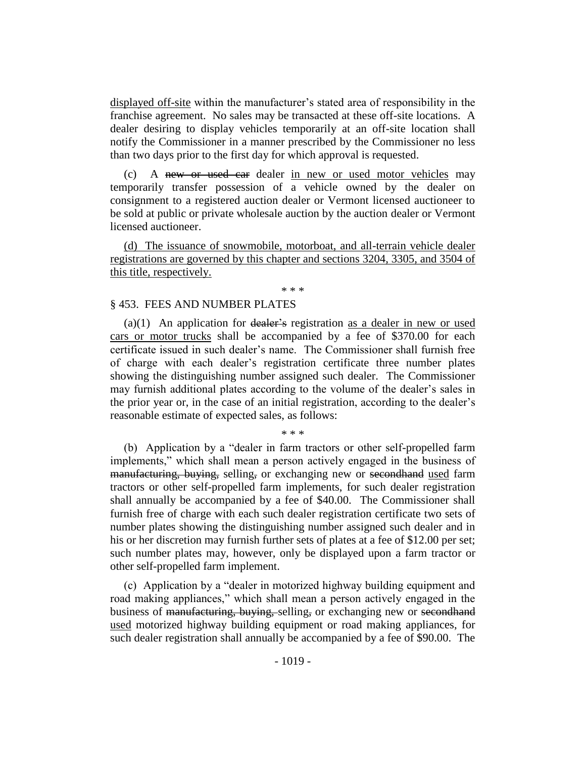displayed off-site within the manufacturer's stated area of responsibility in the franchise agreement. No sales may be transacted at these off-site locations. A dealer desiring to display vehicles temporarily at an off-site location shall notify the Commissioner in a manner prescribed by the Commissioner no less than two days prior to the first day for which approval is requested.

(c) A ~~new or used car~~ dealer in new or used motor vehicles may temporarily transfer possession of a vehicle owned by the dealer on consignment to a registered auction dealer or Vermont licensed auctioneer to be sold at public or private wholesale auction by the auction dealer or Vermont licensed auctioneer.

(d) The issuance of snowmobile, motorboat, and all-terrain vehicle dealer registrations are governed by this chapter and sections 3204, 3305, and 3504 of this title, respectively.

\* \* \*

§ 453. FEES AND NUMBER PLATES

(a)(1) An application for ~~dealer's~~ registration as a dealer in new or used cars or motor trucks shall be accompanied by a fee of $370.00 for each certificate issued in such dealer's name. The Commissioner shall furnish free of charge with each dealer's registration certificate three number plates showing the distinguishing number assigned such dealer. The Commissioner may furnish additional plates according to the volume of the dealer's sales in the prior year or, in the case of an initial registration, according to the dealer's reasonable estimate of expected sales, as follows:

\* \* \*

(b) Application by a "dealer in farm tractors or other self-propelled farm implements," which shall mean a person actively engaged in the business of ~~manufacturing, buying,~~ selling~~,~~ or exchanging new or ~~secondhand~~ used farm tractors or other self-propelled farm implements, for such dealer registration shall annually be accompanied by a fee of $40.00. The Commissioner shall furnish free of charge with each such dealer registration certificate two sets of number plates showing the distinguishing number assigned such dealer and in his or her discretion may furnish further sets of plates at a fee of $12.00 per set; such number plates may, however, only be displayed upon a farm tractor or other self-propelled farm implement.

(c) Application by a "dealer in motorized highway building equipment and road making appliances," which shall mean a person actively engaged in the business of ~~manufacturing, buying,~~ selling~~,~~ or exchanging new or ~~secondhand~~ used motorized highway building equipment or road making appliances, for such dealer registration shall annually be accompanied by a fee of $90.00. The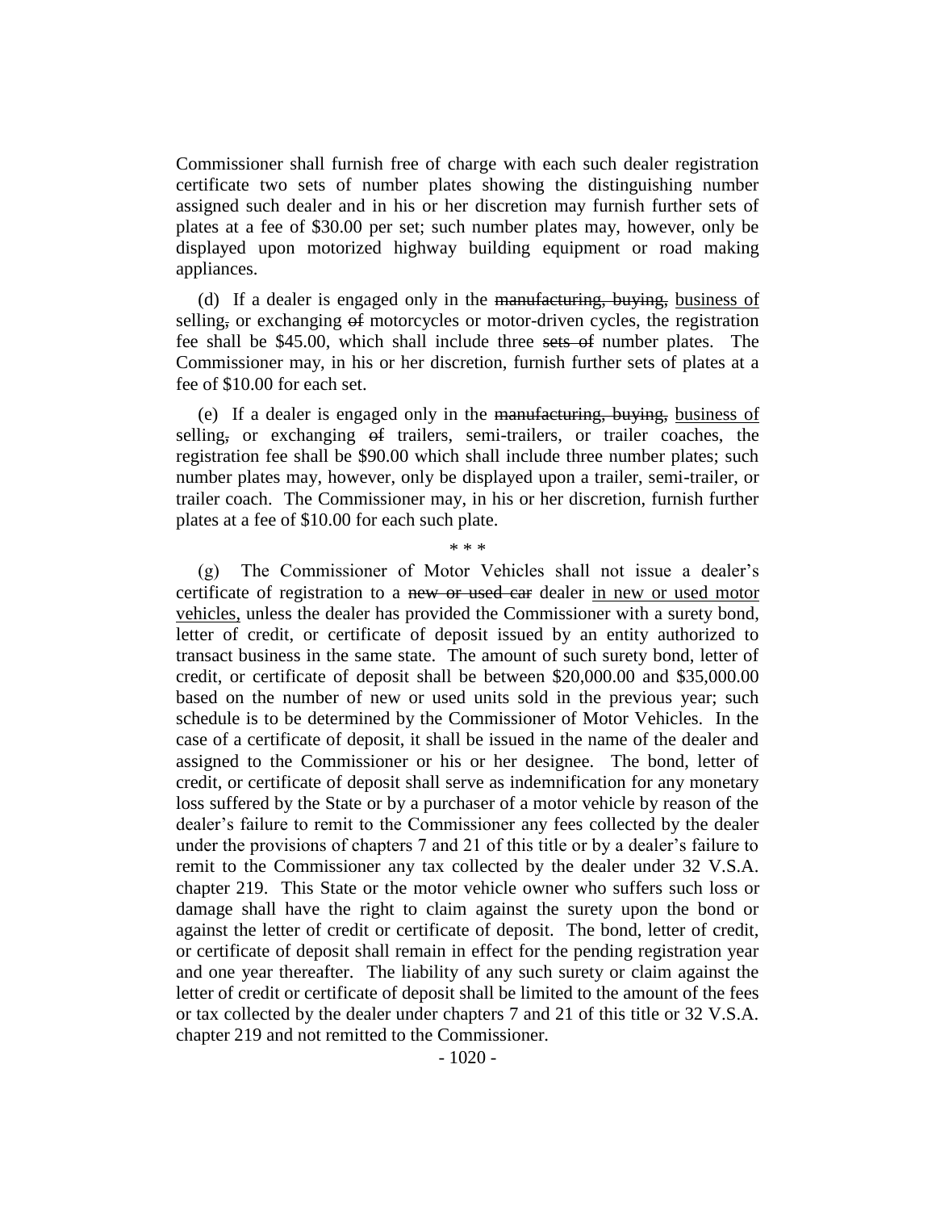Commissioner shall furnish free of charge with each such dealer registration certificate two sets of number plates showing the distinguishing number assigned such dealer and in his or her discretion may furnish further sets of plates at a fee of $30.00 per set; such number plates may, however, only be displayed upon motorized highway building equipment or road making appliances.

(d) If a dealer is engaged only in the ~~manufacturing, buying,~~ business of selling~~,~~ or exchanging ~~of~~ motorcycles or motor-driven cycles, the registration fee shall be $45.00, which shall include three ~~sets of~~ number plates. The Commissioner may, in his or her discretion, furnish further sets of plates at a fee of $10.00 for each set.

(e) If a dealer is engaged only in the ~~manufacturing, buying,~~ business of selling~~,~~ or exchanging ~~of~~ trailers, semi-trailers, or trailer coaches, the registration fee shall be $90.00 which shall include three number plates; such number plates may, however, only be displayed upon a trailer, semi-trailer, or trailer coach. The Commissioner may, in his or her discretion, furnish further plates at a fee of $10.00 for each such plate.

\* \* \*

(g) The Commissioner of Motor Vehicles shall not issue a dealer's certificate of registration to a ~~new or used car~~ dealer in new or used motor vehicles, unless the dealer has provided the Commissioner with a surety bond, letter of credit, or certificate of deposit issued by an entity authorized to transact business in the same state. The amount of such surety bond, letter of credit, or certificate of deposit shall be between $20,000.00 and $35,000.00 based on the number of new or used units sold in the previous year; such schedule is to be determined by the Commissioner of Motor Vehicles. In the case of a certificate of deposit, it shall be issued in the name of the dealer and assigned to the Commissioner or his or her designee. The bond, letter of credit, or certificate of deposit shall serve as indemnification for any monetary loss suffered by the State or by a purchaser of a motor vehicle by reason of the dealer's failure to remit to the Commissioner any fees collected by the dealer under the provisions of chapters 7 and 21 of this title or by a dealer's failure to remit to the Commissioner any tax collected by the dealer under 32 V.S.A. chapter 219. This State or the motor vehicle owner who suffers such loss or damage shall have the right to claim against the surety upon the bond or against the letter of credit or certificate of deposit. The bond, letter of credit, or certificate of deposit shall remain in effect for the pending registration year and one year thereafter. The liability of any such surety or claim against the letter of credit or certificate of deposit shall be limited to the amount of the fees or tax collected by the dealer under chapters 7 and 21 of this title or 32 V.S.A. chapter 219 and not remitted to the Commissioner.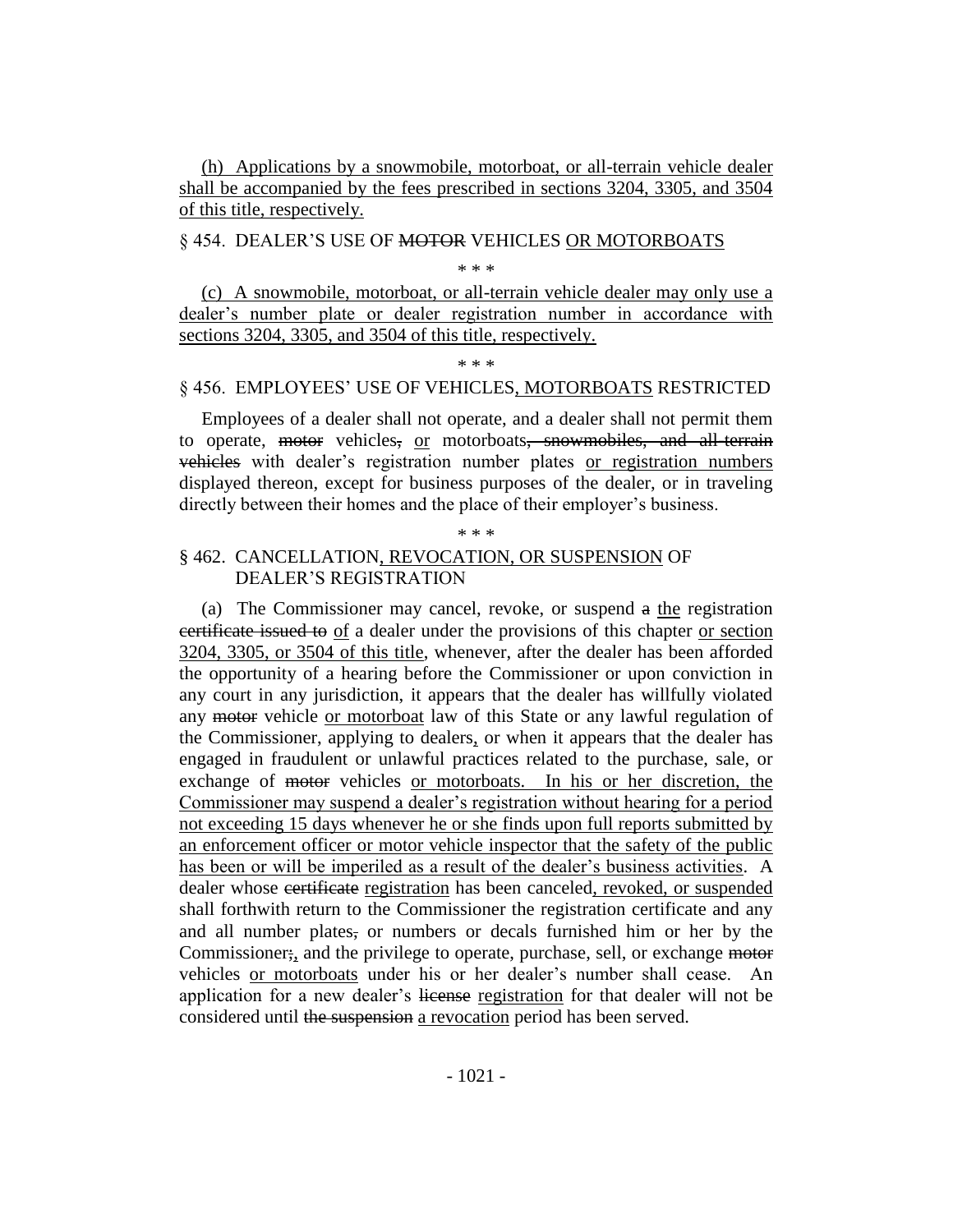(h) Applications by a snowmobile, motorboat, or all-terrain vehicle dealer shall be accompanied by the fees prescribed in sections 3204, 3305, and 3504 of this title, respectively.

§ 454. DEALER'S USE OF MOTOR VEHICLES OR MOTORBOATS

\* \* \*

(c) A snowmobile, motorboat, or all-terrain vehicle dealer may only use a dealer's number plate or dealer registration number in accordance with sections 3204, 3305, and 3504 of this title, respectively.

\* \* \*

§ 456. EMPLOYEES' USE OF VEHICLES, MOTORBOATS RESTRICTED

Employees of a dealer shall not operate, and a dealer shall not permit them to operate, motor vehicles, or motorboats, snowmobiles, and all-terrain vehicles with dealer's registration number plates or registration numbers displayed thereon, except for business purposes of the dealer, or in traveling directly between their homes and the place of their employer's business.

\* \* \*

§ 462. CANCELLATION, REVOCATION, OR SUSPENSION OF DEALER'S REGISTRATION

(a) The Commissioner may cancel, revoke, or suspend a the registration certificate issued to of a dealer under the provisions of this chapter or section 3204, 3305, or 3504 of this title, whenever, after the dealer has been afforded the opportunity of a hearing before the Commissioner or upon conviction in any court in any jurisdiction, it appears that the dealer has willfully violated any motor vehicle or motorboat law of this State or any lawful regulation of the Commissioner, applying to dealers, or when it appears that the dealer has engaged in fraudulent or unlawful practices related to the purchase, sale, or exchange of motor vehicles or motorboats. In his or her discretion, the Commissioner may suspend a dealer's registration without hearing for a period not exceeding 15 days whenever he or she finds upon full reports submitted by an enforcement officer or motor vehicle inspector that the safety of the public has been or will be imperiled as a result of the dealer's business activities. A dealer whose certificate registration has been canceled, revoked, or suspended shall forthwith return to the Commissioner the registration certificate and any and all number plates, or numbers or decals furnished him or her by the Commissioner;, and the privilege to operate, purchase, sell, or exchange motor vehicles or motorboats under his or her dealer's number shall cease. An application for a new dealer's license registration for that dealer will not be considered until the suspension a revocation period has been served.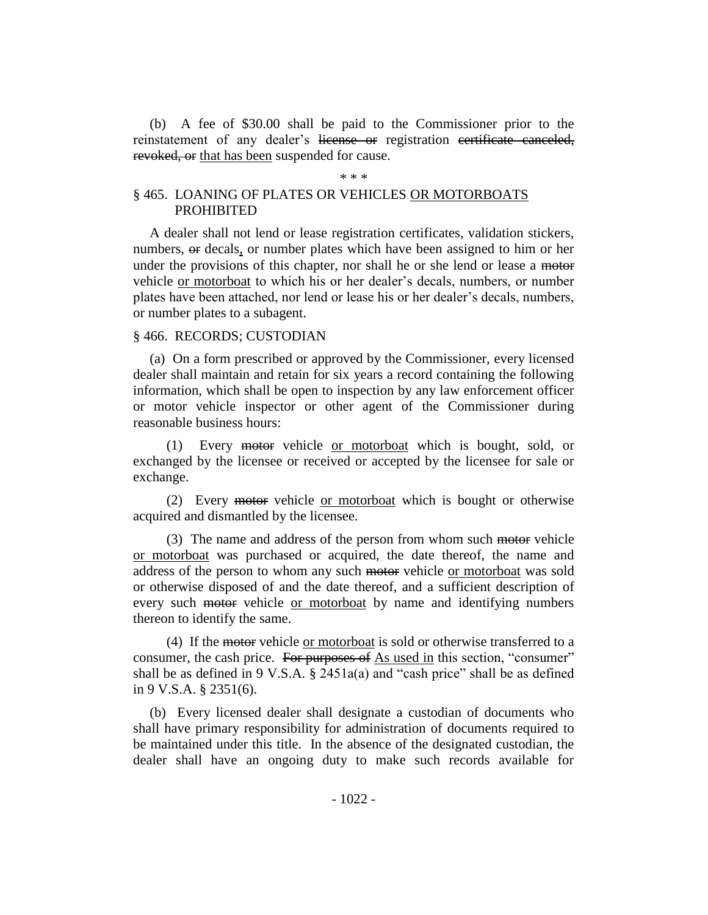(b) A fee of $30.00 shall be paid to the Commissioner prior to the reinstatement of any dealer's ~~license or~~ registration ~~certificate canceled, revoked, or~~ <u>that has been</u> suspended for cause.

\* \* \*

§ 465. LOANING OF PLATES OR VEHICLES <u>OR MOTORBOATS</u> PROHIBITED

A dealer shall not lend or lease registration certificates, validation stickers, numbers, ~~or~~ decals<u>,</u> or number plates which have been assigned to him or her under the provisions of this chapter, nor shall he or she lend or lease a ~~motor~~ vehicle <u>or motorboat</u> to which his or her dealer's decals, numbers, or number plates have been attached, nor lend or lease his or her dealer's decals, numbers, or number plates to a subagent.

§ 466. RECORDS; CUSTODIAN

(a) On a form prescribed or approved by the Commissioner, every licensed dealer shall maintain and retain for six years a record containing the following information, which shall be open to inspection by any law enforcement officer or motor vehicle inspector or other agent of the Commissioner during reasonable business hours:

(1) Every ~~motor~~ vehicle <u>or motorboat</u> which is bought, sold, or exchanged by the licensee or received or accepted by the licensee for sale or exchange.

(2) Every ~~motor~~ vehicle <u>or motorboat</u> which is bought or otherwise acquired and dismantled by the licensee.

(3) The name and address of the person from whom such ~~motor~~ vehicle <u>or motorboat</u> was purchased or acquired, the date thereof, the name and address of the person to whom any such ~~motor~~ vehicle <u>or motorboat</u> was sold or otherwise disposed of and the date thereof, and a sufficient description of every such ~~motor~~ vehicle <u>or motorboat</u> by name and identifying numbers thereon to identify the same.

(4) If the ~~motor~~ vehicle <u>or motorboat</u> is sold or otherwise transferred to a consumer, the cash price. ~~For purposes of~~ <u>As used in</u> this section, "consumer" shall be as defined in 9 V.S.A. § 2451a(a) and "cash price" shall be as defined in 9 V.S.A. § 2351(6).

(b) Every licensed dealer shall designate a custodian of documents who shall have primary responsibility for administration of documents required to be maintained under this title. In the absence of the designated custodian, the dealer shall have an ongoing duty to make such records available for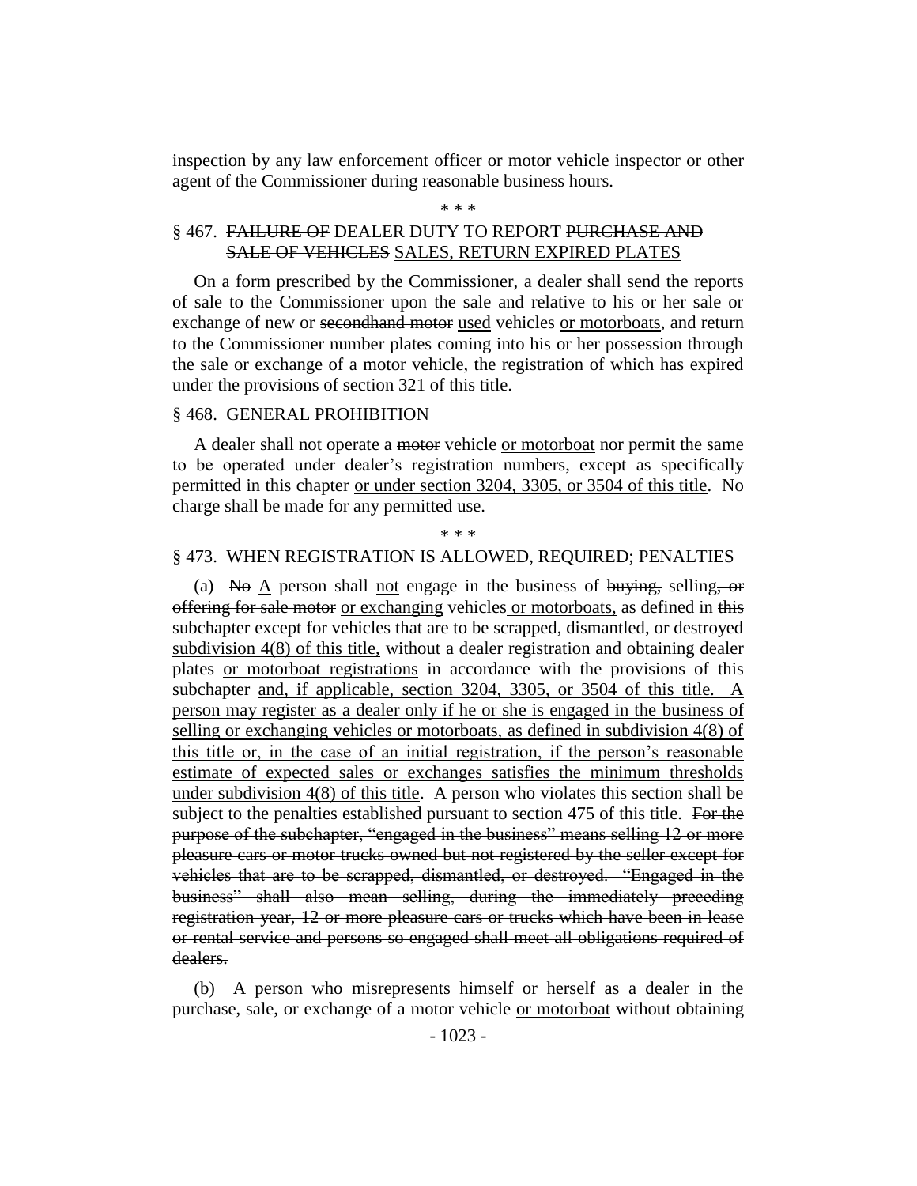inspection by any law enforcement officer or motor vehicle inspector or other agent of the Commissioner during reasonable business hours.

\* \* \*

§ 467. ~~FAILURE OF~~ DEALER <u>DUTY</u> TO REPORT ~~PURCHASE AND SALE OF VEHICLES~~ <u>SALES, RETURN EXPIRED PLATES</u>

On a form prescribed by the Commissioner, a dealer shall send the reports of sale to the Commissioner upon the sale and relative to his or her sale or exchange of new or ~~secondhand motor~~ <u>used</u> vehicles <u>or motorboats</u>, and return to the Commissioner number plates coming into his or her possession through the sale or exchange of a motor vehicle, the registration of which has expired under the provisions of section 321 of this title.

§ 468. GENERAL PROHIBITION

A dealer shall not operate a ~~motor~~ vehicle <u>or motorboat</u> nor permit the same to be operated under dealer's registration numbers, except as specifically permitted in this chapter <u>or under section 3204, 3305, or 3504 of this title</u>. No charge shall be made for any permitted use.

\* \* \*

§ 473. <u>WHEN REGISTRATION IS ALLOWED, REQUIRED;</u> PENALTIES

(a) ~~No~~ <u>A</u> person shall <u>not</u> engage in the business of ~~buying,~~ selling~~, or offering for sale motor~~ <u>or exchanging</u> vehicles<u> or motorboats,</u> as defined in ~~this subchapter except for vehicles that are to be scrapped, dismantled, or destroyed~~ <u>subdivision 4(8) of this title,</u> without a dealer registration and obtaining dealer plates <u>or motorboat registrations</u> in accordance with the provisions of this subchapter <u>and, if applicable, section 3204, 3305, or 3504 of this title. A person may register as a dealer only if he or she is engaged in the business of selling or exchanging vehicles or motorboats, as defined in subdivision 4(8) of this title or, in the case of an initial registration, if the person's reasonable estimate of expected sales or exchanges satisfies the minimum thresholds under subdivision 4(8) of this title</u>. A person who violates this section shall be subject to the penalties established pursuant to section 475 of this title. ~~For the purpose of the subchapter, "engaged in the business" means selling 12 or more pleasure cars or motor trucks owned but not registered by the seller except for vehicles that are to be scrapped, dismantled, or destroyed. "Engaged in the business" shall also mean selling, during the immediately preceding registration year, 12 or more pleasure cars or trucks which have been in lease or rental service and persons so engaged shall meet all obligations required of dealers.~~

(b) A person who misrepresents himself or herself as a dealer in the purchase, sale, or exchange of a ~~motor~~ vehicle <u>or motorboat</u> without ~~obtaining~~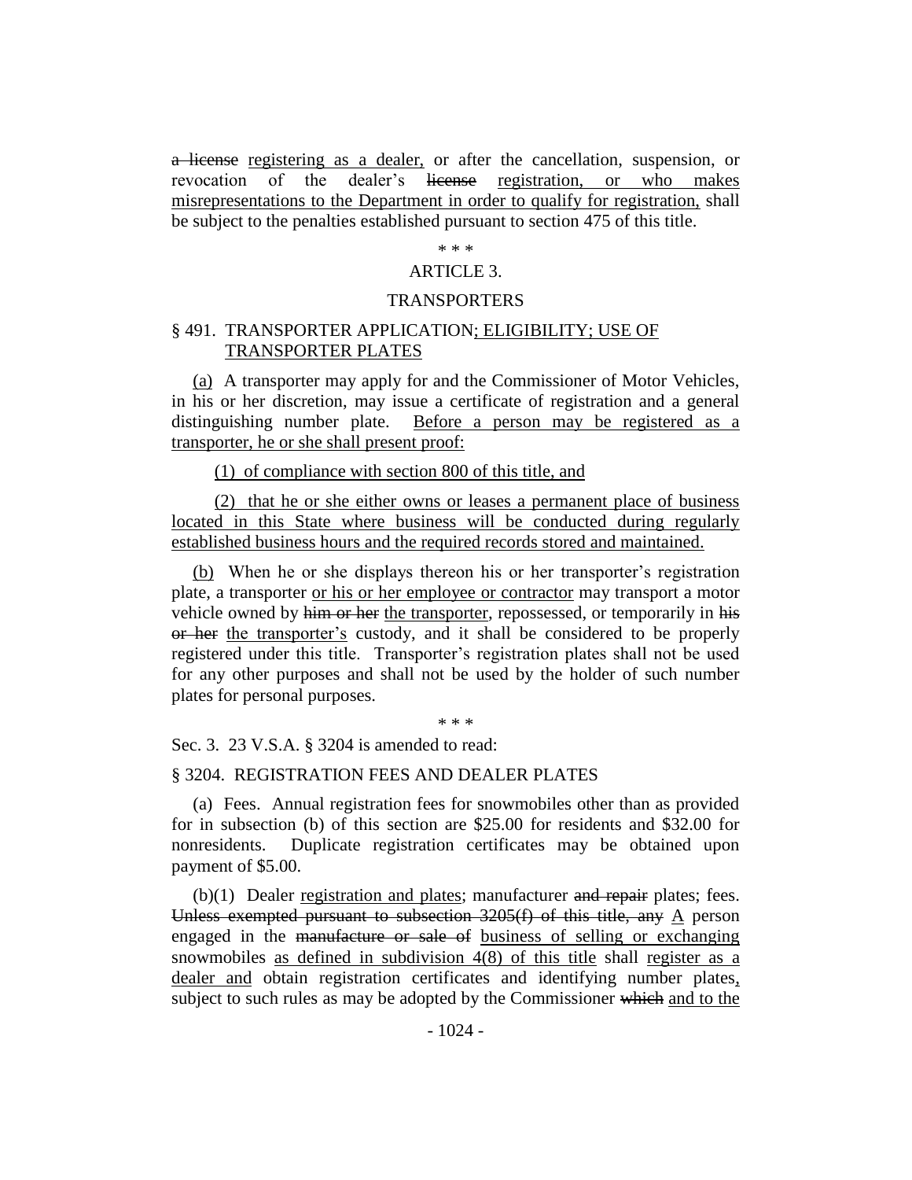a license registering as a dealer, or after the cancellation, suspension, or revocation of the dealer's license registration, or who makes misrepresentations to the Department in order to qualify for registration, shall be subject to the penalties established pursuant to section 475 of this title.

\* \* \*

ARTICLE 3.

TRANSPORTERS

§ 491. TRANSPORTER APPLICATION; ELIGIBILITY; USE OF TRANSPORTER PLATES

(a) A transporter may apply for and the Commissioner of Motor Vehicles, in his or her discretion, may issue a certificate of registration and a general distinguishing number plate. Before a person may be registered as a transporter, he or she shall present proof:

(1) of compliance with section 800 of this title, and

(2) that he or she either owns or leases a permanent place of business located in this State where business will be conducted during regularly established business hours and the required records stored and maintained.

(b) When he or she displays thereon his or her transporter's registration plate, a transporter or his or her employee or contractor may transport a motor vehicle owned by him or her the transporter, repossessed, or temporarily in his or her the transporter's custody, and it shall be considered to be properly registered under this title. Transporter's registration plates shall not be used for any other purposes and shall not be used by the holder of such number plates for personal purposes.

\* \* \*

Sec. 3. 23 V.S.A. § 3204 is amended to read:

§ 3204. REGISTRATION FEES AND DEALER PLATES

(a) Fees. Annual registration fees for snowmobiles other than as provided for in subsection (b) of this section are $25.00 for residents and $32.00 for nonresidents. Duplicate registration certificates may be obtained upon payment of $5.00.

(b)(1) Dealer registration and plates; manufacturer and repair plates; fees. Unless exempted pursuant to subsection 3205(f) of this title, any A person engaged in the manufacture or sale of business of selling or exchanging snowmobiles as defined in subdivision 4(8) of this title shall register as a dealer and obtain registration certificates and identifying number plates, subject to such rules as may be adopted by the Commissioner which and to the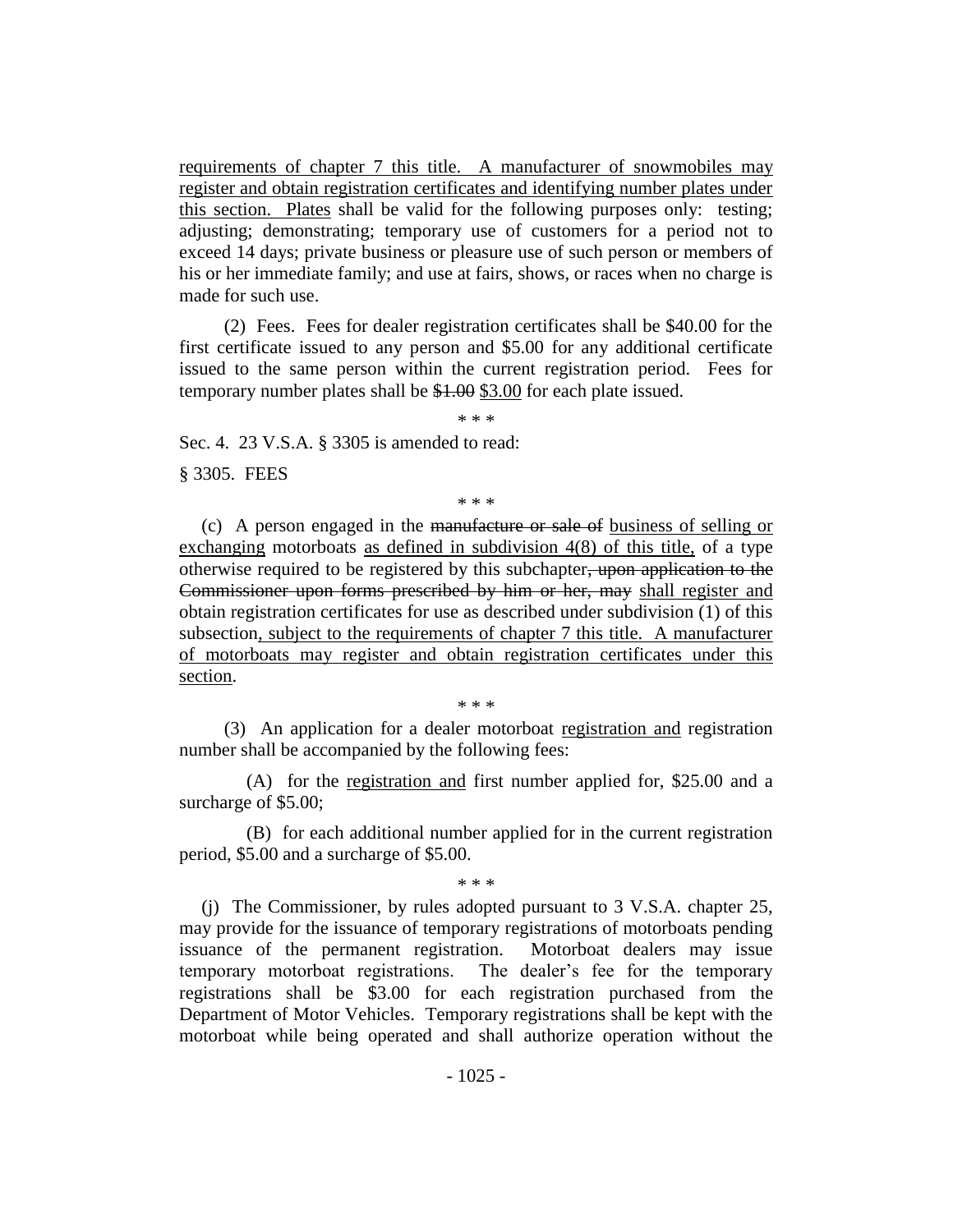requirements of chapter 7 this title. A manufacturer of snowmobiles may register and obtain registration certificates and identifying number plates under this section. Plates shall be valid for the following purposes only: testing; adjusting; demonstrating; temporary use of customers for a period not to exceed 14 days; private business or pleasure use of such person or members of his or her immediate family; and use at fairs, shows, or races when no charge is made for such use.

(2) Fees. Fees for dealer registration certificates shall be $40.00 for the first certificate issued to any person and $5.00 for any additional certificate issued to the same person within the current registration period. Fees for temporary number plates shall be ~~$1.00~~ $3.00 for each plate issued.

\* \* \*

Sec. 4. 23 V.S.A. § 3305 is amended to read:

§ 3305. FEES

\* \* \*

(c) A person engaged in the ~~manufacture or sale of~~ business of selling or exchanging motorboats as defined in subdivision 4(8) of this title, of a type otherwise required to be registered by this subchapter~~, upon application to the Commissioner upon forms prescribed by him or her, may~~ shall register and obtain registration certificates for use as described under subdivision (1) of this subsection, subject to the requirements of chapter 7 this title. A manufacturer of motorboats may register and obtain registration certificates under this section.

\* \* \*

(3) An application for a dealer motorboat registration and registration number shall be accompanied by the following fees:

(A) for the registration and first number applied for, $25.00 and a surcharge of $5.00;

(B) for each additional number applied for in the current registration period, $5.00 and a surcharge of $5.00.

\* \* \*

(j) The Commissioner, by rules adopted pursuant to 3 V.S.A. chapter 25, may provide for the issuance of temporary registrations of motorboats pending issuance of the permanent registration. Motorboat dealers may issue temporary motorboat registrations. The dealer's fee for the temporary registrations shall be $3.00 for each registration purchased from the Department of Motor Vehicles. Temporary registrations shall be kept with the motorboat while being operated and shall authorize operation without the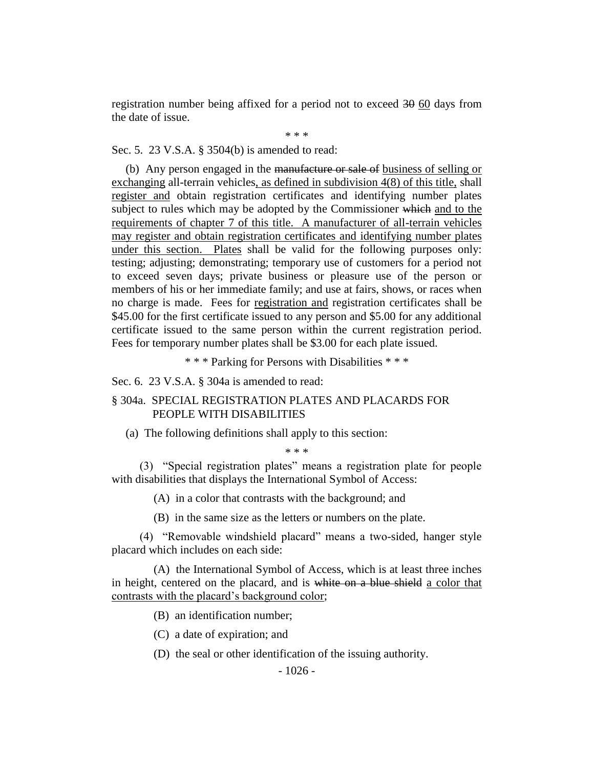registration number being affixed for a period not to exceed ~~30~~ 60 days from the date of issue.

\* \* \*

Sec. 5. 23 V.S.A. § 3504(b) is amended to read:

(b) Any person engaged in the ~~manufacture or sale of~~ business of selling or exchanging all-terrain vehicles, as defined in subdivision 4(8) of this title, shall register and obtain registration certificates and identifying number plates subject to rules which may be adopted by the Commissioner ~~which~~ and to the requirements of chapter 7 of this title. A manufacturer of all-terrain vehicles may register and obtain registration certificates and identifying number plates under this section. Plates shall be valid for the following purposes only: testing; adjusting; demonstrating; temporary use of customers for a period not to exceed seven days; private business or pleasure use of the person or members of his or her immediate family; and use at fairs, shows, or races when no charge is made. Fees for registration and registration certificates shall be $45.00 for the first certificate issued to any person and $5.00 for any additional certificate issued to the same person within the current registration period. Fees for temporary number plates shall be $3.00 for each plate issued.

\* \* \* Parking for Persons with Disabilities \* \* \*

Sec. 6. 23 V.S.A. § 304a is amended to read:

§ 304a. SPECIAL REGISTRATION PLATES AND PLACARDS FOR PEOPLE WITH DISABILITIES

(a) The following definitions shall apply to this section:

\* \* \*

(3) "Special registration plates" means a registration plate for people with disabilities that displays the International Symbol of Access:

(A) in a color that contrasts with the background; and

(B) in the same size as the letters or numbers on the plate.

(4) "Removable windshield placard" means a two-sided, hanger style placard which includes on each side:

(A) the International Symbol of Access, which is at least three inches in height, centered on the placard, and is ~~white on a blue shield~~ a color that contrasts with the placard's background color;

(B) an identification number;

(C) a date of expiration; and

(D) the seal or other identification of the issuing authority.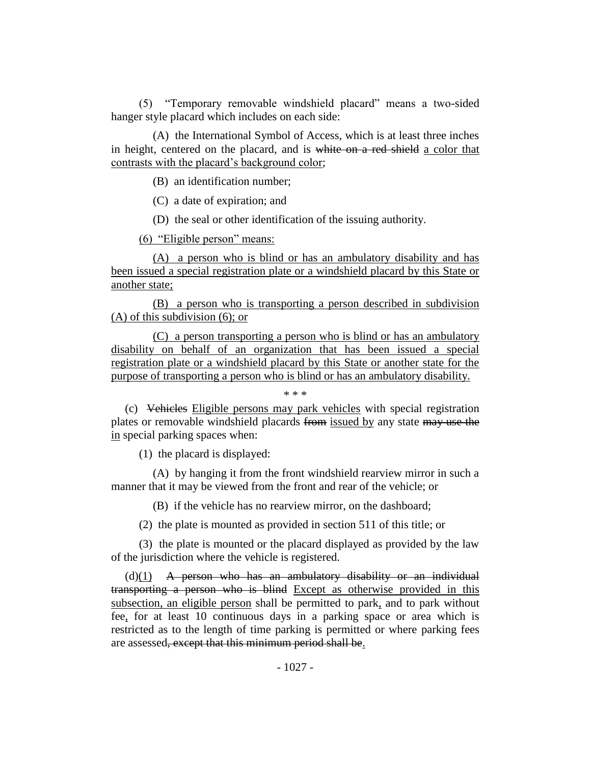(5) "Temporary removable windshield placard" means a two-sided hanger style placard which includes on each side:

(A) the International Symbol of Access, which is at least three inches in height, centered on the placard, and is ~~white on a red shield~~ <u>a color that contrasts with the placard's background color</u>;

(B) an identification number;

(C) a date of expiration; and

(D) the seal or other identification of the issuing authority.

<u>(6) "Eligible person" means:</u>

<u>(A) a person who is blind or has an ambulatory disability and has been issued a special registration plate or a windshield placard by this State or another state;</u>

<u>(B) a person who is transporting a person described in subdivision (A) of this subdivision (6); or</u>

<u>(C) a person transporting a person who is blind or has an ambulatory disability on behalf of an organization that has been issued a special registration plate or a windshield placard by this State or another state for the purpose of transporting a person who is blind or has an ambulatory disability.</u>

\* \* \*

(c) ~~Vehicles~~ <u>Eligible persons may park vehicles</u> with special registration plates or removable windshield placards ~~from~~ <u>issued by</u> any state ~~may use the~~ <u>in</u> special parking spaces when:

(1) the placard is displayed:

(A) by hanging it from the front windshield rearview mirror in such a manner that it may be viewed from the front and rear of the vehicle; or

(B) if the vehicle has no rearview mirror, on the dashboard;

(2) the plate is mounted as provided in section 511 of this title; or

(3) the plate is mounted or the placard displayed as provided by the law of the jurisdiction where the vehicle is registered.

(d)<u>(1)</u> ~~A person who has an ambulatory disability or an individual transporting a person who is blind~~ <u>Except as otherwise provided in this subsection, an eligible person</u> shall be permitted to park<u>,</u> and to park without fee<u>,</u> for at least 10 continuous days in a parking space or area which is restricted as to the length of time parking is permitted or where parking fees are assessed~~, except that this minimum period shall be~~<u>.</u>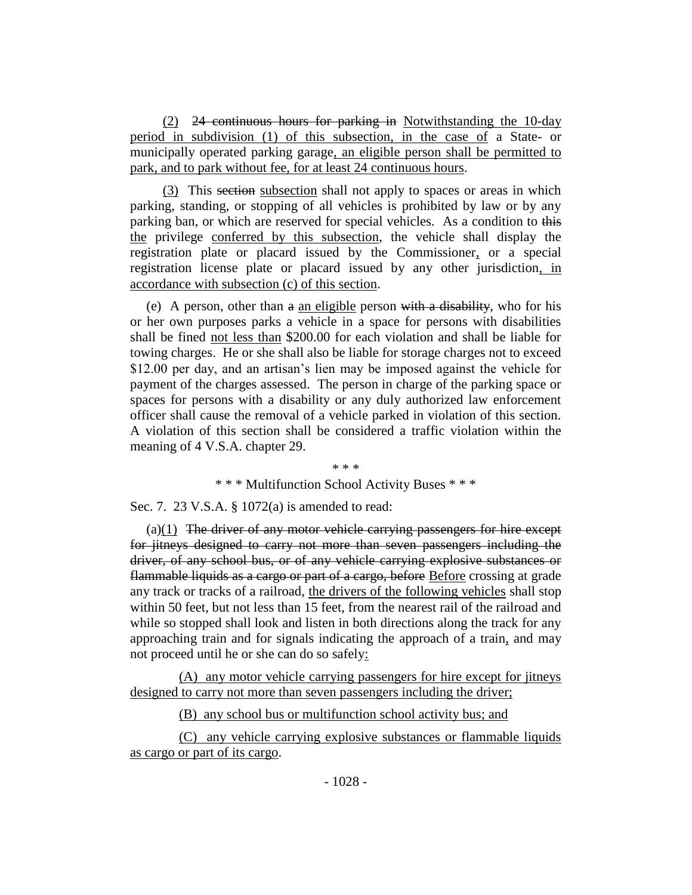(2) ~~24 continuous hours for parking in~~ Notwithstanding the 10-day period in subdivision (1) of this subsection, in the case of a State- or municipally operated parking garage, an eligible person shall be permitted to park, and to park without fee, for at least 24 continuous hours.

(3) This ~~section~~ subsection shall not apply to spaces or areas in which parking, standing, or stopping of all vehicles is prohibited by law or by any parking ban, or which are reserved for special vehicles. As a condition to ~~this~~ the privilege conferred by this subsection, the vehicle shall display the registration plate or placard issued by the Commissioner, or a special registration license plate or placard issued by any other jurisdiction, in accordance with subsection (c) of this section.

(e) A person, other than ~~a~~ an eligible person ~~with a disability~~, who for his or her own purposes parks a vehicle in a space for persons with disabilities shall be fined not less than $200.00 for each violation and shall be liable for towing charges. He or she shall also be liable for storage charges not to exceed $12.00 per day, and an artisan's lien may be imposed against the vehicle for payment of the charges assessed. The person in charge of the parking space or spaces for persons with a disability or any duly authorized law enforcement officer shall cause the removal of a vehicle parked in violation of this section. A violation of this section shall be considered a traffic violation within the meaning of 4 V.S.A. chapter 29.

\* \* \*

\* \* \* Multifunction School Activity Buses \* \* \*

Sec. 7. 23 V.S.A. § 1072(a) is amended to read:

(a)(1) ~~The driver of any motor vehicle carrying passengers for hire except for jitneys designed to carry not more than seven passengers including the driver, of any school bus, or of any vehicle carrying explosive substances or flammable liquids as a cargo or part of a cargo, before~~ Before crossing at grade any track or tracks of a railroad, the drivers of the following vehicles shall stop within 50 feet, but not less than 15 feet, from the nearest rail of the railroad and while so stopped shall look and listen in both directions along the track for any approaching train and for signals indicating the approach of a train, and may not proceed until he or she can do so safely:

(A) any motor vehicle carrying passengers for hire except for jitneys designed to carry not more than seven passengers including the driver;

(B) any school bus or multifunction school activity bus; and

(C) any vehicle carrying explosive substances or flammable liquids as cargo or part of its cargo.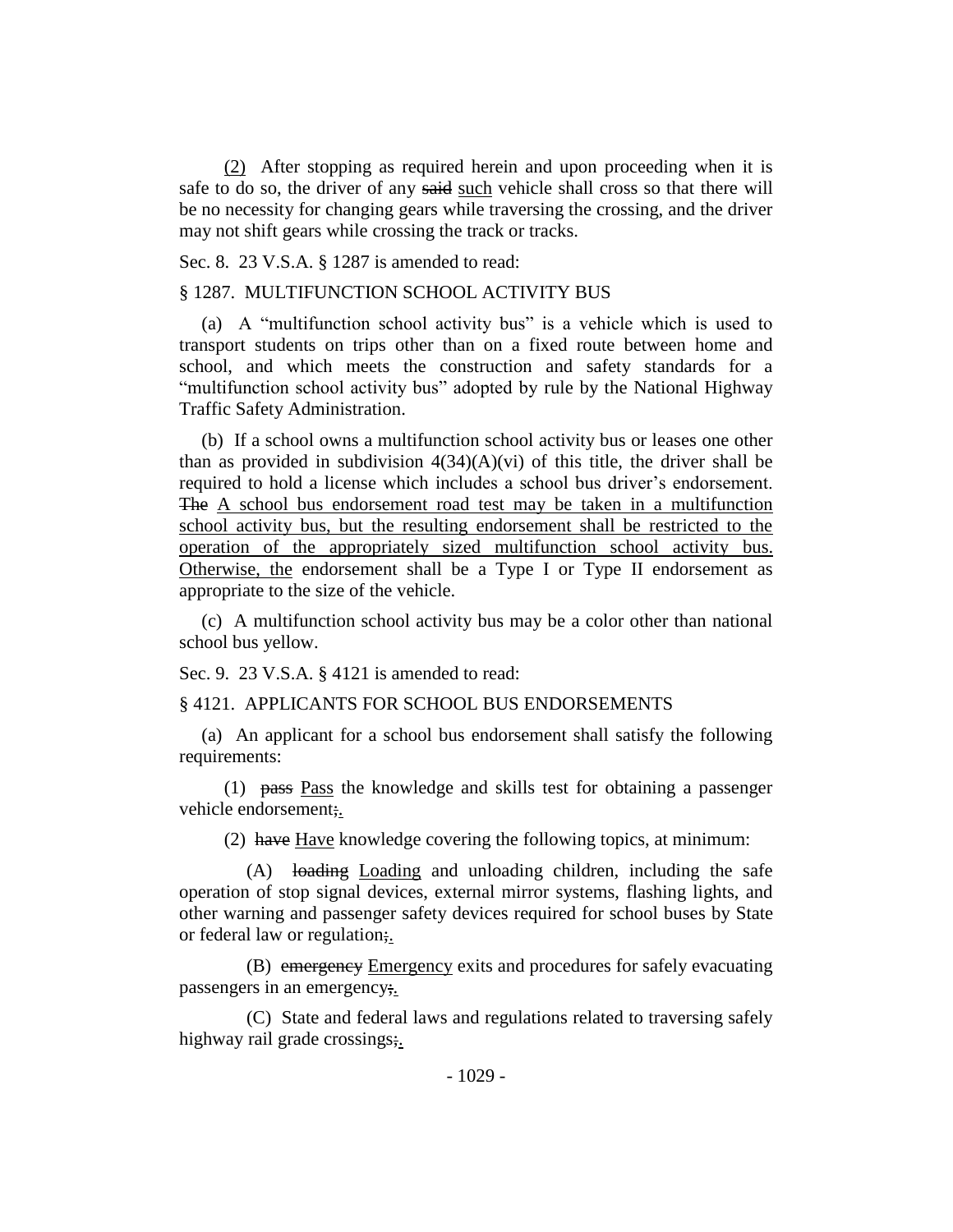(2) After stopping as required herein and upon proceeding when it is safe to do so, the driver of any ~~said~~ such vehicle shall cross so that there will be no necessity for changing gears while traversing the crossing, and the driver may not shift gears while crossing the track or tracks.

Sec. 8. 23 V.S.A. § 1287 is amended to read:

§ 1287. MULTIFUNCTION SCHOOL ACTIVITY BUS

(a) A "multifunction school activity bus" is a vehicle which is used to transport students on trips other than on a fixed route between home and school, and which meets the construction and safety standards for a "multifunction school activity bus" adopted by rule by the National Highway Traffic Safety Administration.

(b) If a school owns a multifunction school activity bus or leases one other than as provided in subdivision 4(34)(A)(vi) of this title, the driver shall be required to hold a license which includes a school bus driver's endorsement. ~~The~~ A school bus endorsement road test may be taken in a multifunction school activity bus, but the resulting endorsement shall be restricted to the operation of the appropriately sized multifunction school activity bus. Otherwise, the endorsement shall be a Type I or Type II endorsement as appropriate to the size of the vehicle.

(c) A multifunction school activity bus may be a color other than national school bus yellow.

Sec. 9. 23 V.S.A. § 4121 is amended to read:

§ 4121. APPLICANTS FOR SCHOOL BUS ENDORSEMENTS

(a) An applicant for a school bus endorsement shall satisfy the following requirements:

(1) ~~pass~~ Pass the knowledge and skills test for obtaining a passenger vehicle endorsement~~;~~.

(2) ~~have~~ Have knowledge covering the following topics, at minimum:

(A) ~~loading~~ Loading and unloading children, including the safe operation of stop signal devices, external mirror systems, flashing lights, and other warning and passenger safety devices required for school buses by State or federal law or regulation~~;~~.

(B) ~~emergency~~ Emergency exits and procedures for safely evacuating passengers in an emergency~~;~~.

(C) State and federal laws and regulations related to traversing safely highway rail grade crossings~~;~~.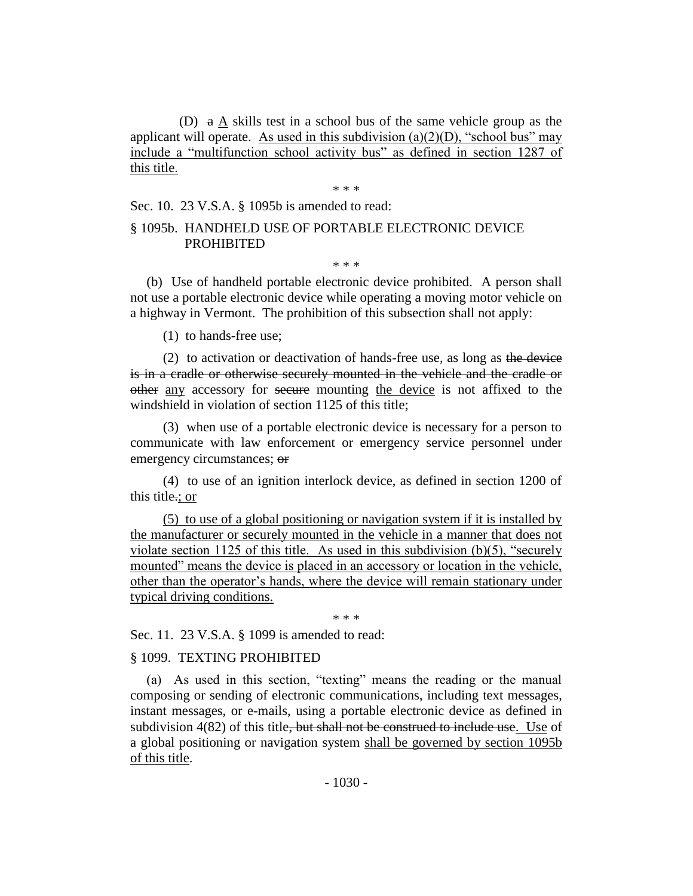(D) ~~a~~ A skills test in a school bus of the same vehicle group as the applicant will operate. As used in this subdivision (a)(2)(D), "school bus" may include a "multifunction school activity bus" as defined in section 1287 of this title.

\* \* \*

Sec. 10. 23 V.S.A. § 1095b is amended to read:

§ 1095b. HANDHELD USE OF PORTABLE ELECTRONIC DEVICE PROHIBITED

\* \* \*

(b) Use of handheld portable electronic device prohibited. A person shall not use a portable electronic device while operating a moving motor vehicle on a highway in Vermont. The prohibition of this subsection shall not apply:

(1) to hands-free use;

(2) to activation or deactivation of hands-free use, as long as ~~the device is in a cradle or otherwise securely mounted in the vehicle and the cradle or other~~ any accessory for ~~secure~~ mounting the device is not affixed to the windshield in violation of section 1125 of this title;

(3) when use of a portable electronic device is necessary for a person to communicate with law enforcement or emergency service personnel under emergency circumstances; ~~or~~

(4) to use of an ignition interlock device, as defined in section 1200 of this title~~.~~; or

(5) to use of a global positioning or navigation system if it is installed by the manufacturer or securely mounted in the vehicle in a manner that does not violate section 1125 of this title. As used in this subdivision (b)(5), "securely mounted" means the device is placed in an accessory or location in the vehicle, other than the operator's hands, where the device will remain stationary under typical driving conditions.

\* \* \*

Sec. 11. 23 V.S.A. § 1099 is amended to read:

§ 1099. TEXTING PROHIBITED

(a) As used in this section, "texting" means the reading or the manual composing or sending of electronic communications, including text messages, instant messages, or e-mails, using a portable electronic device as defined in subdivision 4(82) of this title~~, but shall not be construed to include use~~. Use of a global positioning or navigation system shall be governed by section 1095b of this title.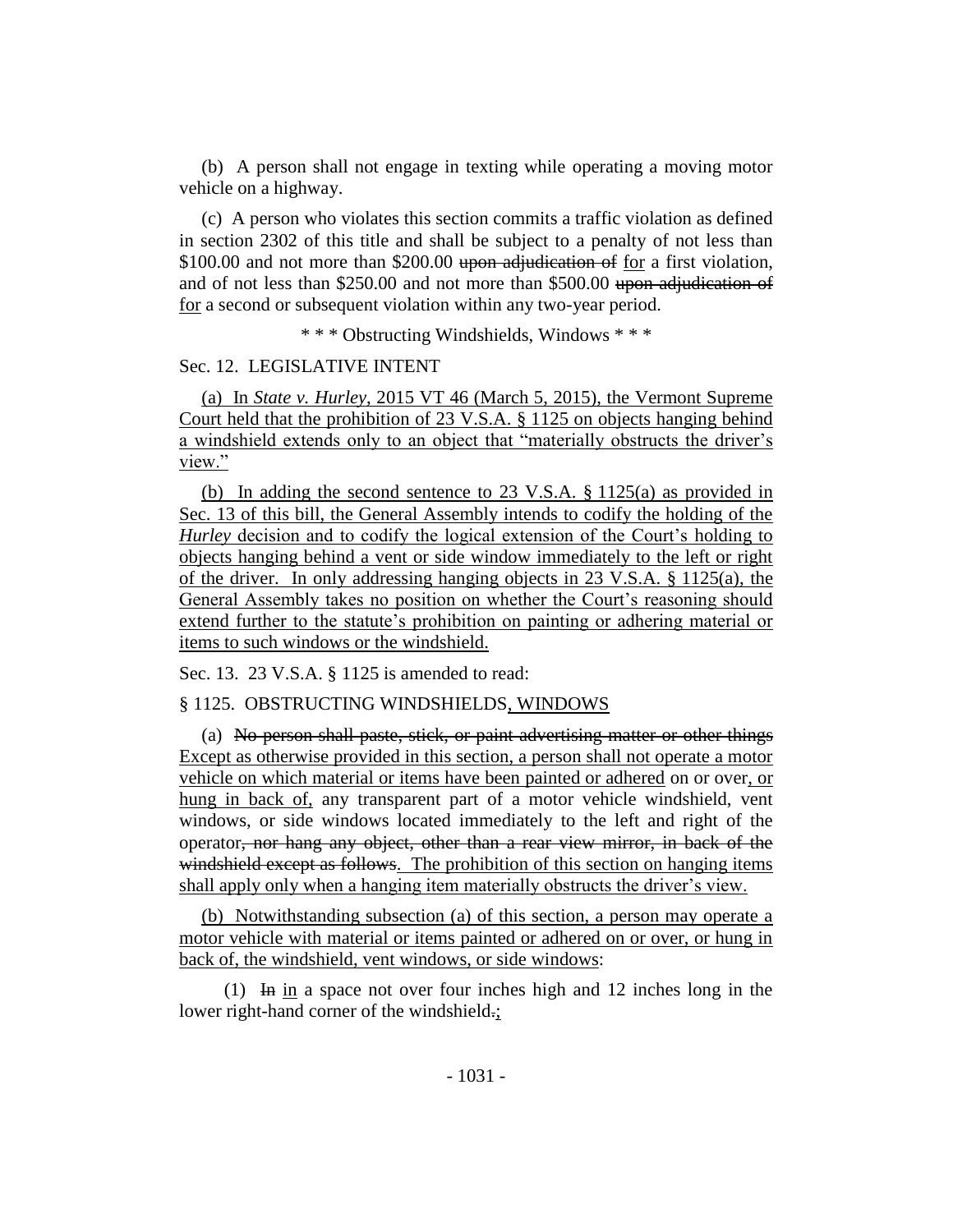(b) A person shall not engage in texting while operating a moving motor vehicle on a highway.

(c) A person who violates this section commits a traffic violation as defined in section 2302 of this title and shall be subject to a penalty of not less than \$100.00 and not more than \$200.00 ~~upon adjudication of~~ <u>for</u> a first violation, and of not less than \$250.00 and not more than \$500.00 ~~upon adjudication of~~ <u>for</u> a second or subsequent violation within any two-year period.

\* \* \* Obstructing Windshields, Windows \* \* \*

Sec. 12. LEGISLATIVE INTENT

<u>(a) In *State v. Hurley*, 2015 VT 46 (March 5, 2015), the Vermont Supreme Court held that the prohibition of 23 V.S.A. § 1125 on objects hanging behind a windshield extends only to an object that "materially obstructs the driver's view."</u>

<u>(b) In adding the second sentence to 23 V.S.A. § 1125(a) as provided in Sec. 13 of this bill, the General Assembly intends to codify the holding of the *Hurley* decision and to codify the logical extension of the Court's holding to objects hanging behind a vent or side window immediately to the left or right of the driver. In only addressing hanging objects in 23 V.S.A. § 1125(a), the General Assembly takes no position on whether the Court's reasoning should extend further to the statute's prohibition on painting or adhering material or items to such windows or the windshield.</u>

Sec. 13. 23 V.S.A. § 1125 is amended to read:

§ 1125. OBSTRUCTING WINDSHIELDS<u>, WINDOWS</u>

(a) ~~No person shall paste, stick, or paint advertising matter or other things~~ <u>Except as otherwise provided in this section, a person shall not operate a motor vehicle on which material or items have been painted or adhered</u> on or over<u>, or hung in back of,</u> any transparent part of a motor vehicle windshield, vent windows, or side windows located immediately to the left and right of the operator~~, nor hang any object, other than a rear view mirror, in back of the windshield except as follows~~. <u>The prohibition of this section on hanging items shall apply only when a hanging item materially obstructs the driver's view.</u>

<u>(b) Notwithstanding subsection (a) of this section, a person may operate a motor vehicle with material or items painted or adhered on or over, or hung in back of, the windshield, vent windows, or side windows</u>:

(1) ~~In~~ <u>in</u> a space not over four inches high and 12 inches long in the lower right-hand corner of the windshield~~.~~<u>;</u>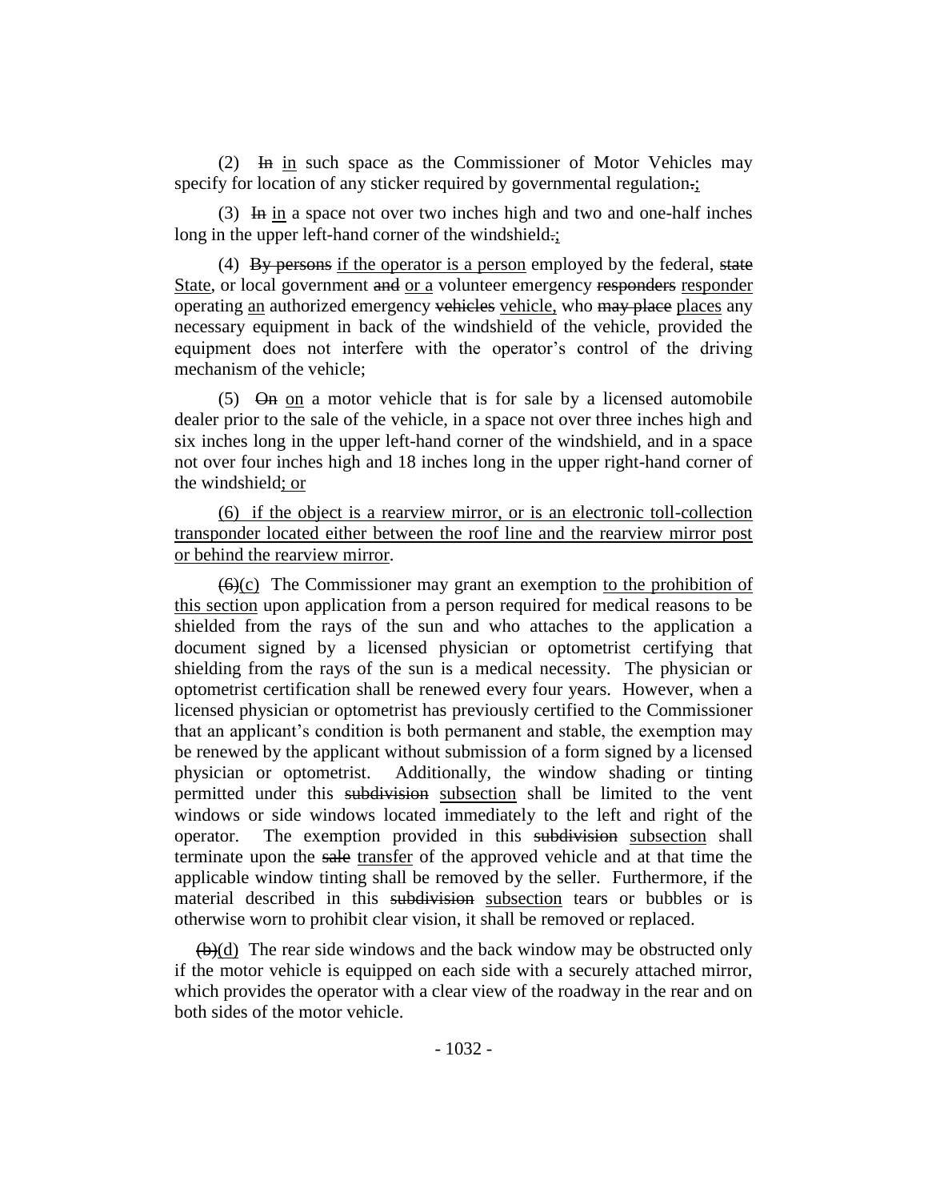(2) ~~In~~ in such space as the Commissioner of Motor Vehicles may specify for location of any sticker required by governmental regulation~~.~~;

(3) ~~In~~ in a space not over two inches high and two and one-half inches long in the upper left-hand corner of the windshield~~.~~;

(4) ~~By persons~~ if the operator is a person employed by the federal, ~~state~~ State, or local government ~~and~~ or a volunteer emergency ~~responders~~ responder operating an authorized emergency ~~vehicles~~ vehicle, who ~~may place~~ places any necessary equipment in back of the windshield of the vehicle, provided the equipment does not interfere with the operator's control of the driving mechanism of the vehicle;

(5) ~~On~~ on a motor vehicle that is for sale by a licensed automobile dealer prior to the sale of the vehicle, in a space not over three inches high and six inches long in the upper left-hand corner of the windshield, and in a space not over four inches high and 18 inches long in the upper right-hand corner of the windshield; or

(6) if the object is a rearview mirror, or is an electronic toll-collection transponder located either between the roof line and the rearview mirror post or behind the rearview mirror.

~~(6)~~(c) The Commissioner may grant an exemption to the prohibition of this section upon application from a person required for medical reasons to be shielded from the rays of the sun and who attaches to the application a document signed by a licensed physician or optometrist certifying that shielding from the rays of the sun is a medical necessity. The physician or optometrist certification shall be renewed every four years. However, when a licensed physician or optometrist has previously certified to the Commissioner that an applicant's condition is both permanent and stable, the exemption may be renewed by the applicant without submission of a form signed by a licensed physician or optometrist. Additionally, the window shading or tinting permitted under this ~~subdivision~~ subsection shall be limited to the vent windows or side windows located immediately to the left and right of the operator. The exemption provided in this ~~subdivision~~ subsection shall terminate upon the ~~sale~~ transfer of the approved vehicle and at that time the applicable window tinting shall be removed by the seller. Furthermore, if the material described in this ~~subdivision~~ subsection tears or bubbles or is otherwise worn to prohibit clear vision, it shall be removed or replaced.

~~(b)~~(d) The rear side windows and the back window may be obstructed only if the motor vehicle is equipped on each side with a securely attached mirror, which provides the operator with a clear view of the roadway in the rear and on both sides of the motor vehicle.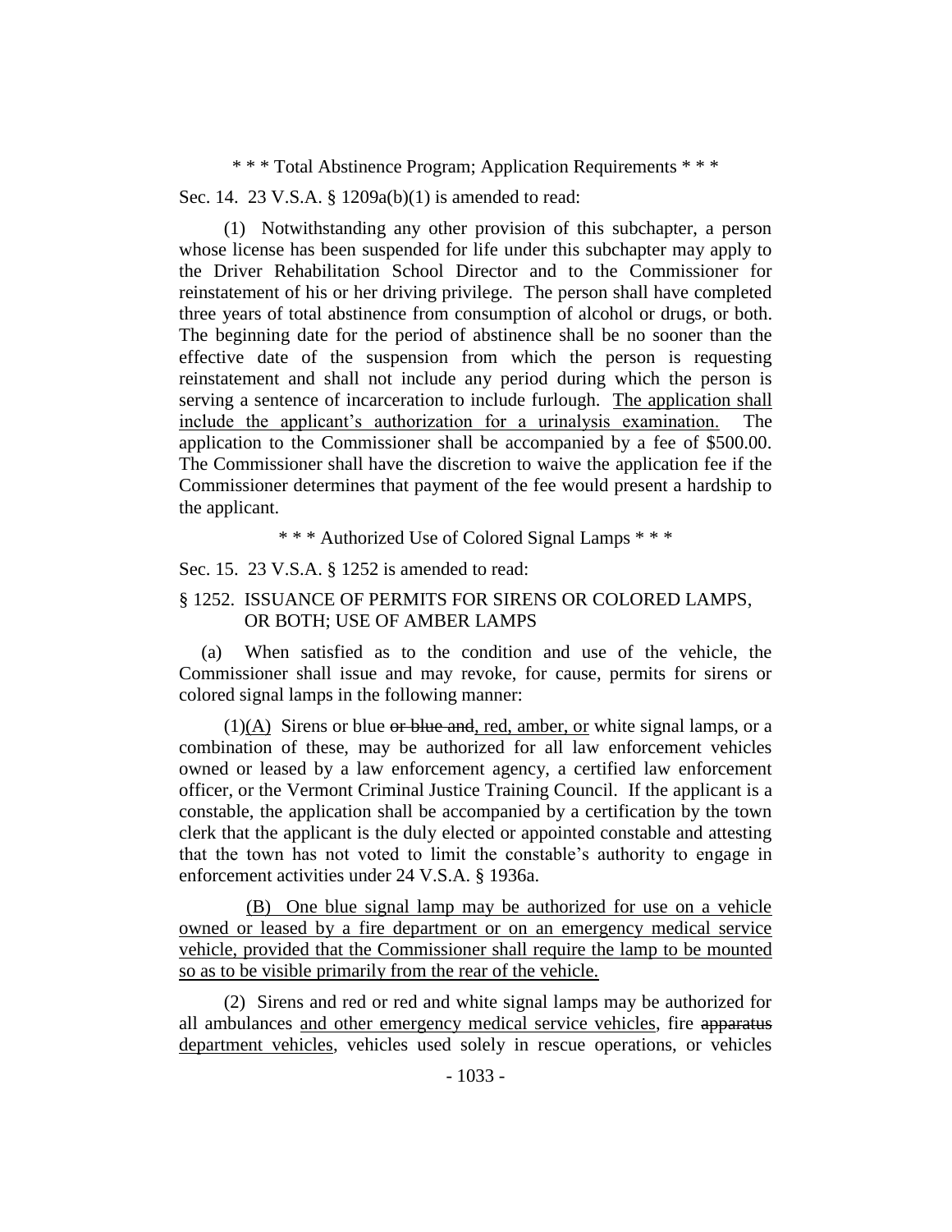\* \* \* Total Abstinence Program; Application Requirements \* \* \*

Sec. 14. 23 V.S.A. § 1209a(b)(1) is amended to read:

(1) Notwithstanding any other provision of this subchapter, a person whose license has been suspended for life under this subchapter may apply to the Driver Rehabilitation School Director and to the Commissioner for reinstatement of his or her driving privilege. The person shall have completed three years of total abstinence from consumption of alcohol or drugs, or both. The beginning date for the period of abstinence shall be no sooner than the effective date of the suspension from which the person is requesting reinstatement and shall not include any period during which the person is serving a sentence of incarceration to include furlough. <u>The application shall include the applicant's authorization for a urinalysis examination.</u> The application to the Commissioner shall be accompanied by a fee of \$500.00. The Commissioner shall have the discretion to waive the application fee if the Commissioner determines that payment of the fee would present a hardship to the applicant.

\* \* \* Authorized Use of Colored Signal Lamps \* \* \*

Sec. 15. 23 V.S.A. § 1252 is amended to read:

§ 1252. ISSUANCE OF PERMITS FOR SIRENS OR COLORED LAMPS, OR BOTH; USE OF AMBER LAMPS

(a) When satisfied as to the condition and use of the vehicle, the Commissioner shall issue and may revoke, for cause, permits for sirens or colored signal lamps in the following manner:

(1)<u>(A)</u> Sirens or blue ~~or blue and~~<u>, red, amber, or</u> white signal lamps, or a combination of these, may be authorized for all law enforcement vehicles owned or leased by a law enforcement agency, a certified law enforcement officer, or the Vermont Criminal Justice Training Council. If the applicant is a constable, the application shall be accompanied by a certification by the town clerk that the applicant is the duly elected or appointed constable and attesting that the town has not voted to limit the constable's authority to engage in enforcement activities under 24 V.S.A. § 1936a.

<u>(B) One blue signal lamp may be authorized for use on a vehicle owned or leased by a fire department or on an emergency medical service vehicle, provided that the Commissioner shall require the lamp to be mounted so as to be visible primarily from the rear of the vehicle.</u>

(2) Sirens and red or red and white signal lamps may be authorized for all ambulances <u>and other emergency medical service vehicles</u>, fire ~~apparatus~~ <u>department vehicles</u>, vehicles used solely in rescue operations, or vehicles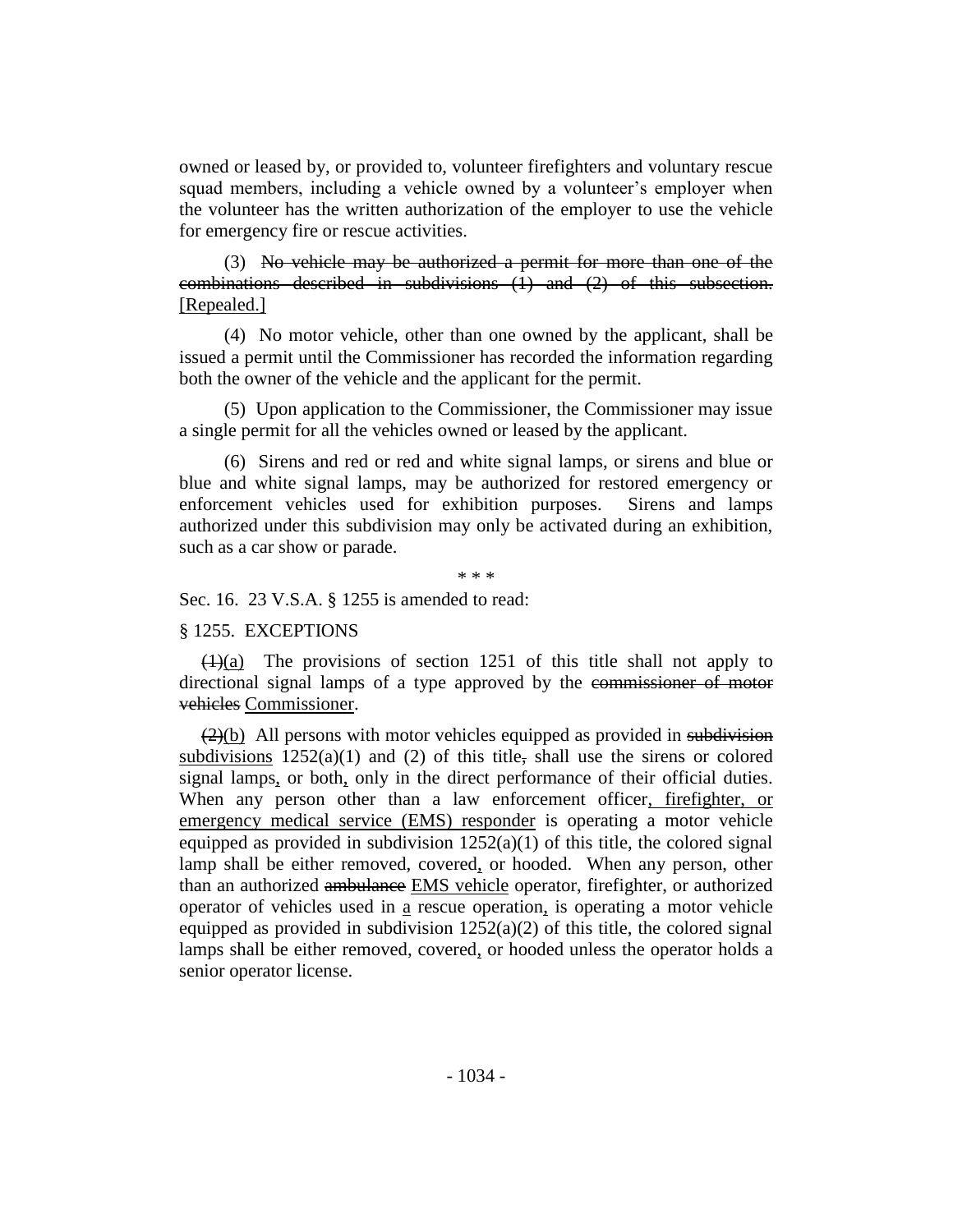owned or leased by, or provided to, volunteer firefighters and voluntary rescue squad members, including a vehicle owned by a volunteer's employer when the volunteer has the written authorization of the employer to use the vehicle for emergency fire or rescue activities.

(3) ~~No vehicle may be authorized a permit for more than one of the combinations described in subdivisions (1) and (2) of this subsection.~~ [Repealed.]

(4) No motor vehicle, other than one owned by the applicant, shall be issued a permit until the Commissioner has recorded the information regarding both the owner of the vehicle and the applicant for the permit.

(5) Upon application to the Commissioner, the Commissioner may issue a single permit for all the vehicles owned or leased by the applicant.

(6) Sirens and red or red and white signal lamps, or sirens and blue or blue and white signal lamps, may be authorized for restored emergency or enforcement vehicles used for exhibition purposes. Sirens and lamps authorized under this subdivision may only be activated during an exhibition, such as a car show or parade.

\* \* \*

Sec. 16. 23 V.S.A. § 1255 is amended to read:

§ 1255. EXCEPTIONS

~~(1)~~(a) The provisions of section 1251 of this title shall not apply to directional signal lamps of a type approved by the ~~commissioner of motor vehicles~~ Commissioner.

~~(2)~~(b) All persons with motor vehicles equipped as provided in ~~subdivision~~ subdivisions 1252(a)(1) and (2) of this title~~,~~ shall use the sirens or colored signal lamps, or both, only in the direct performance of their official duties. When any person other than a law enforcement officer, firefighter, or emergency medical service (EMS) responder is operating a motor vehicle equipped as provided in subdivision 1252(a)(1) of this title, the colored signal lamp shall be either removed, covered, or hooded. When any person, other than an authorized ~~ambulance~~ EMS vehicle operator, firefighter, or authorized operator of vehicles used in a rescue operation, is operating a motor vehicle equipped as provided in subdivision 1252(a)(2) of this title, the colored signal lamps shall be either removed, covered, or hooded unless the operator holds a senior operator license.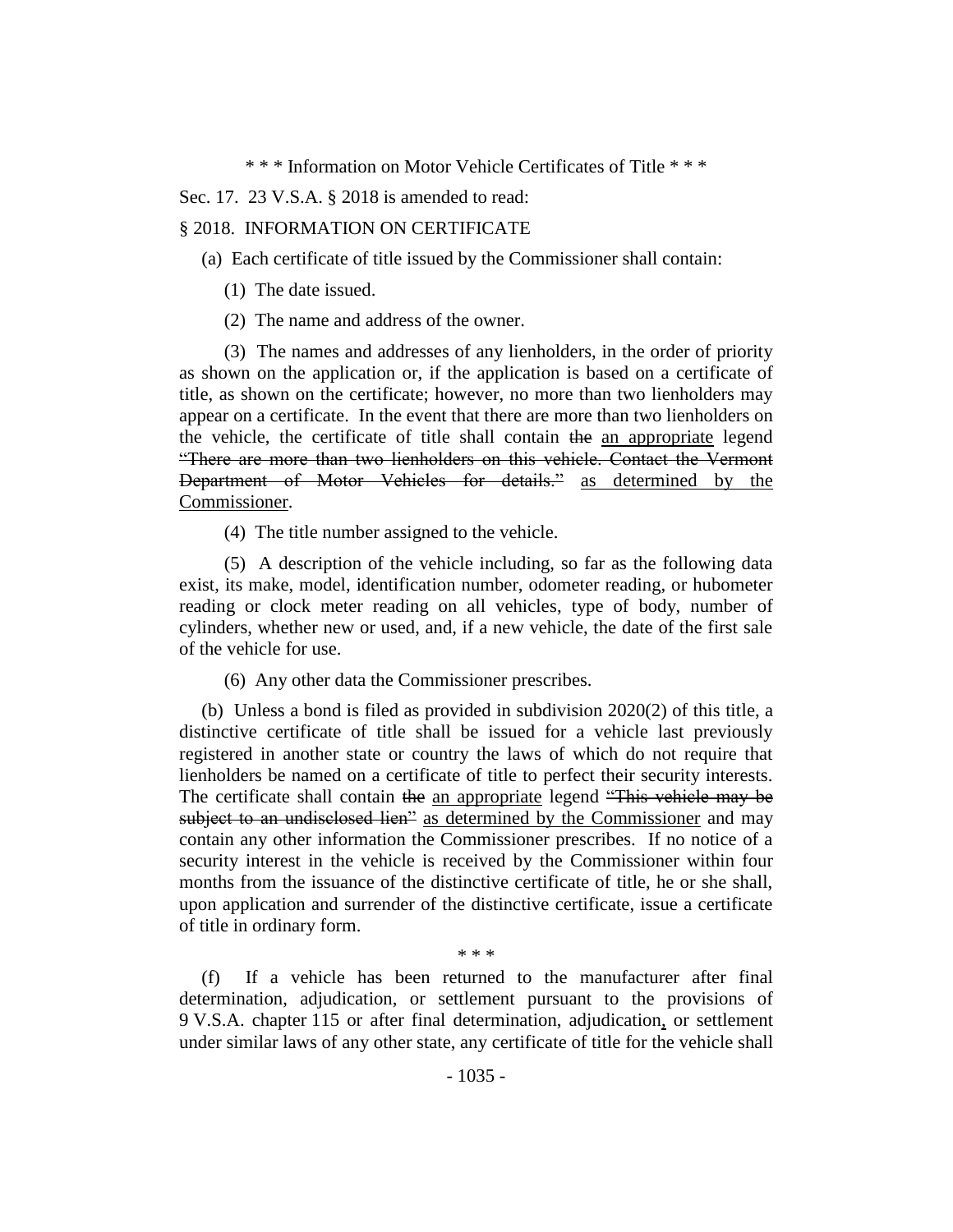\* \* \* Information on Motor Vehicle Certificates of Title \* \* \*

Sec. 17. 23 V.S.A. § 2018 is amended to read:

§ 2018. INFORMATION ON CERTIFICATE

(a) Each certificate of title issued by the Commissioner shall contain:

(1) The date issued.

(2) The name and address of the owner.

(3) The names and addresses of any lienholders, in the order of priority as shown on the application or, if the application is based on a certificate of title, as shown on the certificate; however, no more than two lienholders may appear on a certificate. In the event that there are more than two lienholders on the vehicle, the certificate of title shall contain ~~the~~ <u>an appropriate</u> legend ~~"There are more than two lienholders on this vehicle. Contact the Vermont Department of Motor Vehicles for details."~~ <u>as determined by the Commissioner</u>.

(4) The title number assigned to the vehicle.

(5) A description of the vehicle including, so far as the following data exist, its make, model, identification number, odometer reading, or hubometer reading or clock meter reading on all vehicles, type of body, number of cylinders, whether new or used, and, if a new vehicle, the date of the first sale of the vehicle for use.

(6) Any other data the Commissioner prescribes.

(b) Unless a bond is filed as provided in subdivision 2020(2) of this title, a distinctive certificate of title shall be issued for a vehicle last previously registered in another state or country the laws of which do not require that lienholders be named on a certificate of title to perfect their security interests. The certificate shall contain ~~the~~ <u>an appropriate</u> legend ~~"This vehicle may be subject to an undisclosed lien"~~ <u>as determined by the Commissioner</u> and may contain any other information the Commissioner prescribes. If no notice of a security interest in the vehicle is received by the Commissioner within four months from the issuance of the distinctive certificate of title, he or she shall, upon application and surrender of the distinctive certificate, issue a certificate of title in ordinary form.

\* \* \*

(f) If a vehicle has been returned to the manufacturer after final determination, adjudication, or settlement pursuant to the provisions of 9 V.S.A. chapter 115 or after final determination, adjudication<u>,</u> or settlement under similar laws of any other state, any certificate of title for the vehicle shall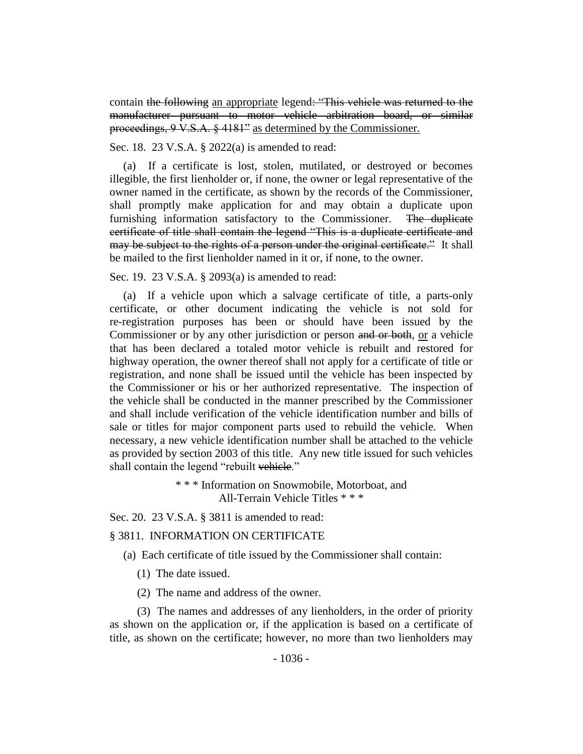contain ~~the following~~ <u>an appropriate</u> legend~~: "This vehicle was returned to the manufacturer pursuant to motor vehicle arbitration board, or similar proceedings, 9 V.S.A. § 4181"~~ <u>as determined by the Commissioner.</u>

Sec. 18. 23 V.S.A. § 2022(a) is amended to read:

(a) If a certificate is lost, stolen, mutilated, or destroyed or becomes illegible, the first lienholder or, if none, the owner or legal representative of the owner named in the certificate, as shown by the records of the Commissioner, shall promptly make application for and may obtain a duplicate upon furnishing information satisfactory to the Commissioner. ~~The duplicate certificate of title shall contain the legend "This is a duplicate certificate and may be subject to the rights of a person under the original certificate."~~ It shall be mailed to the first lienholder named in it or, if none, to the owner.

Sec. 19. 23 V.S.A. § 2093(a) is amended to read:

(a) If a vehicle upon which a salvage certificate of title, a parts-only certificate, or other document indicating the vehicle is not sold for re-registration purposes has been or should have been issued by the Commissioner or by any other jurisdiction or person ~~and or both~~, <u>or</u> a vehicle that has been declared a totaled motor vehicle is rebuilt and restored for highway operation, the owner thereof shall not apply for a certificate of title or registration, and none shall be issued until the vehicle has been inspected by the Commissioner or his or her authorized representative. The inspection of the vehicle shall be conducted in the manner prescribed by the Commissioner and shall include verification of the vehicle identification number and bills of sale or titles for major component parts used to rebuild the vehicle. When necessary, a new vehicle identification number shall be attached to the vehicle as provided by section 2003 of this title. Any new title issued for such vehicles shall contain the legend "rebuilt ~~vehicle~~."

\* \* \* Information on Snowmobile, Motorboat, and All-Terrain Vehicle Titles \* \* \*

Sec. 20. 23 V.S.A. § 3811 is amended to read:

§ 3811. INFORMATION ON CERTIFICATE

(a) Each certificate of title issued by the Commissioner shall contain:

(1) The date issued.

(2) The name and address of the owner.

(3) The names and addresses of any lienholders, in the order of priority as shown on the application or, if the application is based on a certificate of title, as shown on the certificate; however, no more than two lienholders may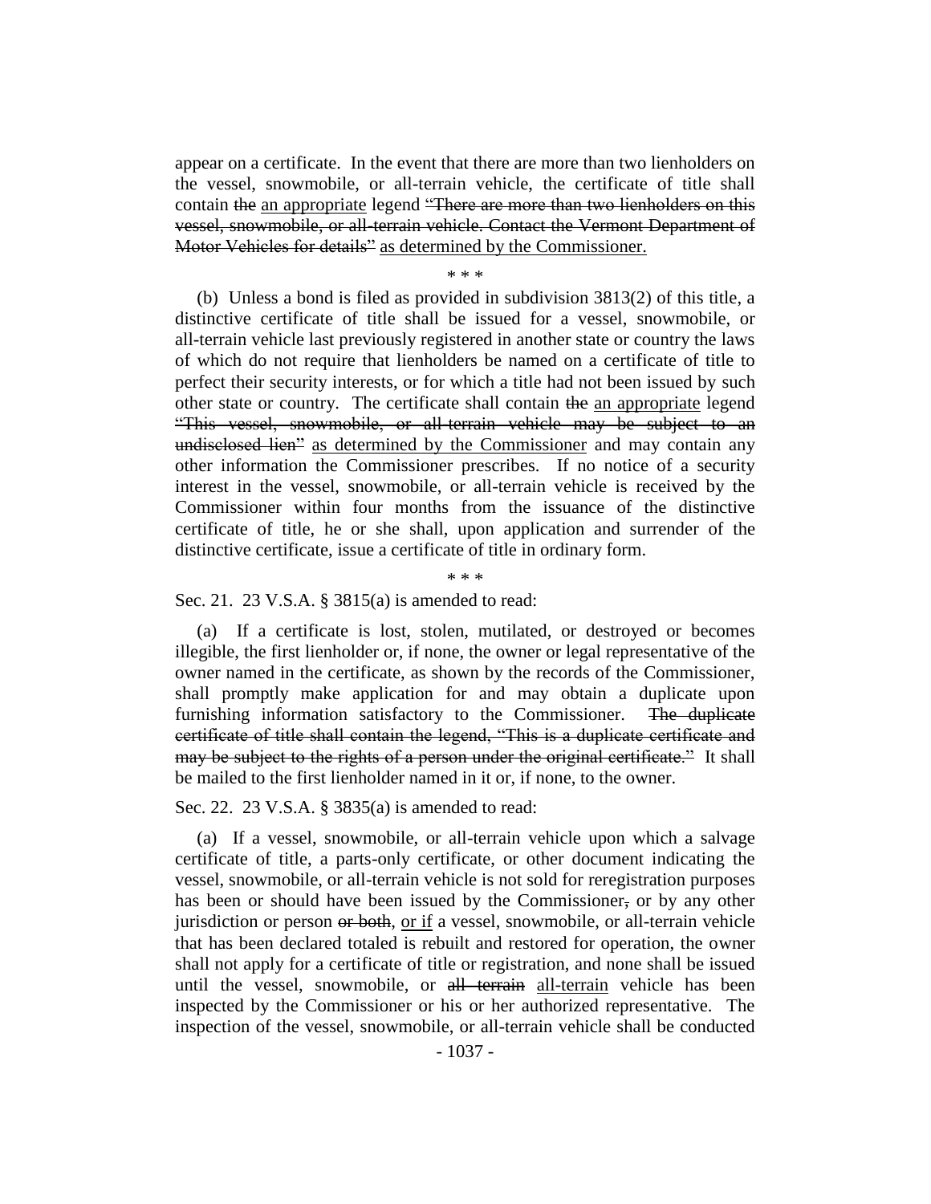appear on a certificate. In the event that there are more than two lienholders on the vessel, snowmobile, or all-terrain vehicle, the certificate of title shall contain ~~the~~ an appropriate legend ~~"There are more than two lienholders on this vessel, snowmobile, or all-terrain vehicle. Contact the Vermont Department of Motor Vehicles for details"~~ as determined by the Commissioner.

\* \* \*

(b) Unless a bond is filed as provided in subdivision 3813(2) of this title, a distinctive certificate of title shall be issued for a vessel, snowmobile, or all-terrain vehicle last previously registered in another state or country the laws of which do not require that lienholders be named on a certificate of title to perfect their security interests, or for which a title had not been issued by such other state or country. The certificate shall contain ~~the~~ an appropriate legend ~~"This vessel, snowmobile, or all-terrain vehicle may be subject to an undisclosed lien"~~ as determined by the Commissioner and may contain any other information the Commissioner prescribes. If no notice of a security interest in the vessel, snowmobile, or all-terrain vehicle is received by the Commissioner within four months from the issuance of the distinctive certificate of title, he or she shall, upon application and surrender of the distinctive certificate, issue a certificate of title in ordinary form.

\* \* \*

Sec. 21. 23 V.S.A. § 3815(a) is amended to read:

(a) If a certificate is lost, stolen, mutilated, or destroyed or becomes illegible, the first lienholder or, if none, the owner or legal representative of the owner named in the certificate, as shown by the records of the Commissioner, shall promptly make application for and may obtain a duplicate upon furnishing information satisfactory to the Commissioner. ~~The duplicate certificate of title shall contain the legend, "This is a duplicate certificate and may be subject to the rights of a person under the original certificate."~~ It shall be mailed to the first lienholder named in it or, if none, to the owner.

Sec. 22. 23 V.S.A. § 3835(a) is amended to read:

(a) If a vessel, snowmobile, or all-terrain vehicle upon which a salvage certificate of title, a parts-only certificate, or other document indicating the vessel, snowmobile, or all-terrain vehicle is not sold for reregistration purposes has been or should have been issued by the Commissioner~~,~~ or by any other jurisdiction or person ~~or both~~, or if a vessel, snowmobile, or all-terrain vehicle that has been declared totaled is rebuilt and restored for operation, the owner shall not apply for a certificate of title or registration, and none shall be issued until the vessel, snowmobile, or ~~all terrain~~ all-terrain vehicle has been inspected by the Commissioner or his or her authorized representative. The inspection of the vessel, snowmobile, or all-terrain vehicle shall be conducted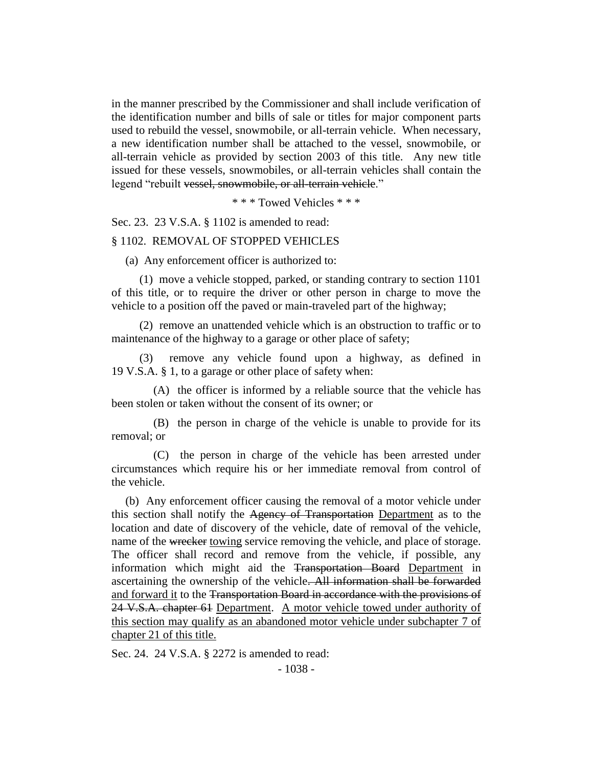in the manner prescribed by the Commissioner and shall include verification of the identification number and bills of sale or titles for major component parts used to rebuild the vessel, snowmobile, or all-terrain vehicle. When necessary, a new identification number shall be attached to the vessel, snowmobile, or all-terrain vehicle as provided by section 2003 of this title. Any new title issued for these vessels, snowmobiles, or all-terrain vehicles shall contain the legend "rebuilt ~~vessel, snowmobile, or all-terrain vehicle~~."

\* \* \* Towed Vehicles \* \* \*

Sec. 23. 23 V.S.A. § 1102 is amended to read:

§ 1102. REMOVAL OF STOPPED VEHICLES

(a) Any enforcement officer is authorized to:

(1) move a vehicle stopped, parked, or standing contrary to section 1101 of this title, or to require the driver or other person in charge to move the vehicle to a position off the paved or main-traveled part of the highway;

(2) remove an unattended vehicle which is an obstruction to traffic or to maintenance of the highway to a garage or other place of safety;

(3) remove any vehicle found upon a highway, as defined in 19 V.S.A. § 1, to a garage or other place of safety when:

(A) the officer is informed by a reliable source that the vehicle has been stolen or taken without the consent of its owner; or

(B) the person in charge of the vehicle is unable to provide for its removal; or

(C) the person in charge of the vehicle has been arrested under circumstances which require his or her immediate removal from control of the vehicle.

(b) Any enforcement officer causing the removal of a motor vehicle under this section shall notify the ~~Agency of Transportation~~ <u>Department</u> as to the location and date of discovery of the vehicle, date of removal of the vehicle, name of the ~~wrecker~~ <u>towing</u> service removing the vehicle, and place of storage. The officer shall record and remove from the vehicle, if possible, any information which might aid the ~~Transportation Board~~ <u>Department</u> in ascertaining the ownership of the vehicle~~. All information shall be forwarded~~ <u>and forward it</u> to the ~~Transportation Board in accordance with the provisions of 24 V.S.A. chapter 61~~ <u>Department</u>. <u>A motor vehicle towed under authority of this section may qualify as an abandoned motor vehicle under subchapter 7 of chapter 21 of this title.</u>

Sec. 24. 24 V.S.A. § 2272 is amended to read: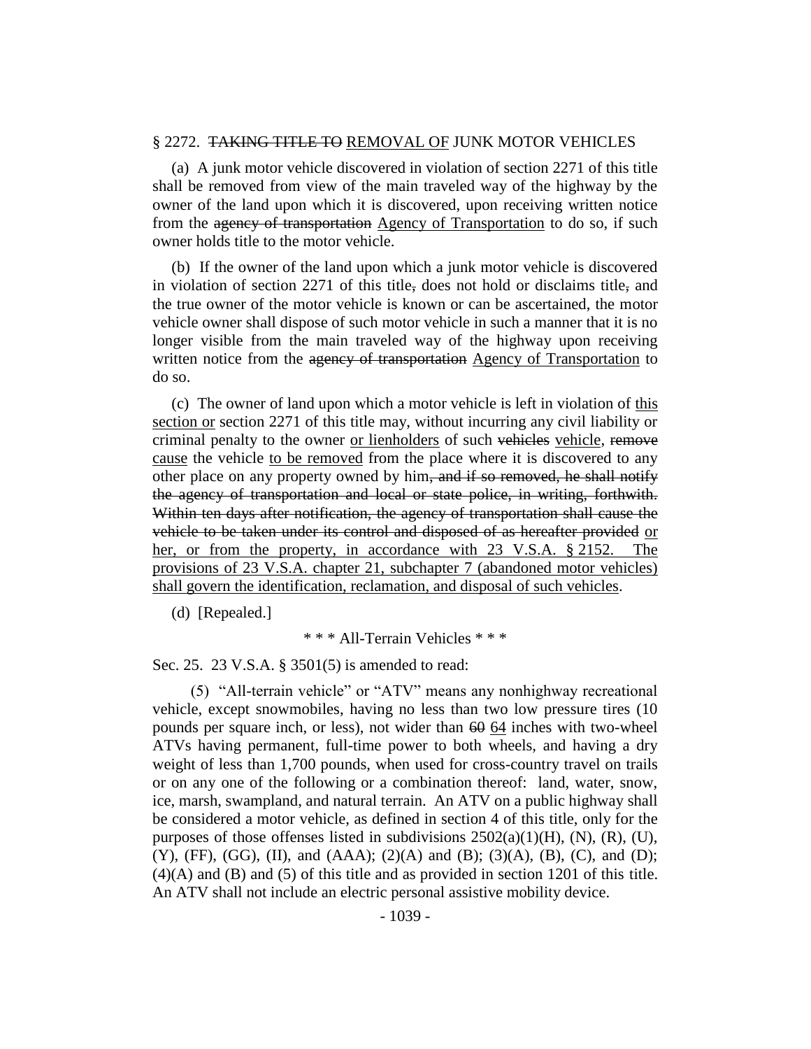§ 2272. ~~TAKING TITLE TO~~ <u>REMOVAL OF</u> JUNK MOTOR VEHICLES

(a) A junk motor vehicle discovered in violation of section 2271 of this title shall be removed from view of the main traveled way of the highway by the owner of the land upon which it is discovered, upon receiving written notice from the ~~agency of transportation~~ <u>Agency of Transportation</u> to do so, if such owner holds title to the motor vehicle.

(b) If the owner of the land upon which a junk motor vehicle is discovered in violation of section 2271 of this title~~,~~ does not hold or disclaims title~~,~~ and the true owner of the motor vehicle is known or can be ascertained, the motor vehicle owner shall dispose of such motor vehicle in such a manner that it is no longer visible from the main traveled way of the highway upon receiving written notice from the ~~agency of transportation~~ <u>Agency of Transportation</u> to do so.

(c) The owner of land upon which a motor vehicle is left in violation of <u>this section or</u> section 2271 of this title may, without incurring any civil liability or criminal penalty to the owner <u>or lienholders</u> of such ~~vehicles~~ <u>vehicle</u>, ~~remove~~ <u>cause</u> the vehicle <u>to be removed</u> from the place where it is discovered to any other place on any property owned by him~~, and if so removed, he shall notify the agency of transportation and local or state police, in writing, forthwith. Within ten days after notification, the agency of transportation shall cause the vehicle to be taken under its control and disposed of as hereafter provided~~ <u>or her, or from the property, in accordance with 23 V.S.A. § 2152. The provisions of 23 V.S.A. chapter 21, subchapter 7 (abandoned motor vehicles) shall govern the identification, reclamation, and disposal of such vehicles</u>.

(d) [Repealed.]

\* \* \* All-Terrain Vehicles \* \* \*

Sec. 25. 23 V.S.A. § 3501(5) is amended to read:

(5) "All-terrain vehicle" or "ATV" means any nonhighway recreational vehicle, except snowmobiles, having no less than two low pressure tires (10 pounds per square inch, or less), not wider than ~~60~~ <u>64</u> inches with two-wheel ATVs having permanent, full-time power to both wheels, and having a dry weight of less than 1,700 pounds, when used for cross-country travel on trails or on any one of the following or a combination thereof: land, water, snow, ice, marsh, swampland, and natural terrain. An ATV on a public highway shall be considered a motor vehicle, as defined in section 4 of this title, only for the purposes of those offenses listed in subdivisions 2502(a)(1)(H), (N), (R), (U), (Y), (FF), (GG), (II), and (AAA); (2)(A) and (B); (3)(A), (B), (C), and (D); (4)(A) and (B) and (5) of this title and as provided in section 1201 of this title. An ATV shall not include an electric personal assistive mobility device.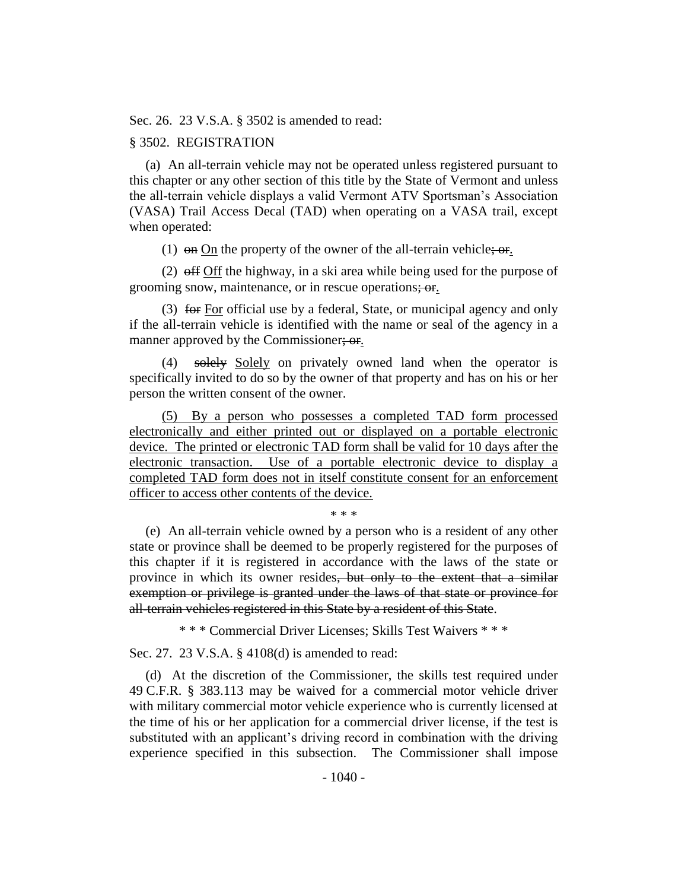Sec. 26. 23 V.S.A. § 3502 is amended to read:

§ 3502. REGISTRATION

(a) An all-terrain vehicle may not be operated unless registered pursuant to this chapter or any other section of this title by the State of Vermont and unless the all-terrain vehicle displays a valid Vermont ATV Sportsman's Association (VASA) Trail Access Decal (TAD) when operating on a VASA trail, except when operated:

(1) ~~on~~ On the property of the owner of the all-terrain vehicle~~; or~~.

(2) ~~off~~ Off the highway, in a ski area while being used for the purpose of grooming snow, maintenance, or in rescue operations~~; or~~.

(3) ~~for~~ For official use by a federal, State, or municipal agency and only if the all-terrain vehicle is identified with the name or seal of the agency in a manner approved by the Commissioner~~; or~~.

(4) ~~solely~~ Solely on privately owned land when the operator is specifically invited to do so by the owner of that property and has on his or her person the written consent of the owner.

(5) By a person who possesses a completed TAD form processed electronically and either printed out or displayed on a portable electronic device. The printed or electronic TAD form shall be valid for 10 days after the electronic transaction. Use of a portable electronic device to display a completed TAD form does not in itself constitute consent for an enforcement officer to access other contents of the device.

\* \* \*

(e) An all-terrain vehicle owned by a person who is a resident of any other state or province shall be deemed to be properly registered for the purposes of this chapter if it is registered in accordance with the laws of the state or province in which its owner resides~~, but only to the extent that a similar exemption or privilege is granted under the laws of that state or province for all-terrain vehicles registered in this State by a resident of this State~~.

\* \* \* Commercial Driver Licenses; Skills Test Waivers \* \* \*

Sec. 27. 23 V.S.A. § 4108(d) is amended to read:

(d) At the discretion of the Commissioner, the skills test required under 49 C.F.R. § 383.113 may be waived for a commercial motor vehicle driver with military commercial motor vehicle experience who is currently licensed at the time of his or her application for a commercial driver license, if the test is substituted with an applicant's driving record in combination with the driving experience specified in this subsection. The Commissioner shall impose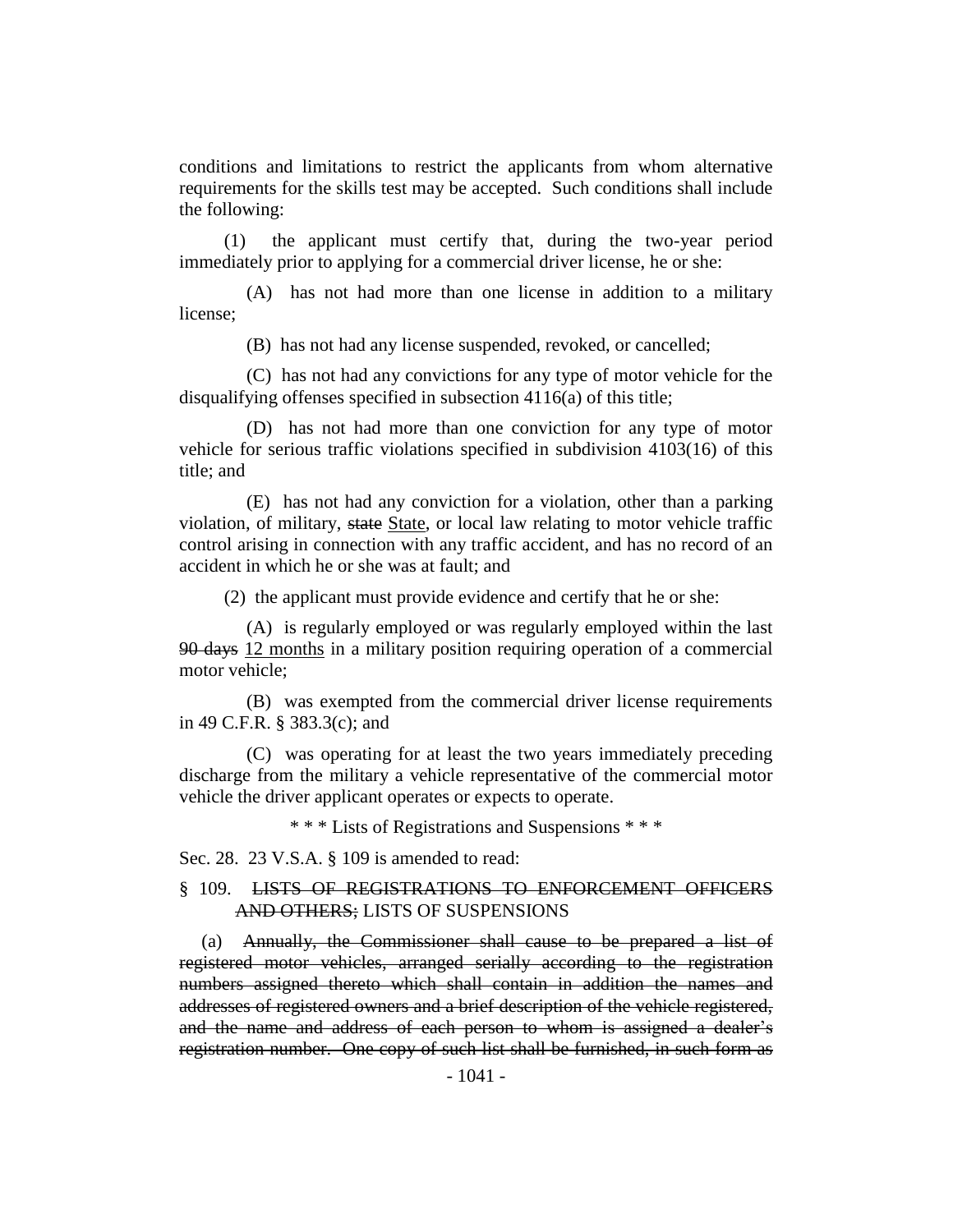conditions and limitations to restrict the applicants from whom alternative requirements for the skills test may be accepted. Such conditions shall include the following:

(1) the applicant must certify that, during the two-year period immediately prior to applying for a commercial driver license, he or she:

(A) has not had more than one license in addition to a military license;

(B) has not had any license suspended, revoked, or cancelled;

(C) has not had any convictions for any type of motor vehicle for the disqualifying offenses specified in subsection 4116(a) of this title;

(D) has not had more than one conviction for any type of motor vehicle for serious traffic violations specified in subdivision 4103(16) of this title; and

(E) has not had any conviction for a violation, other than a parking violation, of military, ~~state~~ State, or local law relating to motor vehicle traffic control arising in connection with any traffic accident, and has no record of an accident in which he or she was at fault; and

(2) the applicant must provide evidence and certify that he or she:

(A) is regularly employed or was regularly employed within the last ~~90 days~~ 12 months in a military position requiring operation of a commercial motor vehicle;

(B) was exempted from the commercial driver license requirements in 49 C.F.R. § 383.3(c); and

(C) was operating for at least the two years immediately preceding discharge from the military a vehicle representative of the commercial motor vehicle the driver applicant operates or expects to operate.

\* \* \* Lists of Registrations and Suspensions \* \* \*

Sec. 28. 23 V.S.A. § 109 is amended to read:

§ 109. ~~LISTS OF REGISTRATIONS TO ENFORCEMENT OFFICERS AND OTHERS;~~ LISTS OF SUSPENSIONS

(a) ~~Annually, the Commissioner shall cause to be prepared a list of registered motor vehicles, arranged serially according to the registration numbers assigned thereto which shall contain in addition the names and addresses of registered owners and a brief description of the vehicle registered, and the name and address of each person to whom is assigned a dealer's registration number. One copy of such list shall be furnished, in such form as~~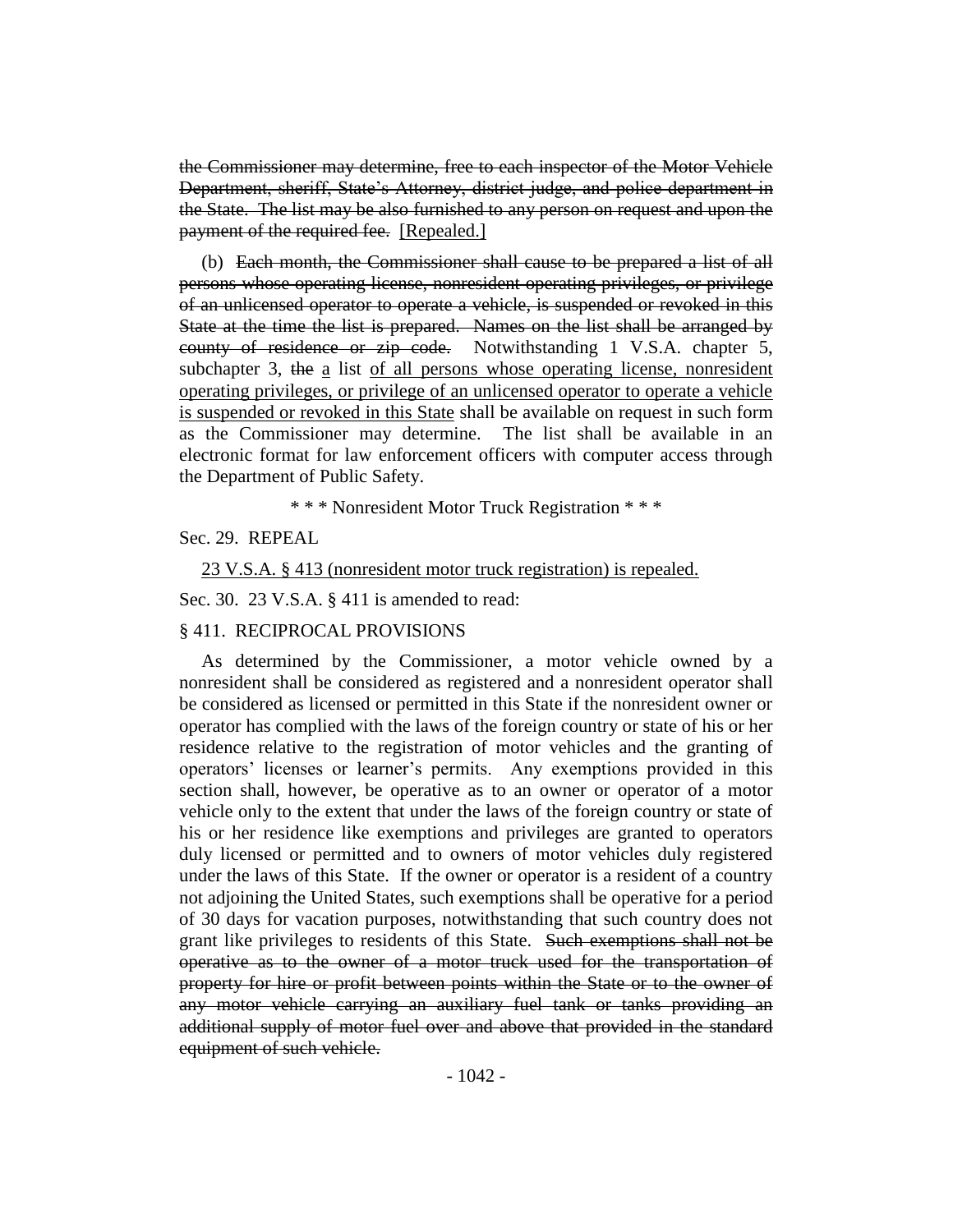~~the Commissioner may determine, free to each inspector of the Motor Vehicle Department, sheriff, State's Attorney, district judge, and police department in the State. The list may be also furnished to any person on request and upon the payment of the required fee.~~ [Repealed.]

(b) ~~Each month, the Commissioner shall cause to be prepared a list of all persons whose operating license, nonresident operating privileges, or privilege of an unlicensed operator to operate a vehicle, is suspended or revoked in this State at the time the list is prepared. Names on the list shall be arranged by county of residence or zip code.~~ Notwithstanding 1 V.S.A. chapter 5, subchapter 3, ~~the~~ a list of all persons whose operating license, nonresident operating privileges, or privilege of an unlicensed operator to operate a vehicle is suspended or revoked in this State shall be available on request in such form as the Commissioner may determine. The list shall be available in an electronic format for law enforcement officers with computer access through the Department of Public Safety.

\* \* \* Nonresident Motor Truck Registration \* \* \*

Sec. 29. REPEAL

23 V.S.A. § 413 (nonresident motor truck registration) is repealed.

Sec. 30. 23 V.S.A. § 411 is amended to read:

§ 411. RECIPROCAL PROVISIONS

As determined by the Commissioner, a motor vehicle owned by a nonresident shall be considered as registered and a nonresident operator shall be considered as licensed or permitted in this State if the nonresident owner or operator has complied with the laws of the foreign country or state of his or her residence relative to the registration of motor vehicles and the granting of operators' licenses or learner's permits. Any exemptions provided in this section shall, however, be operative as to an owner or operator of a motor vehicle only to the extent that under the laws of the foreign country or state of his or her residence like exemptions and privileges are granted to operators duly licensed or permitted and to owners of motor vehicles duly registered under the laws of this State. If the owner or operator is a resident of a country not adjoining the United States, such exemptions shall be operative for a period of 30 days for vacation purposes, notwithstanding that such country does not grant like privileges to residents of this State. ~~Such exemptions shall not be operative as to the owner of a motor truck used for the transportation of property for hire or profit between points within the State or to the owner of any motor vehicle carrying an auxiliary fuel tank or tanks providing an additional supply of motor fuel over and above that provided in the standard equipment of such vehicle.~~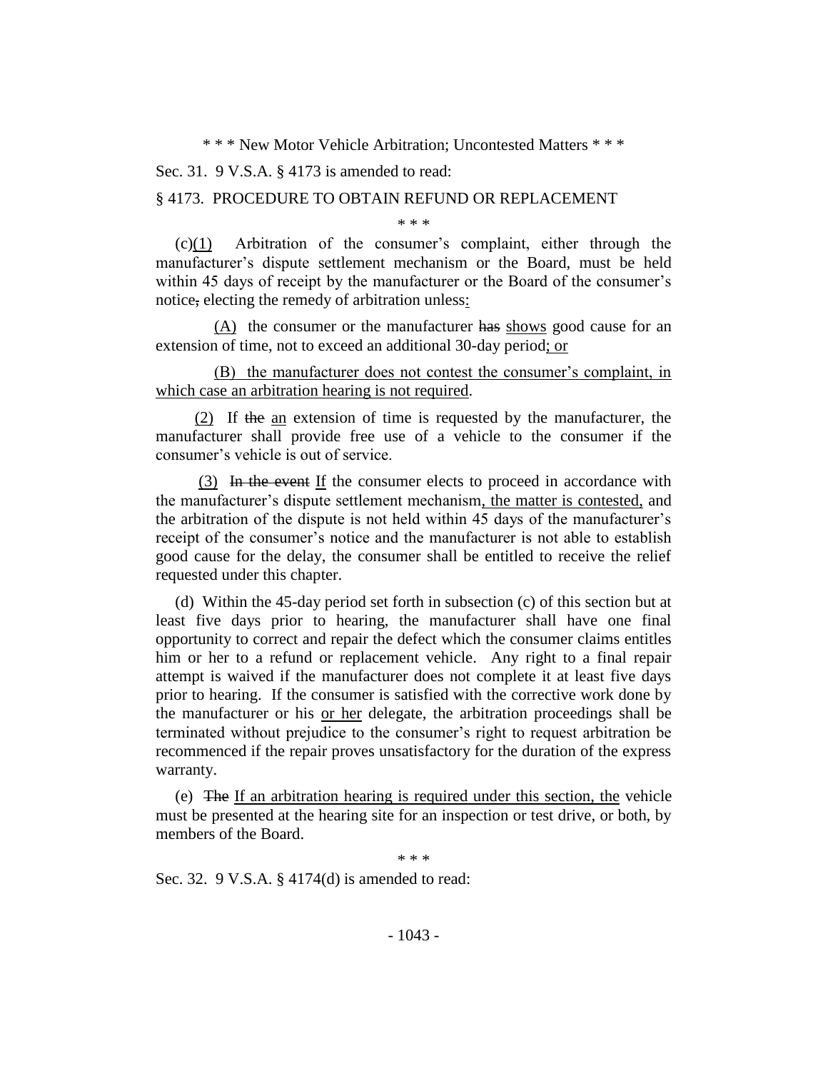\* \* \* New Motor Vehicle Arbitration; Uncontested Matters \* \* \*

Sec. 31. 9 V.S.A. § 4173 is amended to read:

§ 4173. PROCEDURE TO OBTAIN REFUND OR REPLACEMENT

\* \* \*

(c)(1) Arbitration of the consumer's complaint, either through the manufacturer's dispute settlement mechanism or the Board, must be held within 45 days of receipt by the manufacturer or the Board of the consumer's notice, electing the remedy of arbitration unless:

(A) the consumer or the manufacturer ~~has~~ shows good cause for an extension of time, not to exceed an additional 30-day period; or

(B) the manufacturer does not contest the consumer's complaint, in which case an arbitration hearing is not required.

(2) If ~~the~~ an extension of time is requested by the manufacturer, the manufacturer shall provide free use of a vehicle to the consumer if the consumer's vehicle is out of service.

(3) ~~In the event~~ If the consumer elects to proceed in accordance with the manufacturer's dispute settlement mechanism, the matter is contested, and the arbitration of the dispute is not held within 45 days of the manufacturer's receipt of the consumer's notice and the manufacturer is not able to establish good cause for the delay, the consumer shall be entitled to receive the relief requested under this chapter.

(d) Within the 45-day period set forth in subsection (c) of this section but at least five days prior to hearing, the manufacturer shall have one final opportunity to correct and repair the defect which the consumer claims entitles him or her to a refund or replacement vehicle. Any right to a final repair attempt is waived if the manufacturer does not complete it at least five days prior to hearing. If the consumer is satisfied with the corrective work done by the manufacturer or his or her delegate, the arbitration proceedings shall be terminated without prejudice to the consumer's right to request arbitration be recommenced if the repair proves unsatisfactory for the duration of the express warranty.

(e) ~~The~~ If an arbitration hearing is required under this section, the vehicle must be presented at the hearing site for an inspection or test drive, or both, by members of the Board.

\* \* \*

Sec. 32. 9 V.S.A. § 4174(d) is amended to read: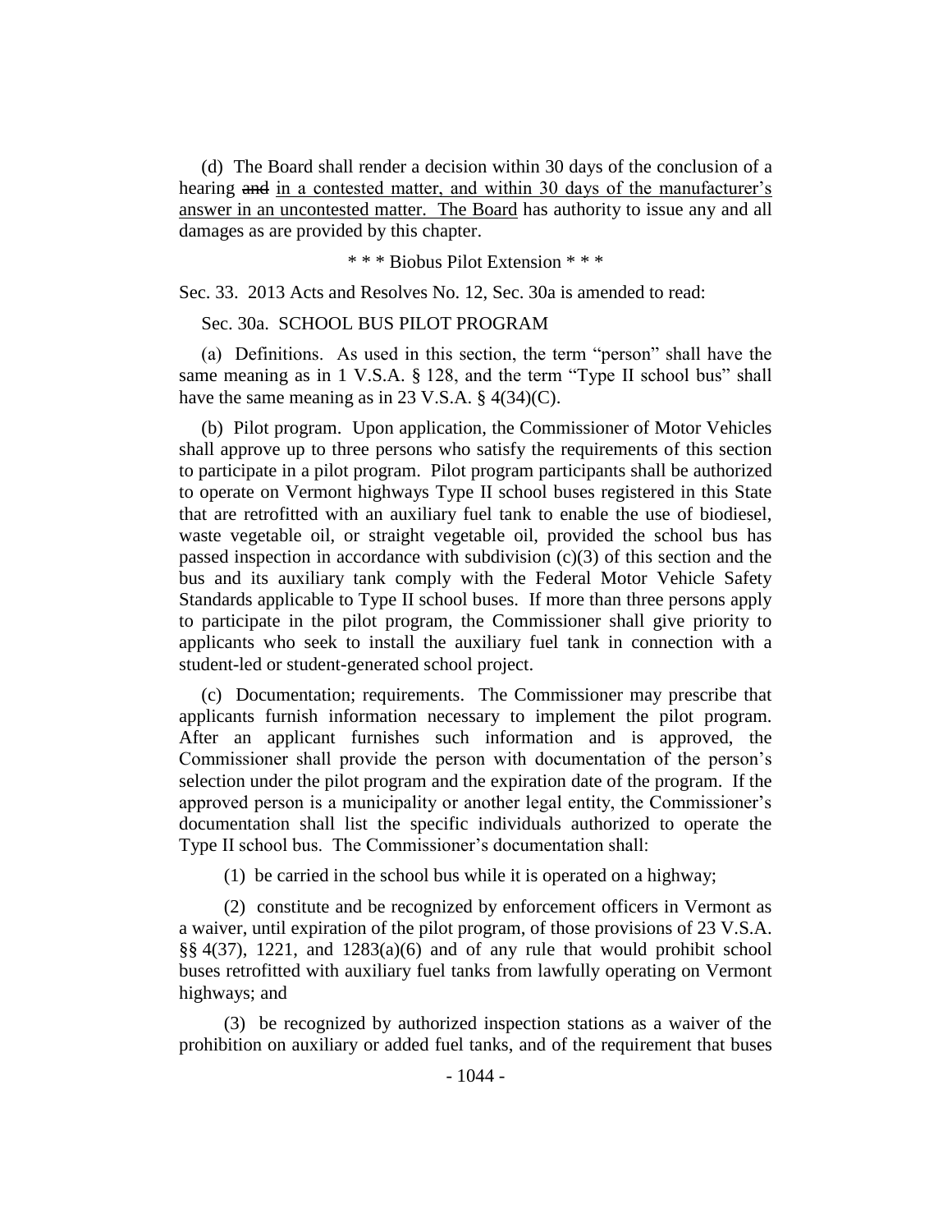(d) The Board shall render a decision within 30 days of the conclusion of a hearing ~~and~~ in a contested matter, and within 30 days of the manufacturer's answer in an uncontested matter. The Board has authority to issue any and all damages as are provided by this chapter.

\* \* \* Biobus Pilot Extension \* \* \*

Sec. 33. 2013 Acts and Resolves No. 12, Sec. 30a is amended to read:

Sec. 30a. SCHOOL BUS PILOT PROGRAM

(a) Definitions. As used in this section, the term "person" shall have the same meaning as in 1 V.S.A. § 128, and the term "Type II school bus" shall have the same meaning as in 23 V.S.A. § 4(34)(C).

(b) Pilot program. Upon application, the Commissioner of Motor Vehicles shall approve up to three persons who satisfy the requirements of this section to participate in a pilot program. Pilot program participants shall be authorized to operate on Vermont highways Type II school buses registered in this State that are retrofitted with an auxiliary fuel tank to enable the use of biodiesel, waste vegetable oil, or straight vegetable oil, provided the school bus has passed inspection in accordance with subdivision (c)(3) of this section and the bus and its auxiliary tank comply with the Federal Motor Vehicle Safety Standards applicable to Type II school buses. If more than three persons apply to participate in the pilot program, the Commissioner shall give priority to applicants who seek to install the auxiliary fuel tank in connection with a student-led or student-generated school project.

(c) Documentation; requirements. The Commissioner may prescribe that applicants furnish information necessary to implement the pilot program. After an applicant furnishes such information and is approved, the Commissioner shall provide the person with documentation of the person's selection under the pilot program and the expiration date of the program. If the approved person is a municipality or another legal entity, the Commissioner's documentation shall list the specific individuals authorized to operate the Type II school bus. The Commissioner's documentation shall:

(1) be carried in the school bus while it is operated on a highway;

(2) constitute and be recognized by enforcement officers in Vermont as a waiver, until expiration of the pilot program, of those provisions of 23 V.S.A. §§ 4(37), 1221, and 1283(a)(6) and of any rule that would prohibit school buses retrofitted with auxiliary fuel tanks from lawfully operating on Vermont highways; and

(3) be recognized by authorized inspection stations as a waiver of the prohibition on auxiliary or added fuel tanks, and of the requirement that buses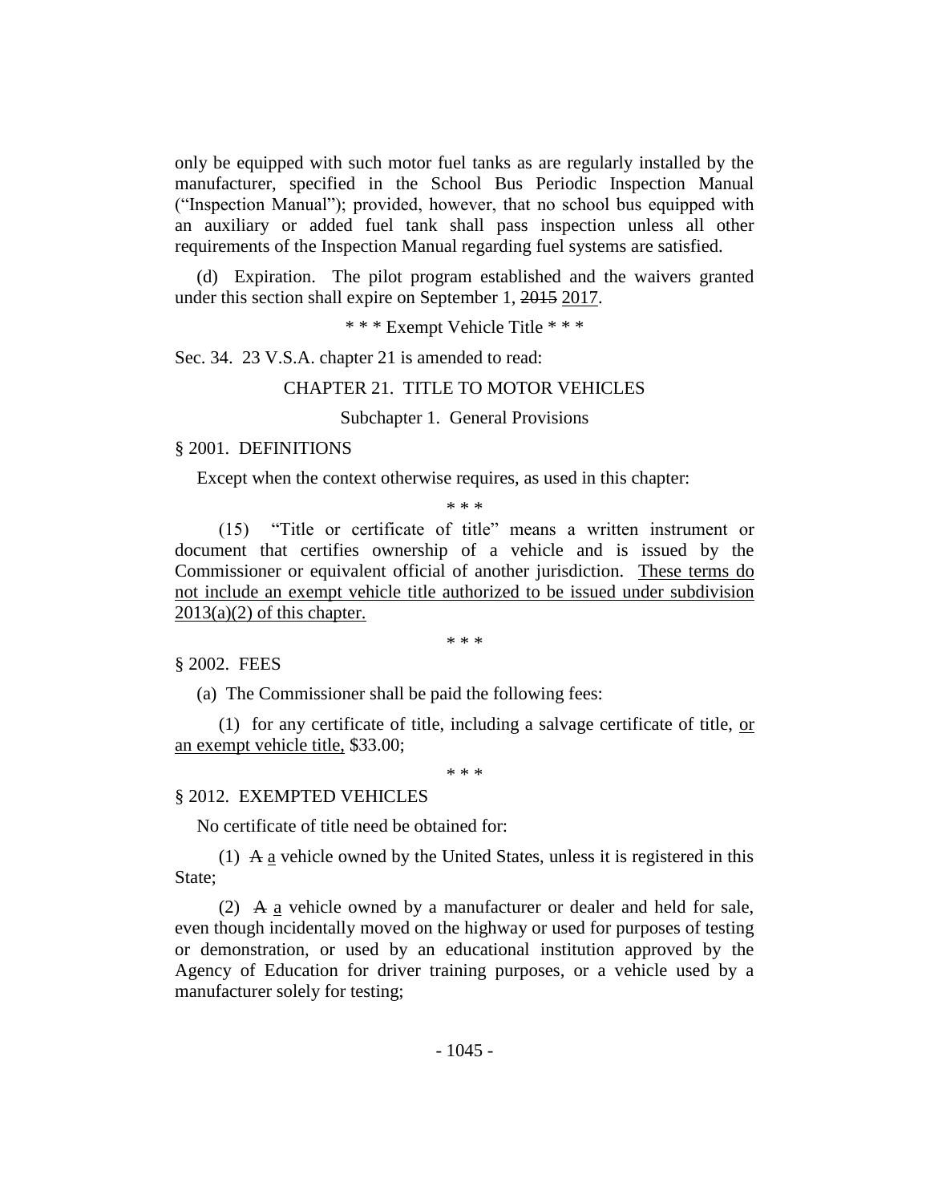only be equipped with such motor fuel tanks as are regularly installed by the manufacturer, specified in the School Bus Periodic Inspection Manual ("Inspection Manual"); provided, however, that no school bus equipped with an auxiliary or added fuel tank shall pass inspection unless all other requirements of the Inspection Manual regarding fuel systems are satisfied.

(d) Expiration. The pilot program established and the waivers granted under this section shall expire on September 1, ~~2015~~ <u>2017</u>.

\* \* \* Exempt Vehicle Title \* \* \*

Sec. 34. 23 V.S.A. chapter 21 is amended to read:

CHAPTER 21. TITLE TO MOTOR VEHICLES

Subchapter 1. General Provisions

§ 2001. DEFINITIONS

Except when the context otherwise requires, as used in this chapter:

\* \* \*

(15) "Title or certificate of title" means a written instrument or document that certifies ownership of a vehicle and is issued by the Commissioner or equivalent official of another jurisdiction. <u>These terms do not include an exempt vehicle title authorized to be issued under subdivision 2013(a)(2) of this chapter.</u>

\* \* \*

§ 2002. FEES

(a) The Commissioner shall be paid the following fees:

(1) for any certificate of title, including a salvage certificate of title, <u>or an exempt vehicle title,</u> \$33.00;

\* \* \*

§ 2012. EXEMPTED VEHICLES

No certificate of title need be obtained for:

(1) ~~A~~ <u>a</u> vehicle owned by the United States, unless it is registered in this State;

(2) ~~A~~ <u>a</u> vehicle owned by a manufacturer or dealer and held for sale, even though incidentally moved on the highway or used for purposes of testing or demonstration, or used by an educational institution approved by the Agency of Education for driver training purposes, or a vehicle used by a manufacturer solely for testing;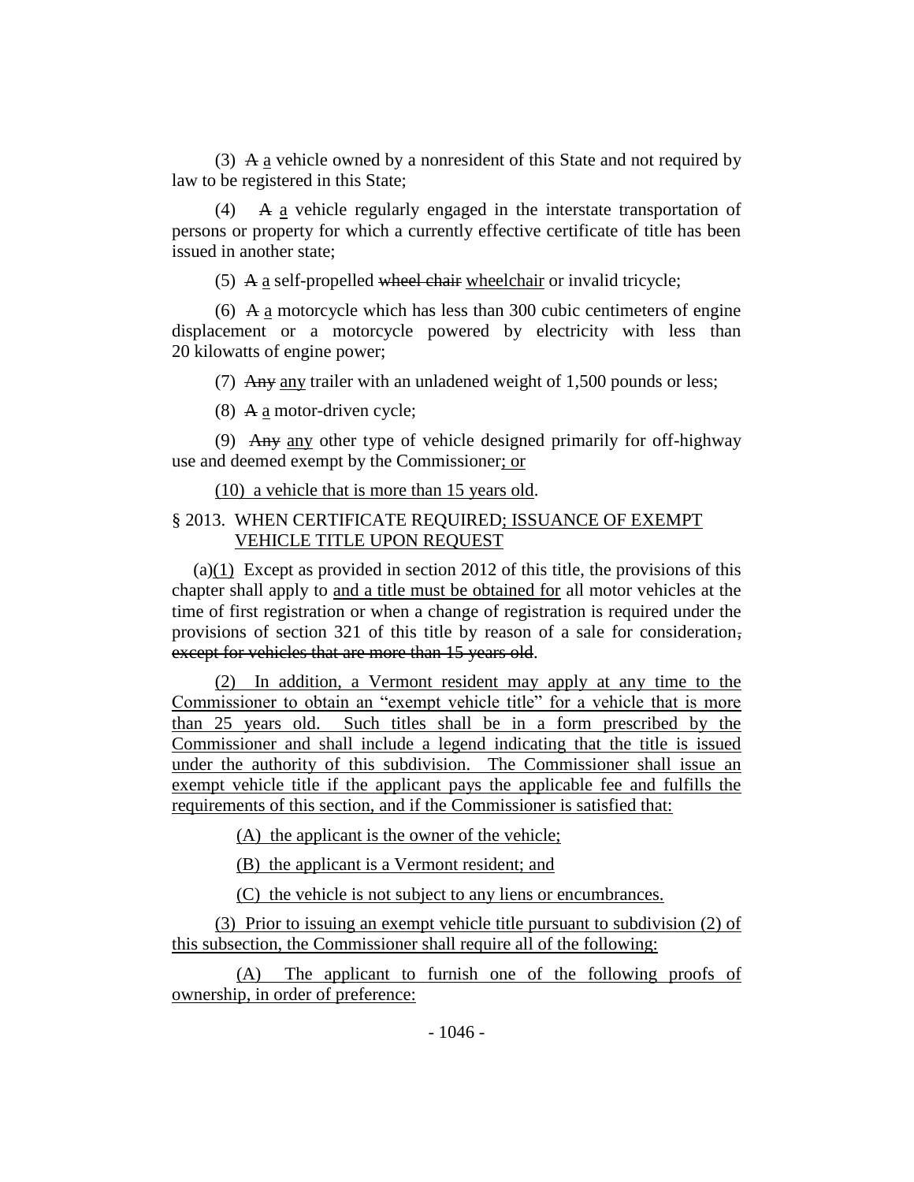(3) ~~A~~ <u>a</u> vehicle owned by a nonresident of this State and not required by law to be registered in this State;

(4) ~~A~~ <u>a</u> vehicle regularly engaged in the interstate transportation of persons or property for which a currently effective certificate of title has been issued in another state;

(5) ~~A~~ <u>a</u> self-propelled ~~wheel chair~~ <u>wheelchair</u> or invalid tricycle;

(6) ~~A~~ <u>a</u> motorcycle which has less than 300 cubic centimeters of engine displacement or a motorcycle powered by electricity with less than 20 kilowatts of engine power;

(7) ~~Any~~ <u>any</u> trailer with an unladened weight of 1,500 pounds or less;

(8) ~~A~~ <u>a</u> motor-driven cycle;

(9) ~~Any~~ <u>any</u> other type of vehicle designed primarily for off-highway use and deemed exempt by the Commissioner<u>; or</u>

<u>(10) a vehicle that is more than 15 years old</u>.

§ 2013. WHEN CERTIFICATE REQUIRED<u>; ISSUANCE OF EXEMPT VEHICLE TITLE UPON REQUEST</u>

(a)<u>(1)</u> Except as provided in section 2012 of this title, the provisions of this chapter shall apply to <u>and a title must be obtained for</u> all motor vehicles at the time of first registration or when a change of registration is required under the provisions of section 321 of this title by reason of a sale for consideration~~, except for vehicles that are more than 15 years old~~.

<u>(2) In addition, a Vermont resident may apply at any time to the Commissioner to obtain an "exempt vehicle title" for a vehicle that is more than 25 years old. Such titles shall be in a form prescribed by the Commissioner and shall include a legend indicating that the title is issued under the authority of this subdivision. The Commissioner shall issue an exempt vehicle title if the applicant pays the applicable fee and fulfills the requirements of this section, and if the Commissioner is satisfied that:</u>

<u>(A) the applicant is the owner of the vehicle;</u>

<u>(B) the applicant is a Vermont resident; and</u>

<u>(C) the vehicle is not subject to any liens or encumbrances.</u>

<u>(3) Prior to issuing an exempt vehicle title pursuant to subdivision (2) of this subsection, the Commissioner shall require all of the following:</u>

<u>(A) The applicant to furnish one of the following proofs of ownership, in order of preference:</u>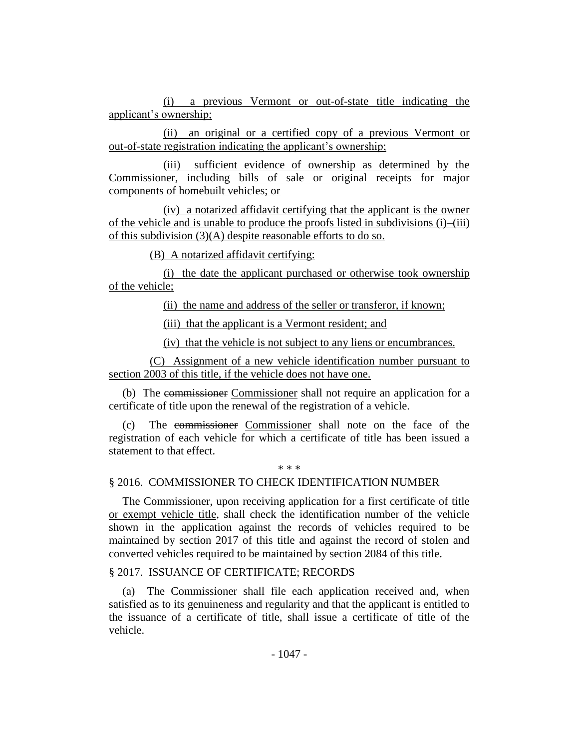(i) a previous Vermont or out-of-state title indicating the applicant's ownership;

(ii) an original or a certified copy of a previous Vermont or out-of-state registration indicating the applicant's ownership;

(iii) sufficient evidence of ownership as determined by the Commissioner, including bills of sale or original receipts for major components of homebuilt vehicles; or

(iv) a notarized affidavit certifying that the applicant is the owner of the vehicle and is unable to produce the proofs listed in subdivisions (i)–(iii) of this subdivision (3)(A) despite reasonable efforts to do so.

(B) A notarized affidavit certifying:

(i) the date the applicant purchased or otherwise took ownership of the vehicle;

(ii) the name and address of the seller or transferor, if known;

(iii) that the applicant is a Vermont resident; and

(iv) that the vehicle is not subject to any liens or encumbrances.

(C) Assignment of a new vehicle identification number pursuant to section 2003 of this title, if the vehicle does not have one.

(b) The ~~commissioner~~ Commissioner shall not require an application for a certificate of title upon the renewal of the registration of a vehicle.

(c) The ~~commissioner~~ Commissioner shall note on the face of the registration of each vehicle for which a certificate of title has been issued a statement to that effect.

\* \* \*

§ 2016. COMMISSIONER TO CHECK IDENTIFICATION NUMBER

The Commissioner, upon receiving application for a first certificate of title or exempt vehicle title, shall check the identification number of the vehicle shown in the application against the records of vehicles required to be maintained by section 2017 of this title and against the record of stolen and converted vehicles required to be maintained by section 2084 of this title.

§ 2017. ISSUANCE OF CERTIFICATE; RECORDS

(a) The Commissioner shall file each application received and, when satisfied as to its genuineness and regularity and that the applicant is entitled to the issuance of a certificate of title, shall issue a certificate of title of the vehicle.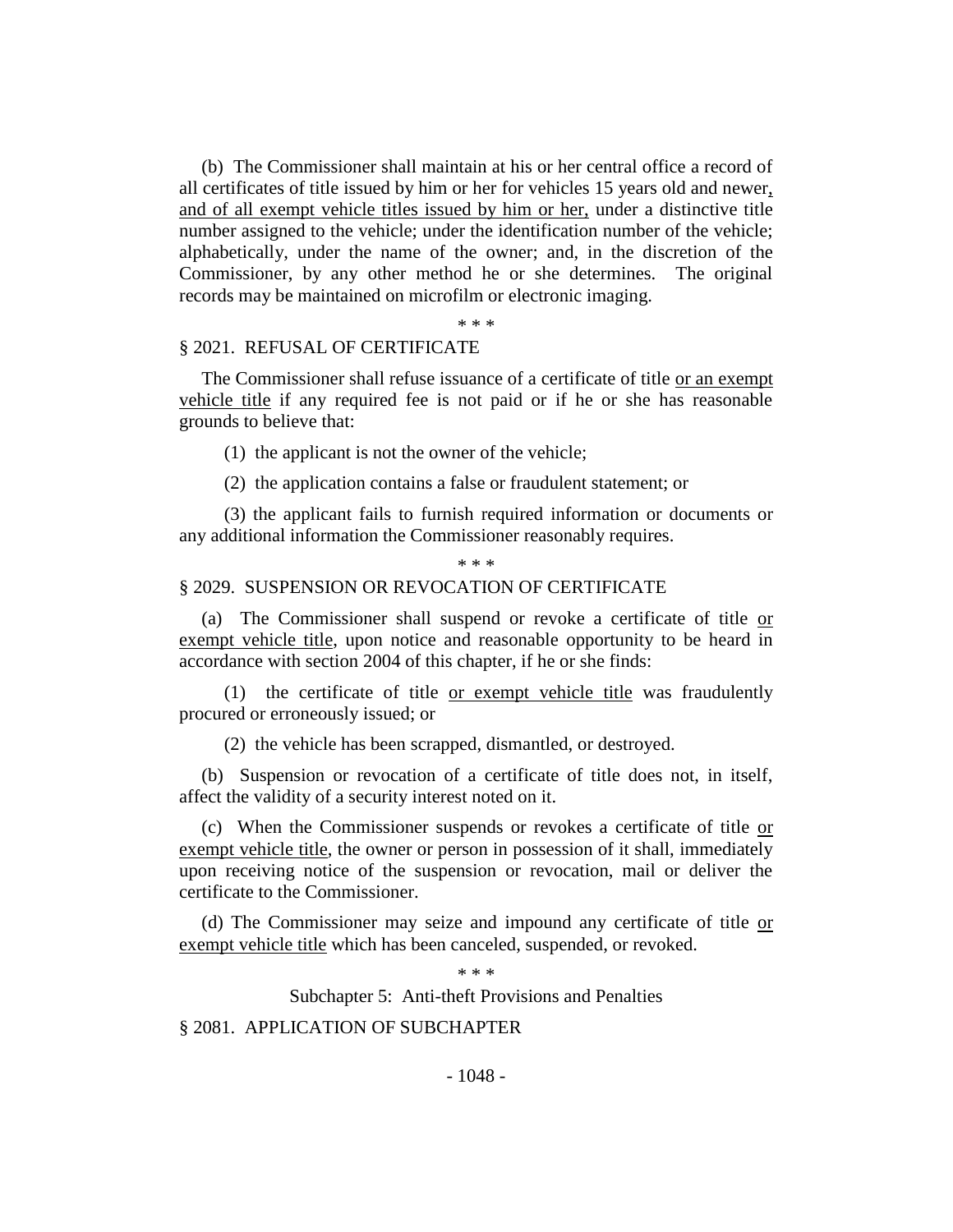(b) The Commissioner shall maintain at his or her central office a record of all certificates of title issued by him or her for vehicles 15 years old and newer, and of all exempt vehicle titles issued by him or her, under a distinctive title number assigned to the vehicle; under the identification number of the vehicle; alphabetically, under the name of the owner; and, in the discretion of the Commissioner, by any other method he or she determines. The original records may be maintained on microfilm or electronic imaging.

\* \* \*

§ 2021. REFUSAL OF CERTIFICATE

The Commissioner shall refuse issuance of a certificate of title or an exempt vehicle title if any required fee is not paid or if he or she has reasonable grounds to believe that:

(1) the applicant is not the owner of the vehicle;

(2) the application contains a false or fraudulent statement; or

(3) the applicant fails to furnish required information or documents or any additional information the Commissioner reasonably requires.

\* \* \*

§ 2029. SUSPENSION OR REVOCATION OF CERTIFICATE

(a) The Commissioner shall suspend or revoke a certificate of title or exempt vehicle title, upon notice and reasonable opportunity to be heard in accordance with section 2004 of this chapter, if he or she finds:

(1) the certificate of title or exempt vehicle title was fraudulently procured or erroneously issued; or

(2) the vehicle has been scrapped, dismantled, or destroyed.

(b) Suspension or revocation of a certificate of title does not, in itself, affect the validity of a security interest noted on it.

(c) When the Commissioner suspends or revokes a certificate of title or exempt vehicle title, the owner or person in possession of it shall, immediately upon receiving notice of the suspension or revocation, mail or deliver the certificate to the Commissioner.

(d) The Commissioner may seize and impound any certificate of title or exempt vehicle title which has been canceled, suspended, or revoked.

\* \* \*

Subchapter 5: Anti-theft Provisions and Penalties

§ 2081. APPLICATION OF SUBCHAPTER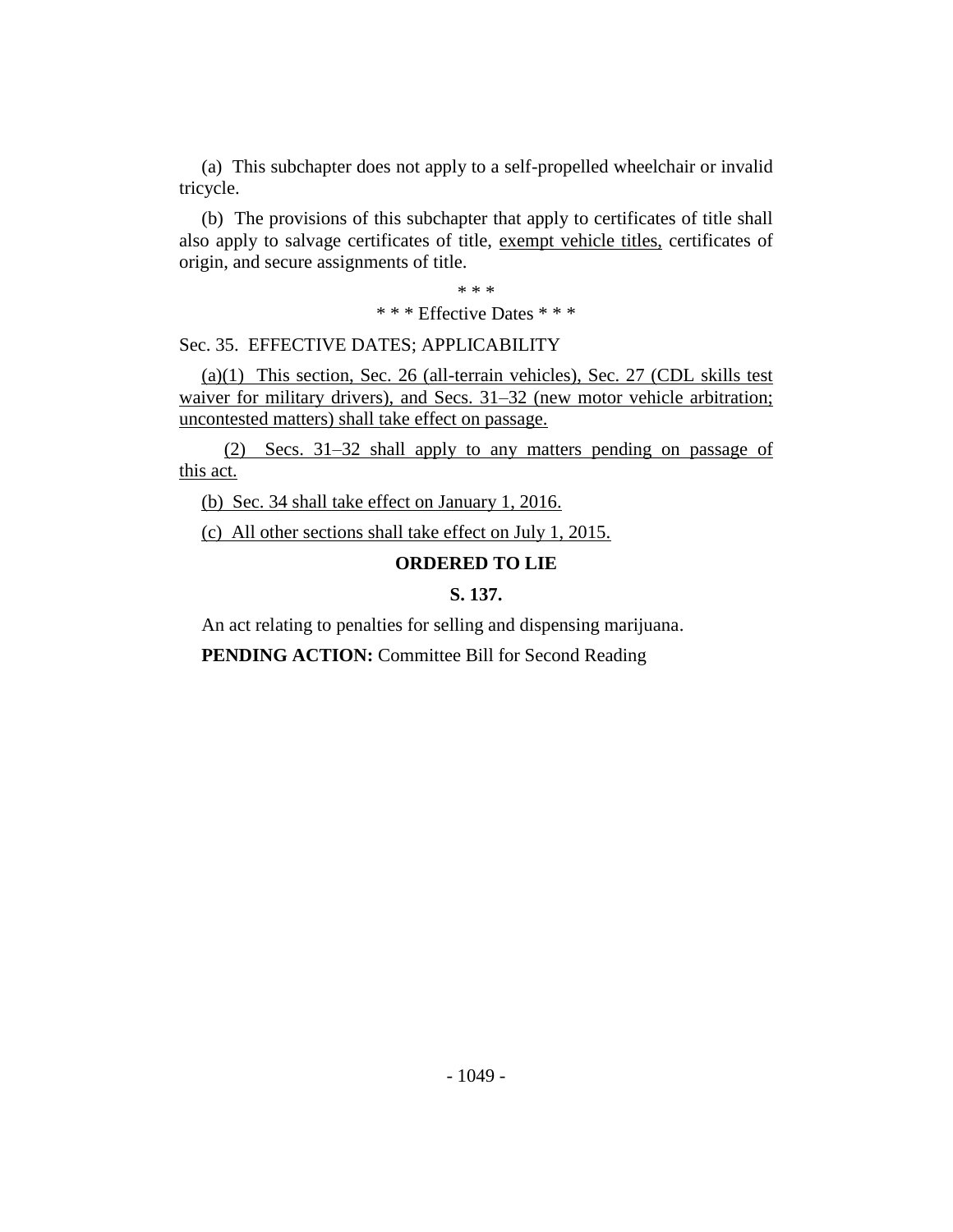(a) This subchapter does not apply to a self-propelled wheelchair or invalid tricycle.

(b) The provisions of this subchapter that apply to certificates of title shall also apply to salvage certificates of title, exempt vehicle titles, certificates of origin, and secure assignments of title.

\* \* \*

\* \* \* Effective Dates \* \* \*

Sec. 35. EFFECTIVE DATES; APPLICABILITY

(a)(1) This section, Sec. 26 (all-terrain vehicles), Sec. 27 (CDL skills test waiver for military drivers), and Secs. 31–32 (new motor vehicle arbitration; uncontested matters) shall take effect on passage.

(2) Secs. 31–32 shall apply to any matters pending on passage of this act.

(b) Sec. 34 shall take effect on January 1, 2016.

(c) All other sections shall take effect on July 1, 2015.

**ORDERED TO LIE**

**S. 137.**

An act relating to penalties for selling and dispensing marijuana.

**PENDING ACTION:** Committee Bill for Second Reading